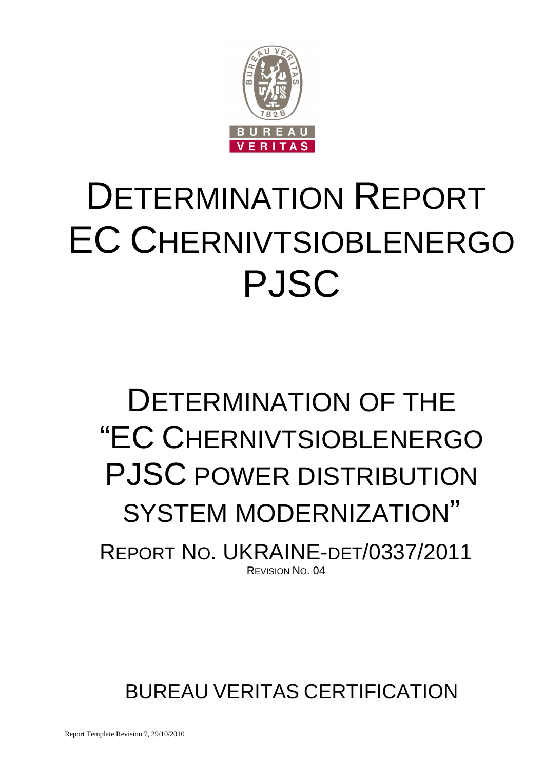# DETERMINATION REPORT EC CHERNIVTSIOBLENERGO PJSC

# DETERMINATION OF THE "EC CHERNIVTSIOBLENERGO PJSC POWER DISTRIBUTION SYSTEM MODERNIZATION"

REPORT NO. UKRAINE-DET/0337/2011

REVISION NO. 04

BUREAU VERITAS CERTIFICATION

Report Template Revision 7, 29/10/2010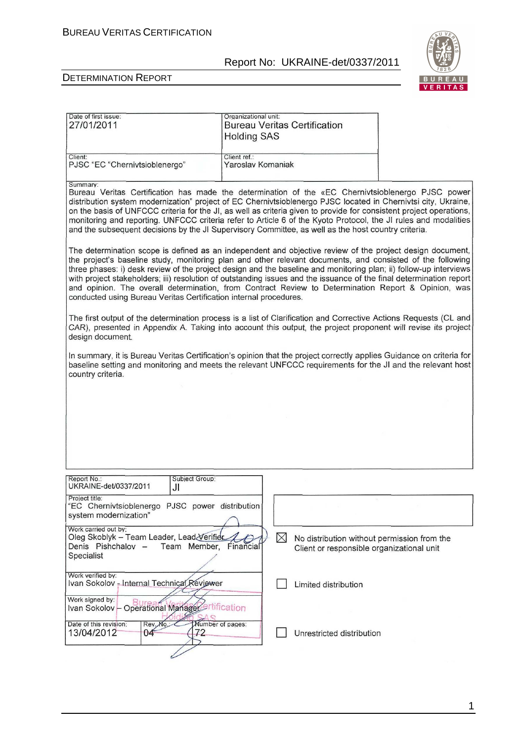| Date of first issue: 27/01/2011 | Organizational unit: Bureau Veritas Certification Holding SAS |
|---|---|
| Client: PJSC "EC "Chernivtsioblenergo" | Client ref.: Yaroslav Komaniak |

Summary:

Bureau Veritas Certification has made the determination of the «EC Chernivtsioblenergo PJSC power distribution system modernization" project of EC Chernivtsioblenergo PJSC located in Chernivtsi city, Ukraine, on the basis of UNFCCC criteria for the JI, as well as criteria given to provide for consistent project operations, monitoring and reporting. UNFCCC criteria refer to Article 6 of the Kyoto Protocol, the JI rules and modalities and the subsequent decisions by the JI Supervisory Committee, as well as the host country criteria.

The determination scope is defined as an independent and objective review of the project design document, the project's baseline study, monitoring plan and other relevant documents, and consisted of the following three phases: i) desk review of the project design and the baseline and monitoring plan; ii) follow-up interviews with project stakeholders; iii) resolution of outstanding issues and the issuance of the final determination report and opinion. The overall determination, from Contract Review to Determination Report & Opinion, was conducted using Bureau Veritas Certification internal procedures.

The first output of the determination process is a list of Clarification and Corrective Actions Requests (CL and CAR), presented in Appendix A. Taking into account this output, the project proponent will revise its project design document.

In summary, it is Bureau Veritas Certification's opinion that the project correctly applies Guidance on criteria for baseline setting and monitoring and meets the relevant UNFCCC requirements for the JI and the relevant host country criteria.

| Report No.: UKRAINE-det/0337/2011 | Subject Group: JI | |
|---|---|---|
| Project title: "EC Chernivtsioblenergo PJSC power distribution system modernization" | | |
| Work carried out by: Oleg Skoblyk – Team Leader, Lead Verifier; Denis Pishchalov – Team Member, Financial Specialist | | ☒ No distribution without permission from the Client or responsible organizational unit |
| Work verified by: Ivan Sokolov - Internal Technical Reviewer | | ☐ Limited distribution |
| Work signed by: Ivan Sokolov – Operational Manager | | |
| Date of this revision: 13/04/2012 | Rev. No.: 04 | Number of pages: 72 | ☐ Unrestricted distribution |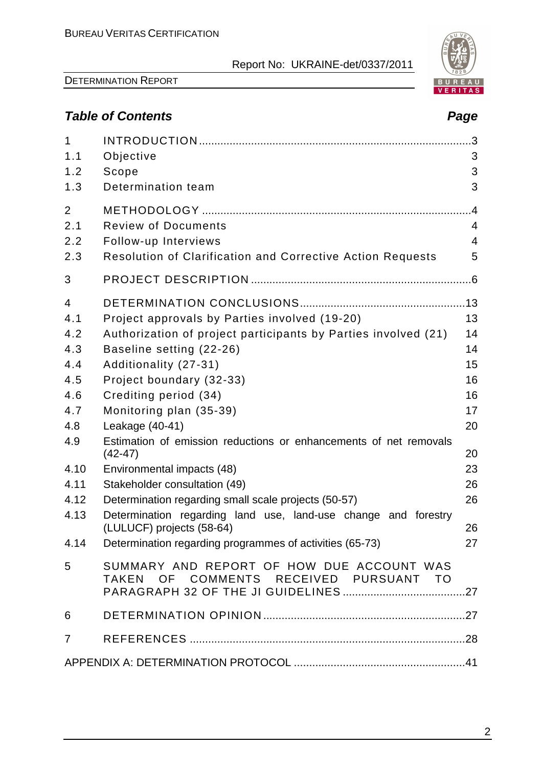## Table of Contents

| | | Page |
|---|---|---|
| 1 | INTRODUCTION | 3 |
| 1.1 | Objective | 3 |
| 1.2 | Scope | 3 |
| 1.3 | Determination team | 3 |
| 2 | METHODOLOGY | 4 |
| 2.1 | Review of Documents | 4 |
| 2.2 | Follow-up Interviews | 4 |
| 2.3 | Resolution of Clarification and Corrective Action Requests | 5 |
| 3 | PROJECT DESCRIPTION | 6 |
| 4 | DETERMINATION CONCLUSIONS | 13 |
| 4.1 | Project approvals by Parties involved (19-20) | 13 |
| 4.2 | Authorization of project participants by Parties involved (21) | 14 |
| 4.3 | Baseline setting (22-26) | 14 |
| 4.4 | Additionality (27-31) | 15 |
| 4.5 | Project boundary (32-33) | 16 |
| 4.6 | Crediting period (34) | 16 |
| 4.7 | Monitoring plan (35-39) | 17 |
| 4.8 | Leakage (40-41) | 20 |
| 4.9 | Estimation of emission reductions or enhancements of net removals (42-47) | 20 |
| 4.10 | Environmental impacts (48) | 23 |
| 4.11 | Stakeholder consultation (49) | 26 |
| 4.12 | Determination regarding small scale projects (50-57) | 26 |
| 4.13 | Determination regarding land use, land-use change and forestry (LULUCF) projects (58-64) | 26 |
| 4.14 | Determination regarding programmes of activities (65-73) | 27 |
| 5 | SUMMARY AND REPORT OF HOW DUE ACCOUNT WAS TAKEN OF COMMENTS RECEIVED PURSUANT TO PARAGRAPH 32 OF THE JI GUIDELINES | 27 |
| 6 | DETERMINATION OPINION | 27 |
| 7 | REFERENCES | 28 |
| | APPENDIX A: DETERMINATION PROTOCOL | 41 |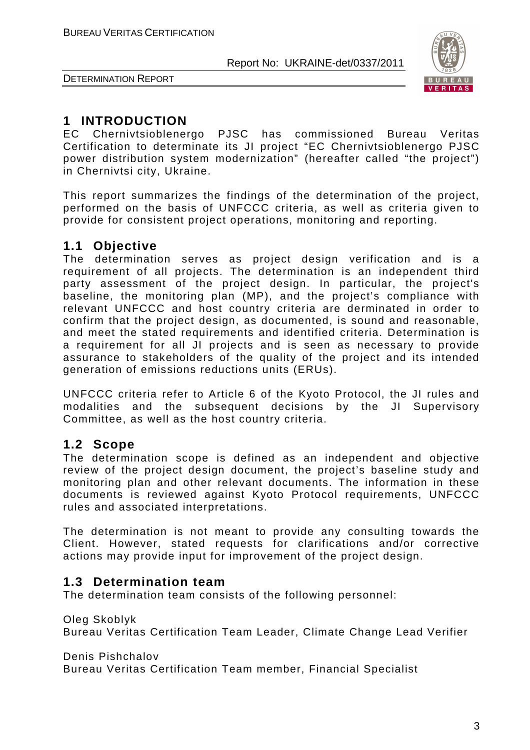# 1 INTRODUCTION

EC Chernivtsioblenergo PJSC has commissioned Bureau Veritas Certification to determinate its JI project "EC Chernivtsioblenergo PJSC power distribution system modernization" (hereafter called "the project") in Chernivtsi city, Ukraine.

This report summarizes the findings of the determination of the project, performed on the basis of UNFCCC criteria, as well as criteria given to provide for consistent project operations, monitoring and reporting.

## 1.1 Objective

The determination serves as project design verification and is a requirement of all projects. The determination is an independent third party assessment of the project design. In particular, the project's baseline, the monitoring plan (MP), and the project's compliance with relevant UNFCCC and host country criteria are derminated in order to confirm that the project design, as documented, is sound and reasonable, and meet the stated requirements and identified criteria. Determination is a requirement for all JI projects and is seen as necessary to provide assurance to stakeholders of the quality of the project and its intended generation of emissions reductions units (ERUs).

UNFCCC criteria refer to Article 6 of the Kyoto Protocol, the JI rules and modalities and the subsequent decisions by the JI Supervisory Committee, as well as the host country criteria.

## 1.2 Scope

The determination scope is defined as an independent and objective review of the project design document, the project's baseline study and monitoring plan and other relevant documents. The information in these documents is reviewed against Kyoto Protocol requirements, UNFCCC rules and associated interpretations.

The determination is not meant to provide any consulting towards the Client. However, stated requests for clarifications and/or corrective actions may provide input for improvement of the project design.

## 1.3 Determination team

The determination team consists of the following personnel:

Oleg Skoblyk
Bureau Veritas Certification Team Leader, Climate Change Lead Verifier

Denis Pishchalov
Bureau Veritas Certification Team member, Financial Specialist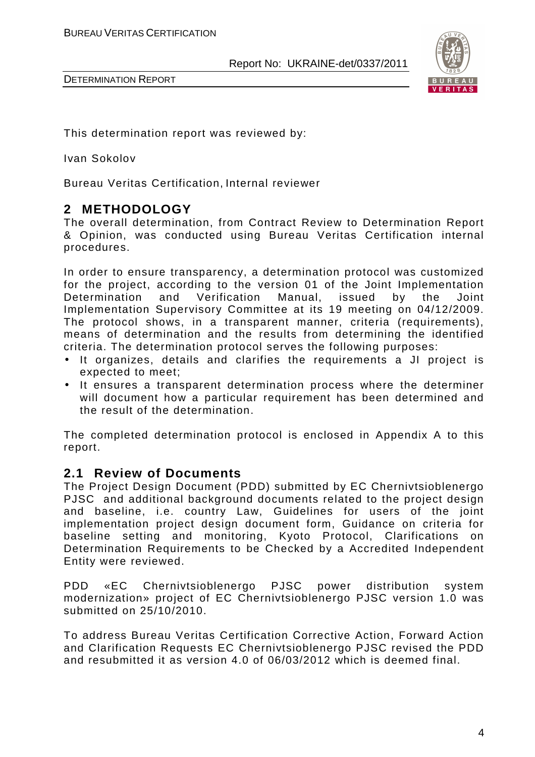This determination report was reviewed by:

Ivan Sokolov

Bureau Veritas Certification, Internal reviewer

## 2 METHODOLOGY

The overall determination, from Contract Review to Determination Report & Opinion, was conducted using Bureau Veritas Certification internal procedures.

In order to ensure transparency, a determination protocol was customized for the project, according to the version 01 of the Joint Implementation Determination and Verification Manual, issued by the Joint Implementation Supervisory Committee at its 19 meeting on 04/12/2009. The protocol shows, in a transparent manner, criteria (requirements), means of determination and the results from determining the identified criteria. The determination protocol serves the following purposes:

- It organizes, details and clarifies the requirements a JI project is expected to meet;
- It ensures a transparent determination process where the determiner will document how a particular requirement has been determined and the result of the determination.

The completed determination protocol is enclosed in Appendix A to this report.

### 2.1 Review of Documents

The Project Design Document (PDD) submitted by EC Chernivtsioblenergo PJSC and additional background documents related to the project design and baseline, i.e. country Law, Guidelines for users of the joint implementation project design document form, Guidance on criteria for baseline setting and monitoring, Kyoto Protocol, Clarifications on Determination Requirements to be Checked by a Accredited Independent Entity were reviewed.

PDD «EC Chernivtsioblenergo PJSC power distribution system modernization» project of EC Chernivtsioblenergo PJSC version 1.0 was submitted on 25/10/2010.

To address Bureau Veritas Certification Corrective Action, Forward Action and Clarification Requests EC Chernivtsioblenergo PJSC revised the PDD and resubmitted it as version 4.0 of 06/03/2012 which is deemed final.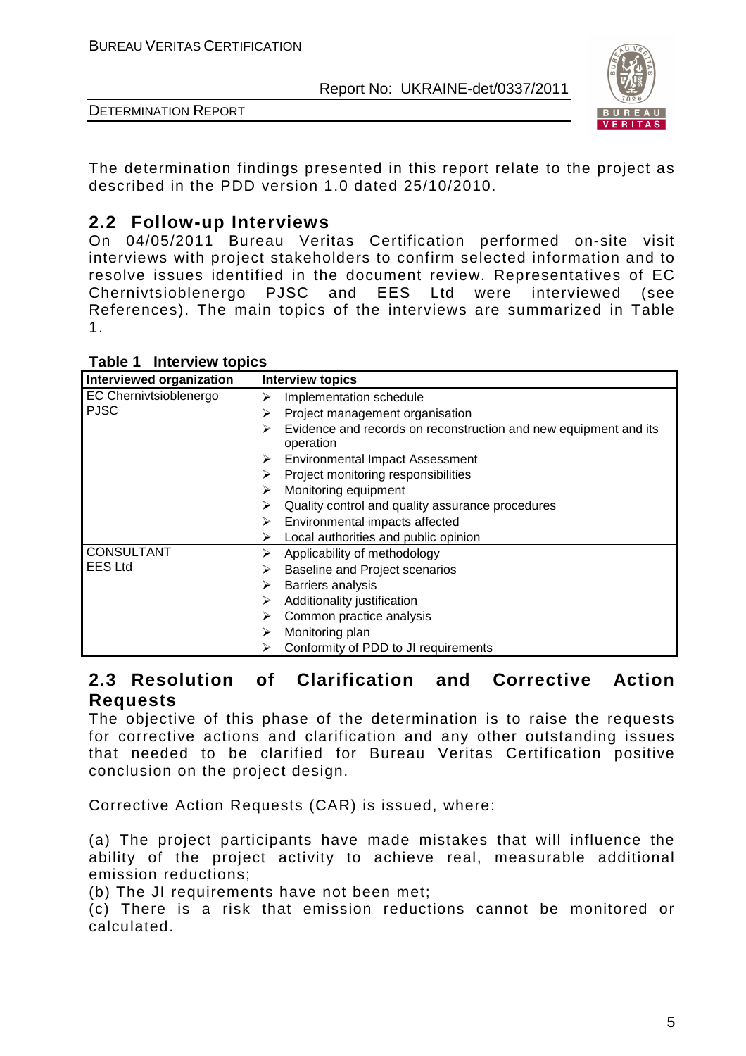The determination findings presented in this report relate to the project as described in the PDD version 1.0 dated 25/10/2010.

## 2.2 Follow-up Interviews

On 04/05/2011 Bureau Veritas Certification performed on-site visit interviews with project stakeholders to confirm selected information and to resolve issues identified in the document review. Representatives of EC Chernivtsioblenergo PJSC and EES Ltd were interviewed (see References). The main topics of the interviews are summarized in Table 1.

**Table 1 Interview topics**

| Interviewed organization | Interview topics |
|---|---|
| EC Chernivtsioblenergo PJSC | ➢ Implementation schedule<br>➢ Project management organisation<br>➢ Evidence and records on reconstruction and new equipment and its operation<br>➢ Environmental Impact Assessment<br>➢ Project monitoring responsibilities<br>➢ Monitoring equipment<br>➢ Quality control and quality assurance procedures<br>➢ Environmental impacts affected<br>➢ Local authorities and public opinion |
| CONSULTANT EES Ltd | ➢ Applicability of methodology<br>➢ Baseline and Project scenarios<br>➢ Barriers analysis<br>➢ Additionality justification<br>➢ Common practice analysis<br>➢ Monitoring plan<br>➢ Conformity of PDD to JI requirements |

## 2.3 Resolution of Clarification and Corrective Action Requests

The objective of this phase of the determination is to raise the requests for corrective actions and clarification and any other outstanding issues that needed to be clarified for Bureau Veritas Certification positive conclusion on the project design.

Corrective Action Requests (CAR) is issued, where:

(a) The project participants have made mistakes that will influence the ability of the project activity to achieve real, measurable additional emission reductions;
(b) The JI requirements have not been met;
(c) There is a risk that emission reductions cannot be monitored or calculated.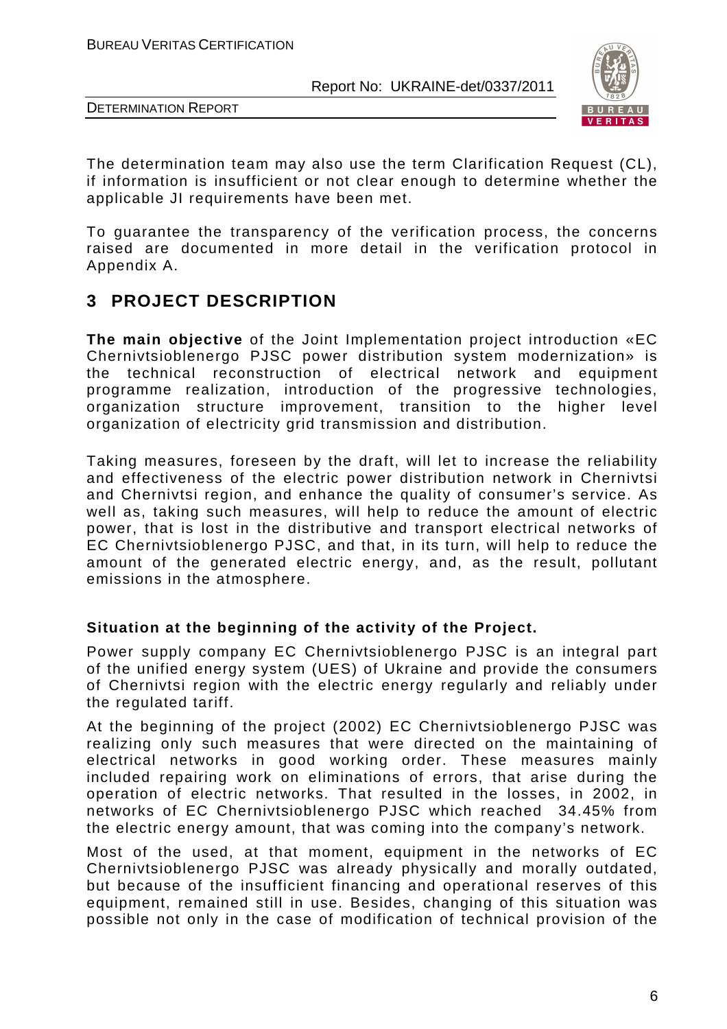The determination team may also use the term Clarification Request (CL), if information is insufficient or not clear enough to determine whether the applicable JI requirements have been met.

To guarantee the transparency of the verification process, the concerns raised are documented in more detail in the verification protocol in Appendix A.

# 3 PROJECT DESCRIPTION

**The main objective** of the Joint Implementation project introduction «EC Chernivtsioblenergo PJSC power distribution system modernization» is the technical reconstruction of electrical network and equipment programme realization, introduction of the progressive technologies, organization structure improvement, transition to the higher level organization of electricity grid transmission and distribution.

Taking measures, foreseen by the draft, will let to increase the reliability and effectiveness of the electric power distribution network in Chernivtsi and Chernivtsi region, and enhance the quality of consumer's service. As well as, taking such measures, will help to reduce the amount of electric power, that is lost in the distributive and transport electrical networks of EC Chernivtsioblenergo PJSC, and that, in its turn, will help to reduce the amount of the generated electric energy, and, as the result, pollutant emissions in the atmosphere.

**Situation at the beginning of the activity of the Project.**

Power supply company EC Chernivtsioblenergo PJSC is an integral part of the unified energy system (UES) of Ukraine and provide the consumers of Chernivtsi region with the electric energy regularly and reliably under the regulated tariff.

At the beginning of the project (2002) EC Chernivtsioblenergo PJSC was realizing only such measures that were directed on the maintaining of electrical networks in good working order. These measures mainly included repairing work on eliminations of errors, that arise during the operation of electric networks. That resulted in the losses, in 2002, in networks of EC Chernivtsioblenergo PJSC which reached 34.45% from the electric energy amount, that was coming into the company's network.

Most of the used, at that moment, equipment in the networks of EC Chernivtsioblenergo PJSC was already physically and morally outdated, but because of the insufficient financing and operational reserves of this equipment, remained still in use. Besides, changing of this situation was possible not only in the case of modification of technical provision of the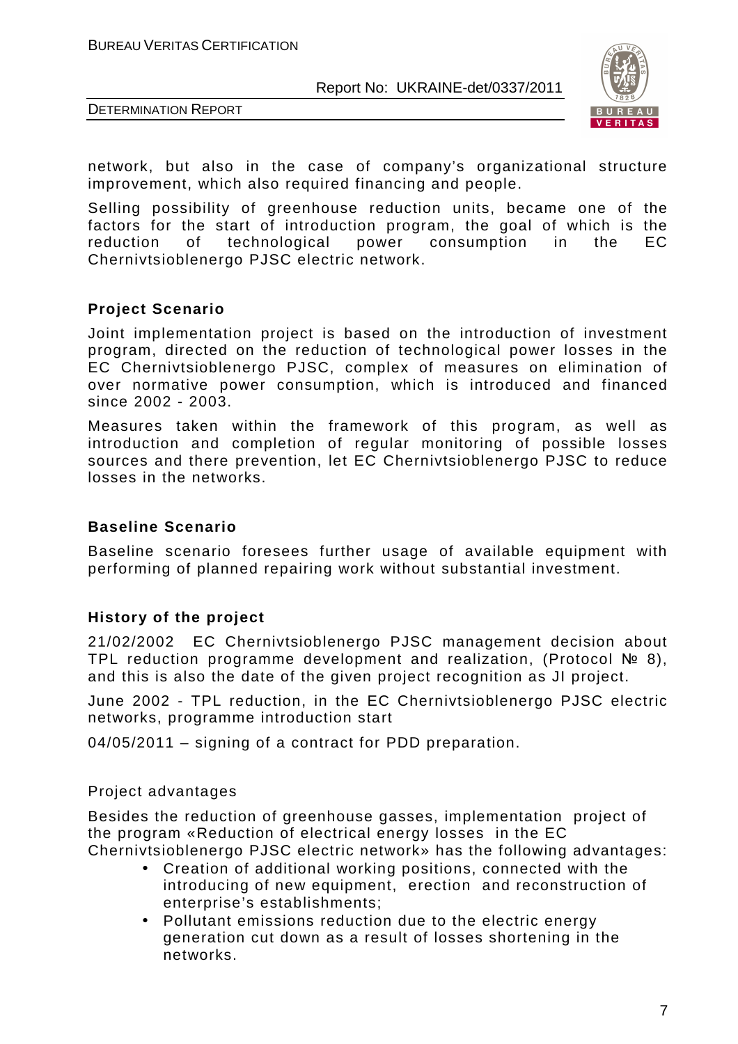network, but also in the case of company's organizational structure improvement, which also required financing and people.

Selling possibility of greenhouse reduction units, became one of the factors for the start of introduction program, the goal of which is the reduction of technological power consumption in the EC Chernivtsioblenergo PJSC electric network.

**Project Scenario**

Joint implementation project is based on the introduction of investment program, directed on the reduction of technological power losses in the EC Chernivtsioblenergo PJSC, complex of measures on elimination of over normative power consumption, which is introduced and financed since 2002 - 2003.

Measures taken within the framework of this program, as well as introduction and completion of regular monitoring of possible losses sources and there prevention, let EC Chernivtsioblenergo PJSC to reduce losses in the networks.

**Baseline Scenario**

Baseline scenario foresees further usage of available equipment with performing of planned repairing work without substantial investment.

**History of the project**

21/02/2002 EC Chernivtsioblenergo PJSC management decision about TPL reduction programme development and realization, (Protocol № 8), and this is also the date of the given project recognition as JI project.

June 2002 - TPL reduction, in the EC Chernivtsioblenergo PJSC electric networks, programme introduction start

04/05/2011 – signing of a contract for PDD preparation.

Project advantages

Besides the reduction of greenhouse gasses, implementation project of the program «Reduction of electrical energy losses in the EC Chernivtsioblenergo PJSC electric network» has the following advantages:

- Creation of additional working positions, connected with the introducing of new equipment, erection and reconstruction of enterprise's establishments;
- Pollutant emissions reduction due to the electric energy generation cut down as a result of losses shortening in the networks.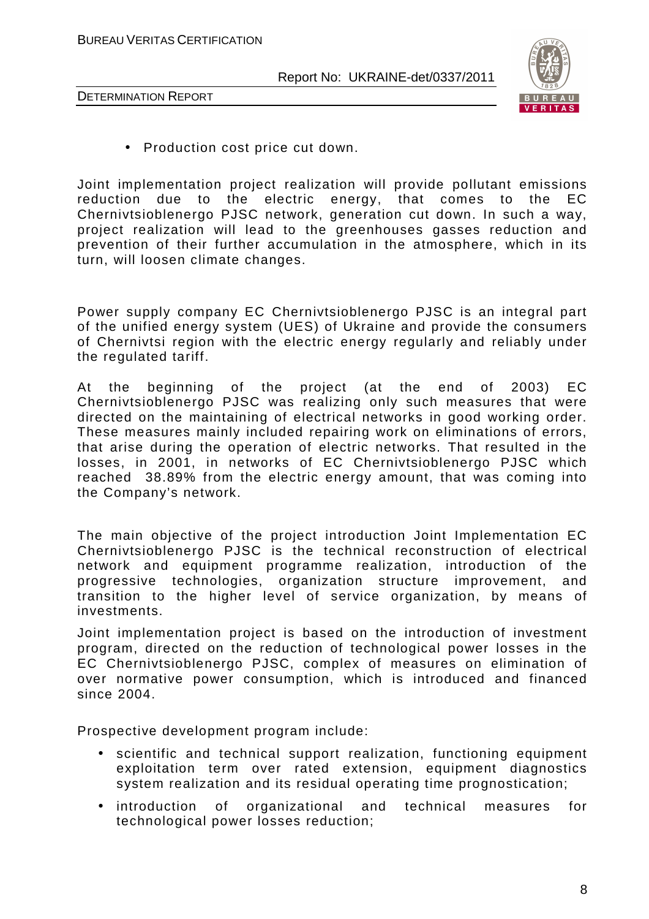- Production cost price cut down.

Joint implementation project realization will provide pollutant emissions reduction due to the electric energy, that comes to the EC Chernivtsioblenergo PJSC network, generation cut down. In such a way, project realization will lead to the greenhouses gasses reduction and prevention of their further accumulation in the atmosphere, which in its turn, will loosen climate changes.

Power supply company EC Chernivtsioblenergo PJSC is an integral part of the unified energy system (UES) of Ukraine and provide the consumers of Chernivtsi region with the electric energy regularly and reliably under the regulated tariff.

At the beginning of the project (at the end of 2003) EC Chernivtsioblenergo PJSC was realizing only such measures that were directed on the maintaining of electrical networks in good working order. These measures mainly included repairing work on eliminations of errors, that arise during the operation of electric networks. That resulted in the losses, in 2001, in networks of EC Chernivtsioblenergo PJSC which reached 38.89% from the electric energy amount, that was coming into the Company's network.

The main objective of the project introduction Joint Implementation EC Chernivtsioblenergo PJSC is the technical reconstruction of electrical network and equipment programme realization, introduction of the progressive technologies, organization structure improvement, and transition to the higher level of service organization, by means of investments.

Joint implementation project is based on the introduction of investment program, directed on the reduction of technological power losses in the EC Chernivtsioblenergo PJSC, complex of measures on elimination of over normative power consumption, which is introduced and financed since 2004.

Prospective development program include:

- scientific and technical support realization, functioning equipment exploitation term over rated extension, equipment diagnostics system realization and its residual operating time prognostication;
- introduction of organizational and technical measures for technological power losses reduction;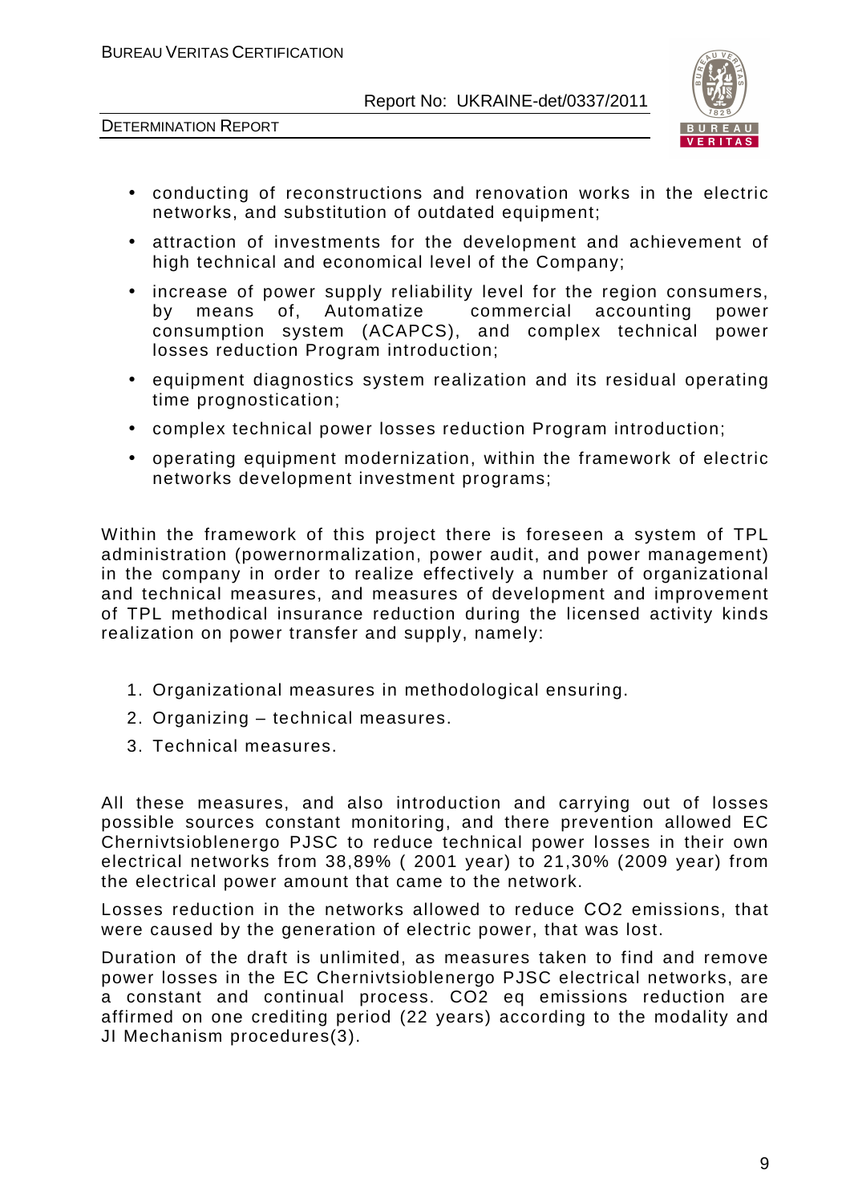- conducting of reconstructions and renovation works in the electric networks, and substitution of outdated equipment;
- attraction of investments for the development and achievement of high technical and economical level of the Company;
- increase of power supply reliability level for the region consumers, by means of, Automatize commercial accounting power consumption system (ACAPCS), and complex technical power losses reduction Program introduction;
- equipment diagnostics system realization and its residual operating time prognostication;
- complex technical power losses reduction Program introduction;
- operating equipment modernization, within the framework of electric networks development investment programs;

Within the framework of this project there is foreseen a system of TPL administration (powernormalization, power audit, and power management) in the company in order to realize effectively a number of organizational and technical measures, and measures of development and improvement of TPL methodical insurance reduction during the licensed activity kinds realization on power transfer and supply, namely:

1. Organizational measures in methodological ensuring.
2. Organizing – technical measures.
3. Technical measures.

All these measures, and also introduction and carrying out of losses possible sources constant monitoring, and there prevention allowed EC Chernivtsioblenergo PJSC to reduce technical power losses in their own electrical networks from 38,89% ( 2001 year) to 21,30% (2009 year) from the electrical power amount that came to the network.

Losses reduction in the networks allowed to reduce $CO_2$ emissions, that were caused by the generation of electric power, that was lost.

Duration of the draft is unlimited, as measures taken to find and remove power losses in the EC Chernivtsioblenergo PJSC electrical networks, are a constant and continual process. $CO_2$ eq emissions reduction are affirmed on one crediting period (22 years) according to the modality and JI Mechanism procedures(3).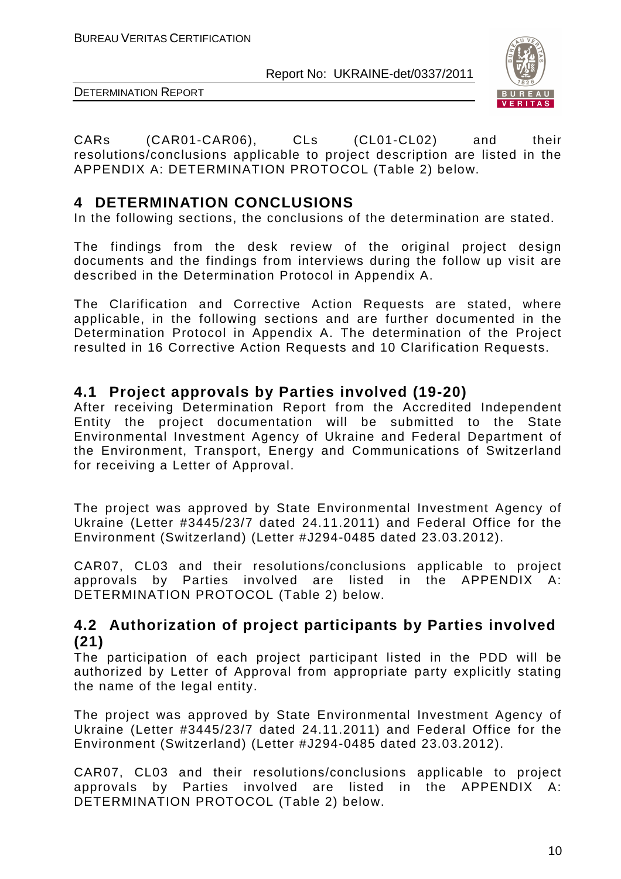CARs (CAR01-CAR06), CLs (CL01-CL02) and their resolutions/conclusions applicable to project description are listed in the APPENDIX A: DETERMINATION PROTOCOL (Table 2) below.

# 4 DETERMINATION CONCLUSIONS

In the following sections, the conclusions of the determination are stated.

The findings from the desk review of the original project design documents and the findings from interviews during the follow up visit are described in the Determination Protocol in Appendix A.

The Clarification and Corrective Action Requests are stated, where applicable, in the following sections and are further documented in the Determination Protocol in Appendix A. The determination of the Project resulted in 16 Corrective Action Requests and 10 Clarification Requests.

## 4.1 Project approvals by Parties involved (19-20)

After receiving Determination Report from the Accredited Independent Entity the project documentation will be submitted to the State Environmental Investment Agency of Ukraine and Federal Department of the Environment, Transport, Energy and Communications of Switzerland for receiving a Letter of Approval.

The project was approved by State Environmental Investment Agency of Ukraine (Letter #3445/23/7 dated 24.11.2011) and Federal Office for the Environment (Switzerland) (Letter #J294-0485 dated 23.03.2012).

CAR07, CL03 and their resolutions/conclusions applicable to project approvals by Parties involved are listed in the APPENDIX A: DETERMINATION PROTOCOL (Table 2) below.

## 4.2 Authorization of project participants by Parties involved (21)

The participation of each project participant listed in the PDD will be authorized by Letter of Approval from appropriate party explicitly stating the name of the legal entity.

The project was approved by State Environmental Investment Agency of Ukraine (Letter #3445/23/7 dated 24.11.2011) and Federal Office for the Environment (Switzerland) (Letter #J294-0485 dated 23.03.2012).

CAR07, CL03 and their resolutions/conclusions applicable to project approvals by Parties involved are listed in the APPENDIX A: DETERMINATION PROTOCOL (Table 2) below.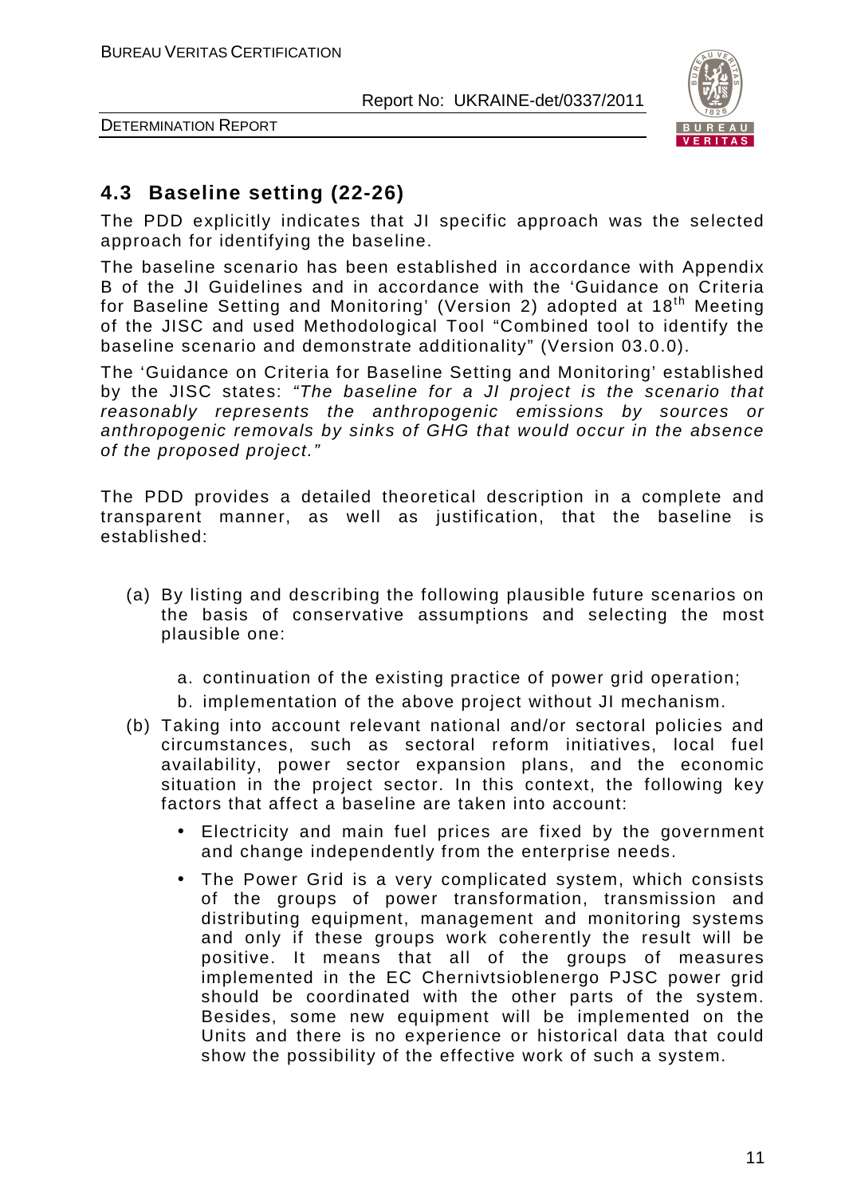## 4.3 Baseline setting (22-26)

The PDD explicitly indicates that JI specific approach was the selected approach for identifying the baseline.

The baseline scenario has been established in accordance with Appendix B of the JI Guidelines and in accordance with the 'Guidance on Criteria for Baseline Setting and Monitoring' (Version 2) adopted at 18th Meeting of the JISC and used Methodological Tool "Combined tool to identify the baseline scenario and demonstrate additionality" (Version 03.0.0).

The 'Guidance on Criteria for Baseline Setting and Monitoring' established by the JISC states: *"The baseline for a JI project is the scenario that reasonably represents the anthropogenic emissions by sources or anthropogenic removals by sinks of GHG that would occur in the absence of the proposed project."*

The PDD provides a detailed theoretical description in a complete and transparent manner, as well as justification, that the baseline is established:

(a) By listing and describing the following plausible future scenarios on the basis of conservative assumptions and selecting the most plausible one:

   a. continuation of the existing practice of power grid operation;

   b. implementation of the above project without JI mechanism.

(b) Taking into account relevant national and/or sectoral policies and circumstances, such as sectoral reform initiatives, local fuel availability, power sector expansion plans, and the economic situation in the project sector. In this context, the following key factors that affect a baseline are taken into account:

   - Electricity and main fuel prices are fixed by the government and change independently from the enterprise needs.
   - The Power Grid is a very complicated system, which consists of the groups of power transformation, transmission and distributing equipment, management and monitoring systems and only if these groups work coherently the result will be positive. It means that all of the groups of measures implemented in the EC Chernivtsioblenergo PJSC power grid should be coordinated with the other parts of the system. Besides, some new equipment will be implemented on the Units and there is no experience or historical data that could show the possibility of the effective work of such a system.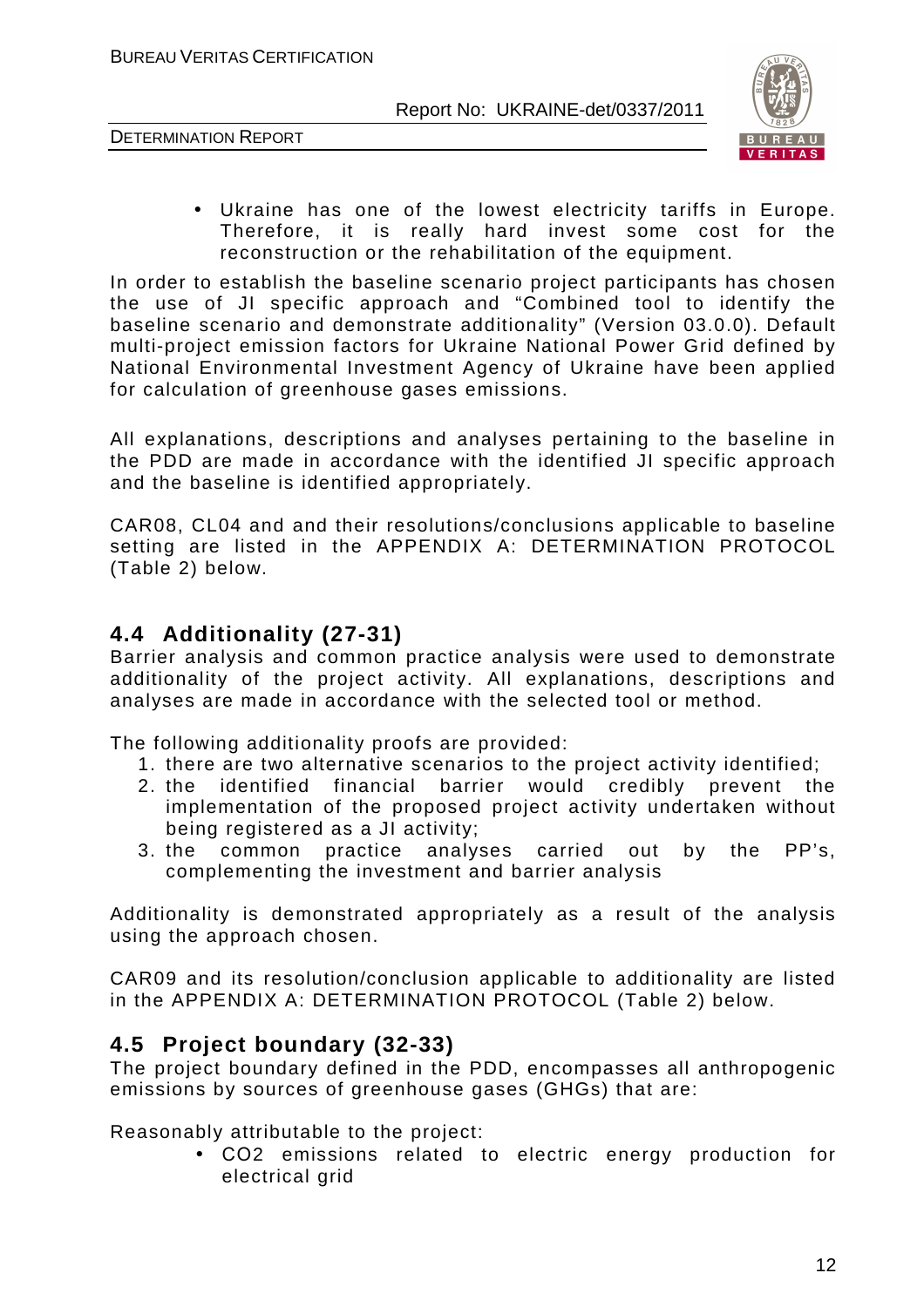- Ukraine has one of the lowest electricity tariffs in Europe. Therefore, it is really hard invest some cost for the reconstruction or the rehabilitation of the equipment.

In order to establish the baseline scenario project participants has chosen the use of JI specific approach and "Combined tool to identify the baseline scenario and demonstrate additionality" (Version 03.0.0). Default multi-project emission factors for Ukraine National Power Grid defined by National Environmental Investment Agency of Ukraine have been applied for calculation of greenhouse gases emissions.

All explanations, descriptions and analyses pertaining to the baseline in the PDD are made in accordance with the identified JI specific approach and the baseline is identified appropriately.

CAR08, CL04 and and their resolutions/conclusions applicable to baseline setting are listed in the APPENDIX A: DETERMINATION PROTOCOL (Table 2) below.

## 4.4 Additionality (27-31)

Barrier analysis and common practice analysis were used to demonstrate additionality of the project activity. All explanations, descriptions and analyses are made in accordance with the selected tool or method.

The following additionality proofs are provided:

1. there are two alternative scenarios to the project activity identified;
2. the identified financial barrier would credibly prevent the implementation of the proposed project activity undertaken without being registered as a JI activity;
3. the common practice analyses carried out by the PP's, complementing the investment and barrier analysis

Additionality is demonstrated appropriately as a result of the analysis using the approach chosen.

CAR09 and its resolution/conclusion applicable to additionality are listed in the APPENDIX A: DETERMINATION PROTOCOL (Table 2) below.

## 4.5 Project boundary (32-33)

The project boundary defined in the PDD, encompasses all anthropogenic emissions by sources of greenhouse gases (GHGs) that are:

Reasonably attributable to the project:

- $CO_2$ emissions related to electric energy production for electrical grid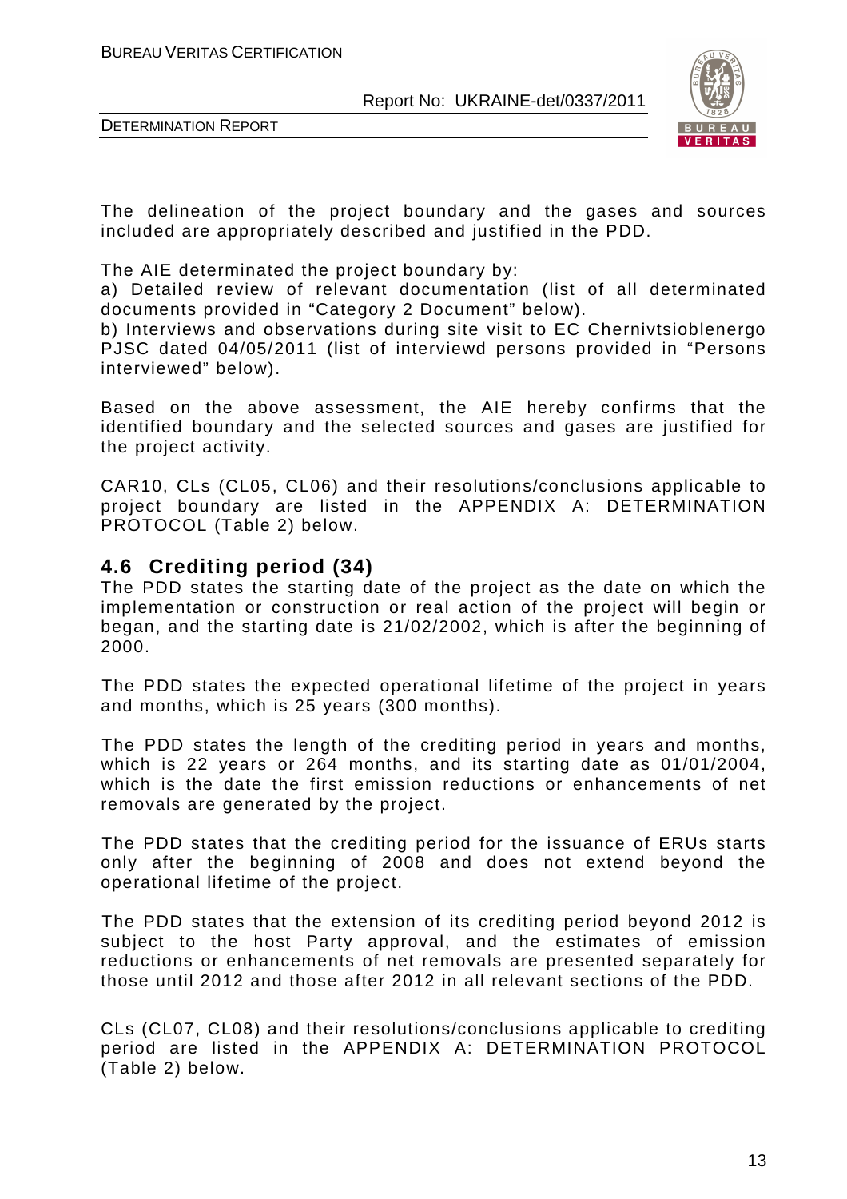The delineation of the project boundary and the gases and sources included are appropriately described and justified in the PDD.

The AIE determinated the project boundary by:

a) Detailed review of relevant documentation (list of all determinated documents provided in "Category 2 Document" below).

b) Interviews and observations during site visit to EC Chernivtsioblenergo PJSC dated 04/05/2011 (list of interviewd persons provided in "Persons interviewed" below).

Based on the above assessment, the AIE hereby confirms that the identified boundary and the selected sources and gases are justified for the project activity.

CAR10, CLs (CL05, CL06) and their resolutions/conclusions applicable to project boundary are listed in the APPENDIX A: DETERMINATION PROTOCOL (Table 2) below.

## 4.6 Crediting period (34)

The PDD states the starting date of the project as the date on which the implementation or construction or real action of the project will begin or began, and the starting date is 21/02/2002, which is after the beginning of 2000.

The PDD states the expected operational lifetime of the project in years and months, which is 25 years (300 months).

The PDD states the length of the crediting period in years and months, which is 22 years or 264 months, and its starting date as 01/01/2004, which is the date the first emission reductions or enhancements of net removals are generated by the project.

The PDD states that the crediting period for the issuance of ERUs starts only after the beginning of 2008 and does not extend beyond the operational lifetime of the project.

The PDD states that the extension of its crediting period beyond 2012 is subject to the host Party approval, and the estimates of emission reductions or enhancements of net removals are presented separately for those until 2012 and those after 2012 in all relevant sections of the PDD.

CLs (CL07, CL08) and their resolutions/conclusions applicable to crediting period are listed in the APPENDIX A: DETERMINATION PROTOCOL (Table 2) below.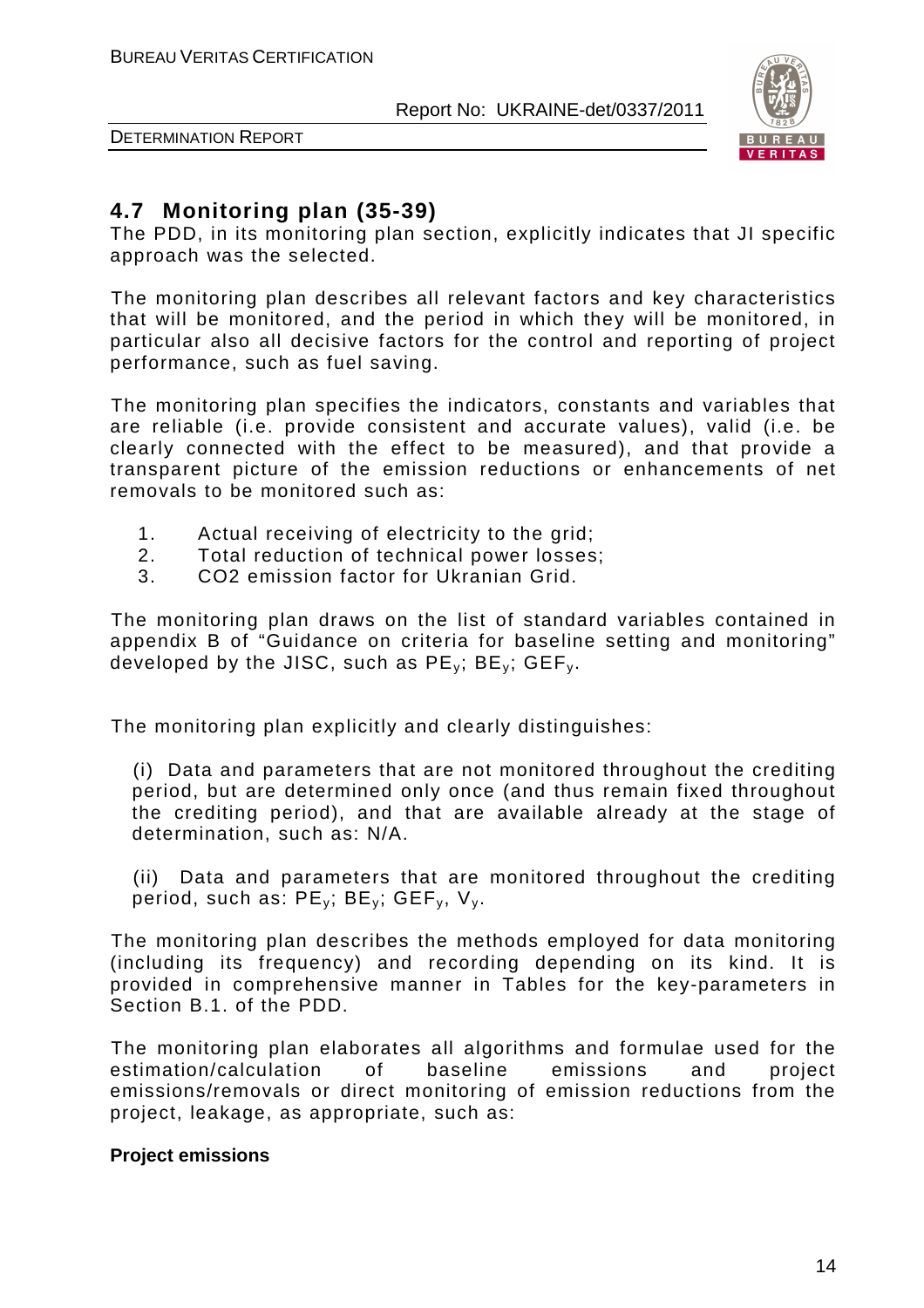## 4.7 Monitoring plan (35-39)

The PDD, in its monitoring plan section, explicitly indicates that JI specific approach was the selected.

The monitoring plan describes all relevant factors and key characteristics that will be monitored, and the period in which they will be monitored, in particular also all decisive factors for the control and reporting of project performance, such as fuel saving.

The monitoring plan specifies the indicators, constants and variables that are reliable (i.e. provide consistent and accurate values), valid (i.e. be clearly connected with the effect to be measured), and that provide a transparent picture of the emission reductions or enhancements of net removals to be monitored such as:

1. Actual receiving of electricity to the grid;
2. Total reduction of technical power losses;
3. CO2 emission factor for Ukranian Grid.

The monitoring plan draws on the list of standard variables contained in appendix B of "Guidance on criteria for baseline setting and monitoring" developed by the JISC, such as $PE_y$; $BE_y$; $GEF_y$.

The monitoring plan explicitly and clearly distinguishes:

(i) Data and parameters that are not monitored throughout the crediting period, but are determined only once (and thus remain fixed throughout the crediting period), and that are available already at the stage of determination, such as: N/A.

(ii) Data and parameters that are monitored throughout the crediting period, such as: $PE_y$; $BE_y$; $GEF_y$, $V_y$.

The monitoring plan describes the methods employed for data monitoring (including its frequency) and recording depending on its kind. It is provided in comprehensive manner in Tables for the key-parameters in Section B.1. of the PDD.

The monitoring plan elaborates all algorithms and formulae used for the estimation/calculation of baseline emissions and project emissions/removals or direct monitoring of emission reductions from the project, leakage, as appropriate, such as:

**Project emissions**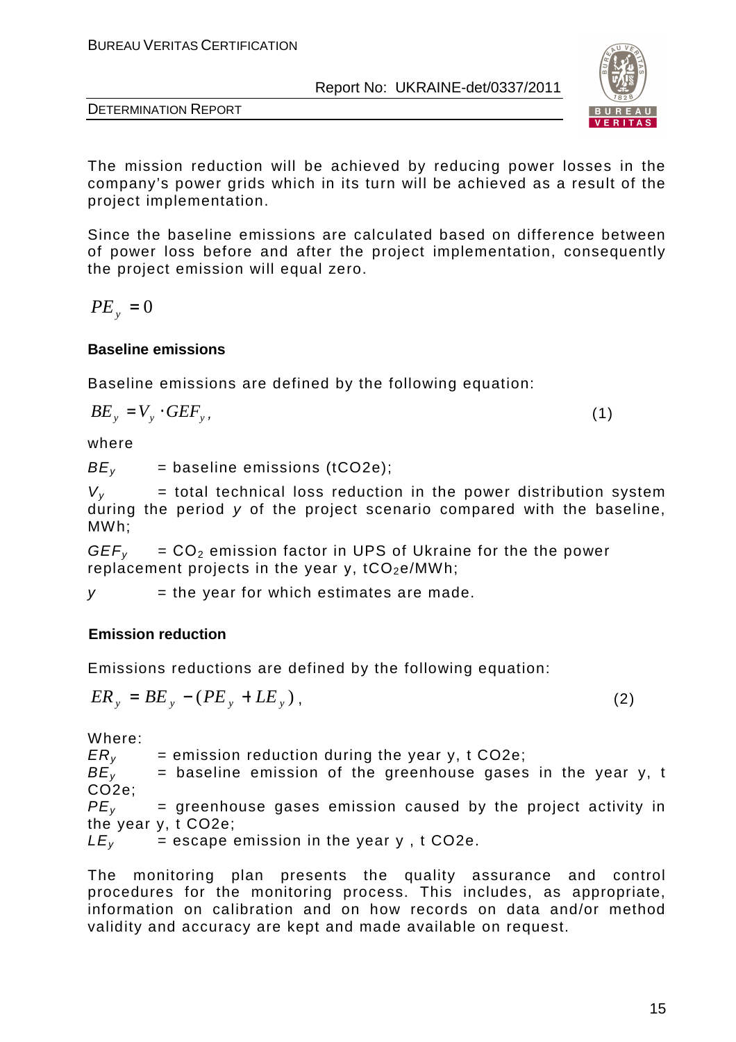The mission reduction will be achieved by reducing power losses in the company's power grids which in its turn will be achieved as a result of the project implementation.

Since the baseline emissions are calculated based on difference between of power loss before and after the project implementation, consequently the project emission will equal zero.

$$PE_y = 0$$

**Baseline emissions**

Baseline emissions are defined by the following equation:

$$BE_y = V_y \cdot GEF_y, \qquad (1)$$

where

$BE_y$ = baseline emissions (tCO2e);

$V_y$ = total technical loss reduction in the power distribution system during the period $y$ of the project scenario compared with the baseline, MWh;

$GEF_y$ = $CO_2$ emission factor in UPS of Ukraine for the the power replacement projects in the year y, $tCO_2e/MWh$;

$y$ = the year for which estimates are made.

**Emission reduction**

Emissions reductions are defined by the following equation:

$$ER_y = BE_y - (PE_y + LE_y), \qquad (2)$$

Where:

$ER_y$ = emission reduction during the year y, t CO2e;

$BE_y$ = baseline emission of the greenhouse gases in the year y, t CO2e;

$PE_y$ = greenhouse gases emission caused by the project activity in the year y, t CO2e;

$LE_y$ = escape emission in the year y , t CO2e.

The monitoring plan presents the quality assurance and control procedures for the monitoring process. This includes, as appropriate, information on calibration and on how records on data and/or method validity and accuracy are kept and made available on request.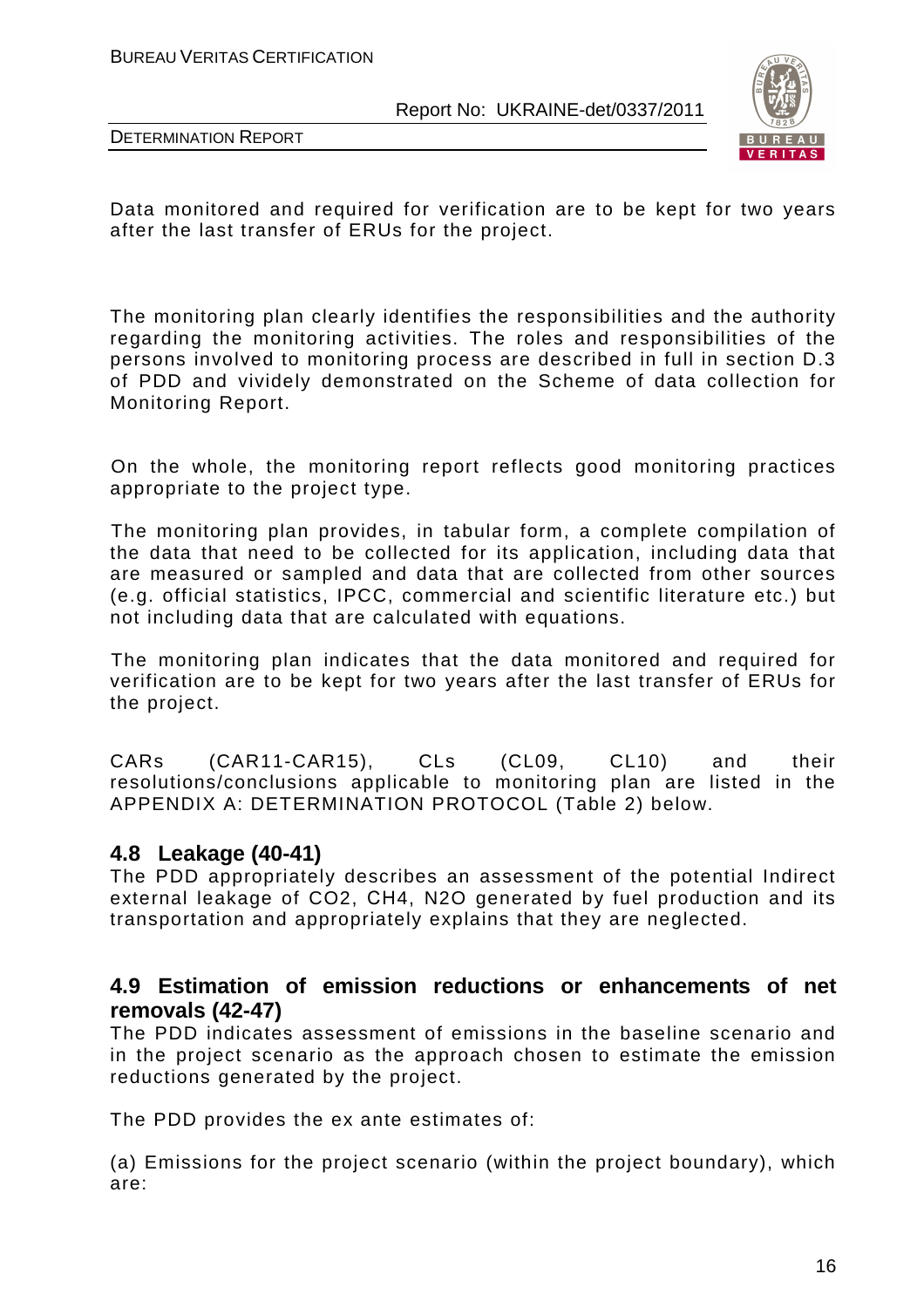Data monitored and required for verification are to be kept for two years after the last transfer of ERUs for the project.

The monitoring plan clearly identifies the responsibilities and the authority regarding the monitoring activities. The roles and responsibilities of the persons involved to monitoring process are described in full in section D.3 of PDD and vividely demonstrated on the Scheme of data collection for Monitoring Report.

On the whole, the monitoring report reflects good monitoring practices appropriate to the project type.

The monitoring plan provides, in tabular form, a complete compilation of the data that need to be collected for its application, including data that are measured or sampled and data that are collected from other sources (e.g. official statistics, IPCC, commercial and scientific literature etc.) but not including data that are calculated with equations.

The monitoring plan indicates that the data monitored and required for verification are to be kept for two years after the last transfer of ERUs for the project.

CARs (CAR11-CAR15), CLs (CL09, CL10) and their resolutions/conclusions applicable to monitoring plan are listed in the APPENDIX A: DETERMINATION PROTOCOL (Table 2) below.

## 4.8 Leakage (40-41)

The PDD appropriately describes an assessment of the potential Indirect external leakage of $CO_2$, $CH_4$, $N_2O$ generated by fuel production and its transportation and appropriately explains that they are neglected.

## 4.9 Estimation of emission reductions or enhancements of net removals (42-47)

The PDD indicates assessment of emissions in the baseline scenario and in the project scenario as the approach chosen to estimate the emission reductions generated by the project.

The PDD provides the ex ante estimates of:

(a) Emissions for the project scenario (within the project boundary), which are: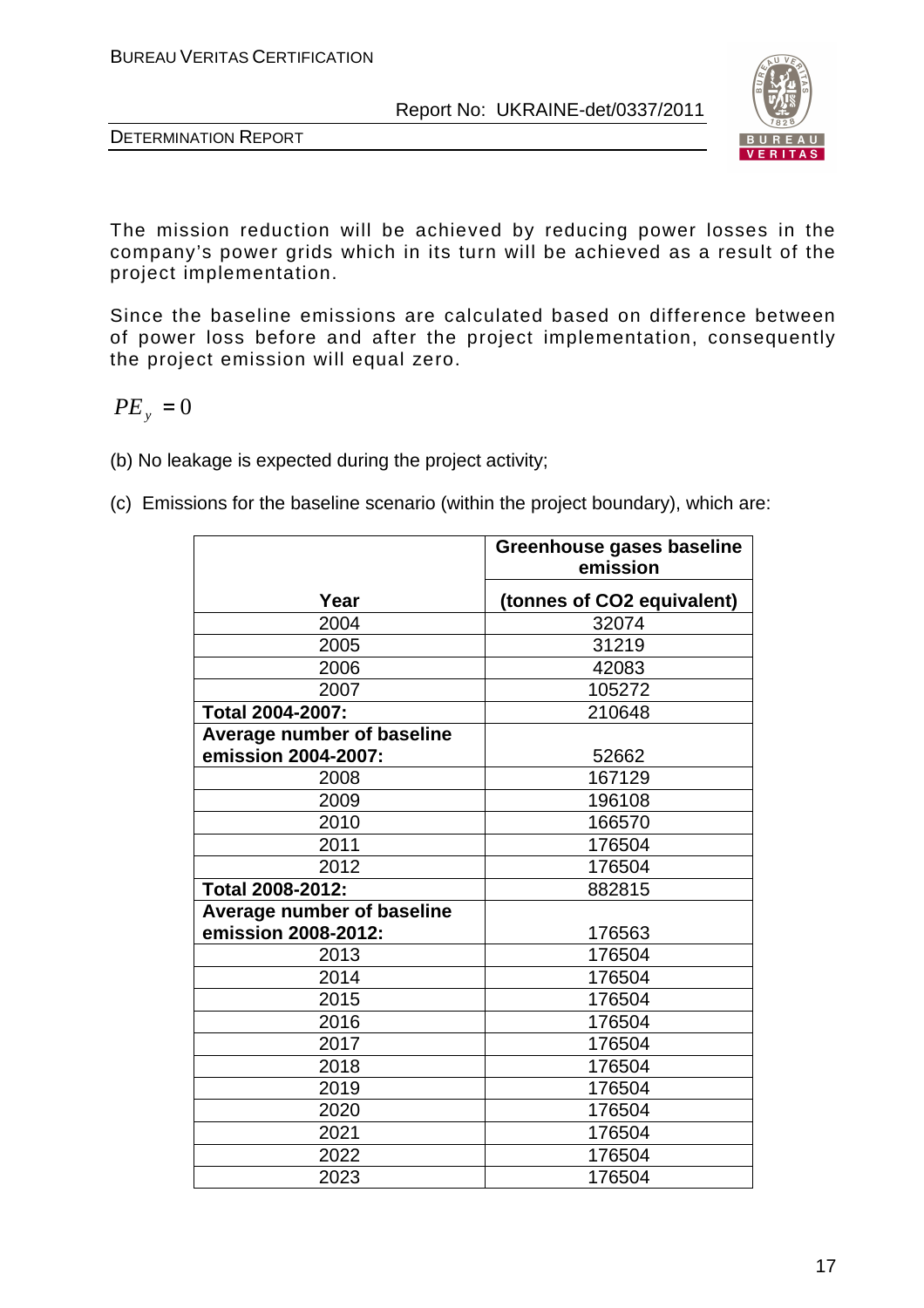The mission reduction will be achieved by reducing power losses in the company's power grids which in its turn will be achieved as a result of the project implementation.

Since the baseline emissions are calculated based on difference between of power loss before and after the project implementation, consequently the project emission will equal zero.

$$PE_y = 0$$

(b) No leakage is expected during the project activity;

(c) Emissions for the baseline scenario (within the project boundary), which are:

| Year | Greenhouse gases baseline emission (tonnes of CO2 equivalent) |
|---|---|
| 2004 | 32074 |
| 2005 | 31219 |
| 2006 | 42083 |
| 2007 | 105272 |
| **Total 2004-2007:** | 210648 |
| **Average number of baseline emission 2004-2007:** | 52662 |
| 2008 | 167129 |
| 2009 | 196108 |
| 2010 | 166570 |
| 2011 | 176504 |
| 2012 | 176504 |
| **Total 2008-2012:** | 882815 |
| **Average number of baseline emission 2008-2012:** | 176563 |
| 2013 | 176504 |
| 2014 | 176504 |
| 2015 | 176504 |
| 2016 | 176504 |
| 2017 | 176504 |
| 2018 | 176504 |
| 2019 | 176504 |
| 2020 | 176504 |
| 2021 | 176504 |
| 2022 | 176504 |
| 2023 | 176504 |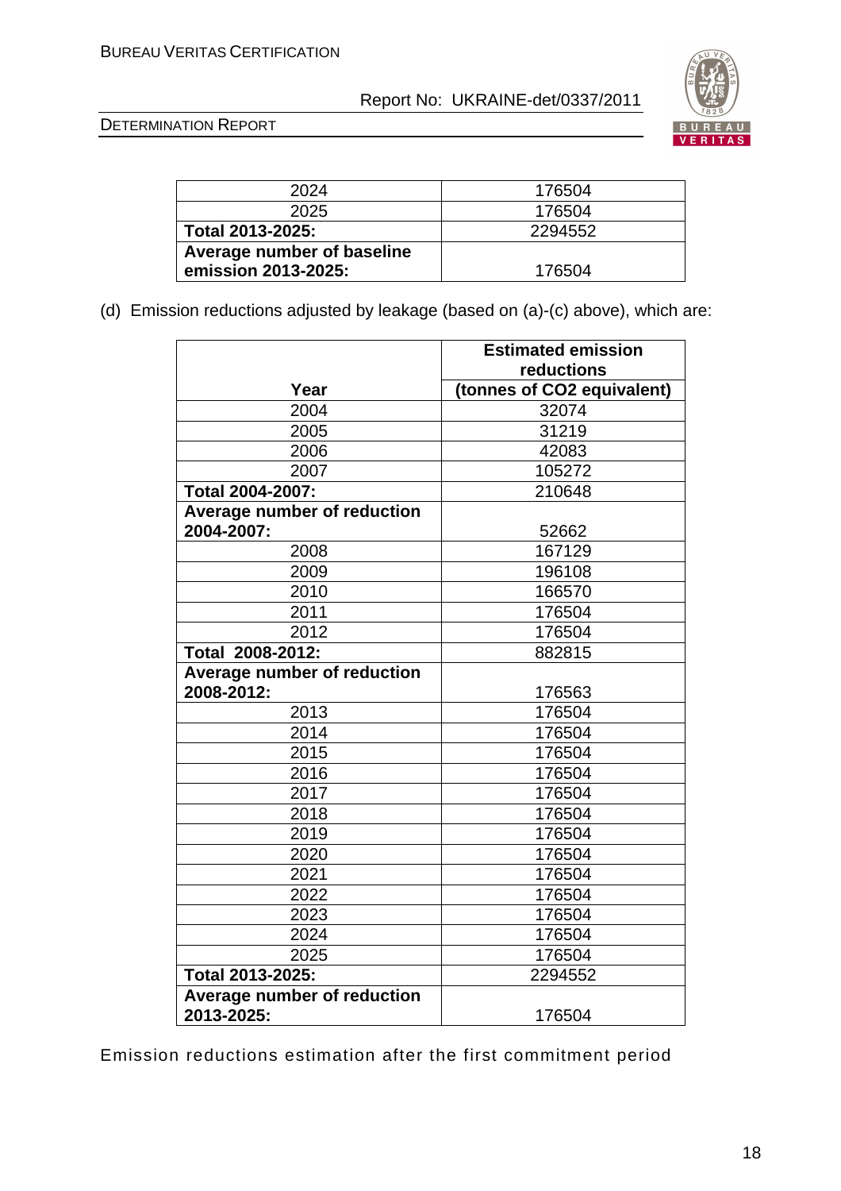| 2024 | 176504 |
|---|---|
| 2025 | 176504 |
| **Total 2013-2025:** | 2294552 |
| **Average number of baseline emission 2013-2025:** | 176504 |

(d) Emission reductions adjusted by leakage (based on (a)-(c) above), which are:

| Year | Estimated emission reductions (tonnes of CO2 equivalent) |
|---|---|
| 2004 | 32074 |
| 2005 | 31219 |
| 2006 | 42083 |
| 2007 | 105272 |
| **Total 2004-2007:** | 210648 |
| **Average number of reduction 2004-2007:** | 52662 |
| 2008 | 167129 |
| 2009 | 196108 |
| 2010 | 166570 |
| 2011 | 176504 |
| 2012 | 176504 |
| **Total 2008-2012:** | 882815 |
| **Average number of reduction 2008-2012:** | 176563 |
| 2013 | 176504 |
| 2014 | 176504 |
| 2015 | 176504 |
| 2016 | 176504 |
| 2017 | 176504 |
| 2018 | 176504 |
| 2019 | 176504 |
| 2020 | 176504 |
| 2021 | 176504 |
| 2022 | 176504 |
| 2023 | 176504 |
| 2024 | 176504 |
| 2025 | 176504 |
| **Total 2013-2025:** | 2294552 |
| **Average number of reduction 2013-2025:** | 176504 |

Emission reductions estimation after the first commitment period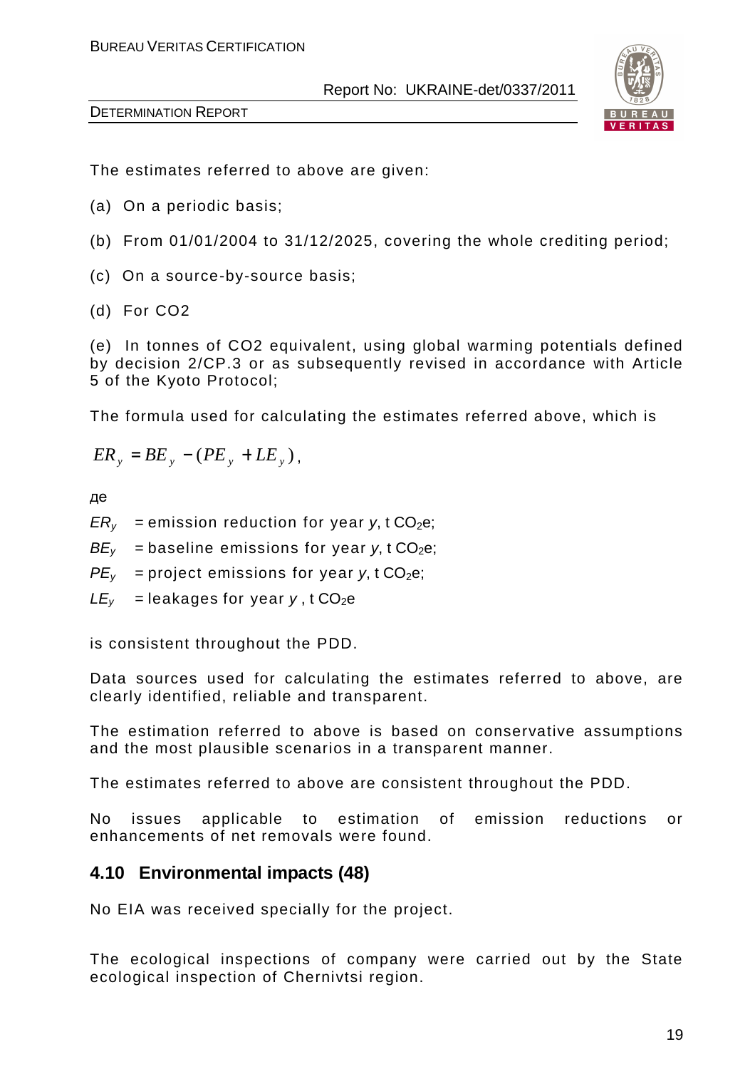The estimates referred to above are given:

(a) On a periodic basis;

(b) From 01/01/2004 to 31/12/2025, covering the whole crediting period;

(c) On a source-by-source basis;

(d) For CO2

(e) In tonnes of CO2 equivalent, using global warming potentials defined by decision 2/CP.3 or as subsequently revised in accordance with Article 5 of the Kyoto Protocol;

The formula used for calculating the estimates referred above, which is

$$ER_y = BE_y - (PE_y + LE_y),$$

де

$ER_y$ = emission reduction for year $y$, t $CO_2$e;

$BE_y$ = baseline emissions for year $y$, t $CO_2$e;

$PE_y$ = project emissions for year $y$, t $CO_2$e;

$LE_y$ = leakages for year $y$, t $CO_2$e

is consistent throughout the PDD.

Data sources used for calculating the estimates referred to above, are clearly identified, reliable and transparent.

The estimation referred to above is based on conservative assumptions and the most plausible scenarios in a transparent manner.

The estimates referred to above are consistent throughout the PDD.

No issues applicable to estimation of emission reductions or enhancements of net removals were found.

## 4.10 Environmental impacts (48)

No EIA was received specially for the project.

The ecological inspections of company were carried out by the State ecological inspection of Chernivtsi region.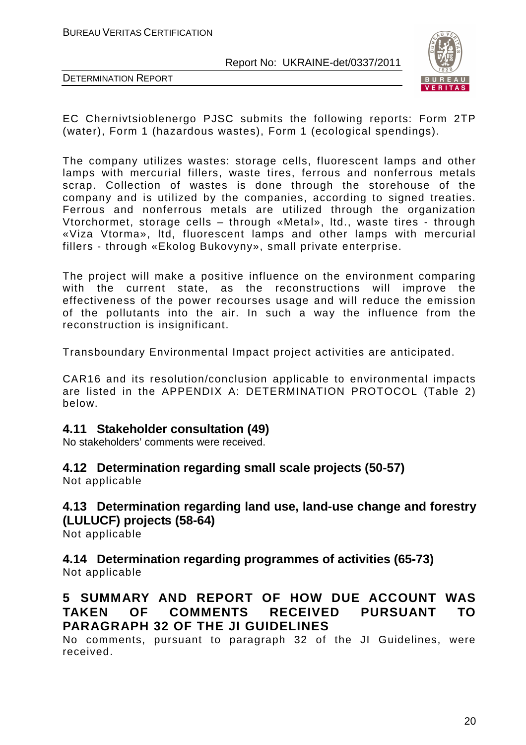EC Chernivtsioblenergo PJSC submits the following reports: Form 2TP (water), Form 1 (hazardous wastes), Form 1 (ecological spendings).

The company utilizes wastes: storage cells, fluorescent lamps and other lamps with mercurial fillers, waste tires, ferrous and nonferrous metals scrap. Collection of wastes is done through the storehouse of the company and is utilized by the companies, according to signed treaties. Ferrous and nonferrous metals are utilized through the organization Vtorchormet, storage cells – through «Metal», ltd., waste tires - through «Viza Vtorma», ltd, fluorescent lamps and other lamps with mercurial fillers - through «Ekolog Bukovyny», small private enterprise.

The project will make a positive influence on the environment comparing with the current state, as the reconstructions will improve the effectiveness of the power recourses usage and will reduce the emission of the pollutants into the air. In such a way the influence from the reconstruction is insignificant.

Transboundary Environmental Impact project activities are anticipated.

CAR16 and its resolution/conclusion applicable to environmental impacts are listed in the APPENDIX A: DETERMINATION PROTOCOL (Table 2) below.

### 4.11 Stakeholder consultation (49)

No stakeholders' comments were received.

### 4.12 Determination regarding small scale projects (50-57)

Not applicable

### 4.13 Determination regarding land use, land-use change and forestry (LULUCF) projects (58-64)

Not applicable

### 4.14 Determination regarding programmes of activities (65-73)

Not applicable

## 5 SUMMARY AND REPORT OF HOW DUE ACCOUNT WAS TAKEN OF COMMENTS RECEIVED PURSUANT TO PARAGRAPH 32 OF THE JI GUIDELINES

No comments, pursuant to paragraph 32 of the JI Guidelines, were received.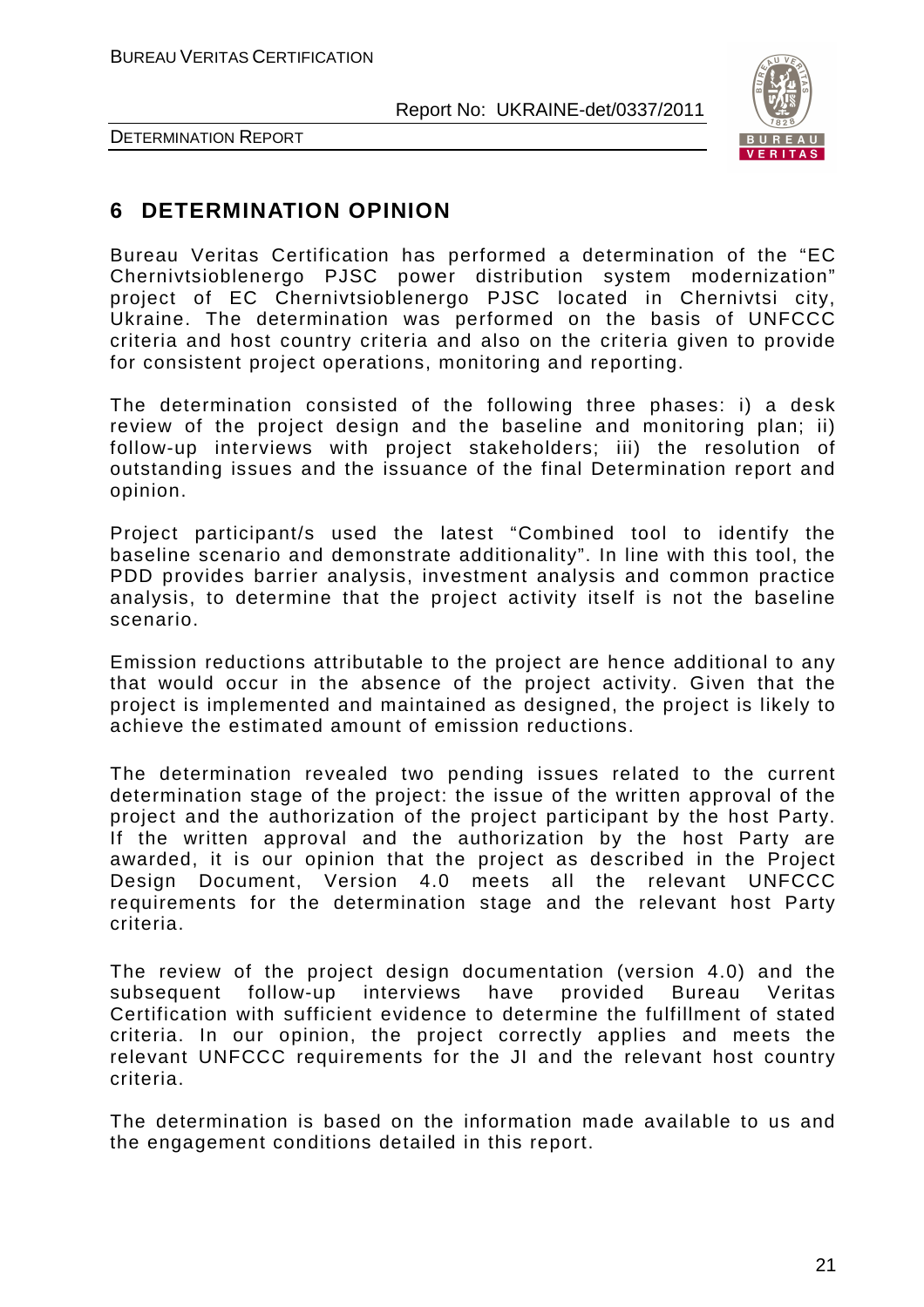## 6 DETERMINATION OPINION

Bureau Veritas Certification has performed a determination of the "EC Chernivtsioblenergo PJSC power distribution system modernization" project of EC Chernivtsioblenergo PJSC located in Chernivtsi city, Ukraine. The determination was performed on the basis of UNFCCC criteria and host country criteria and also on the criteria given to provide for consistent project operations, monitoring and reporting.

The determination consisted of the following three phases: i) a desk review of the project design and the baseline and monitoring plan; ii) follow-up interviews with project stakeholders; iii) the resolution of outstanding issues and the issuance of the final Determination report and opinion.

Project participant/s used the latest "Combined tool to identify the baseline scenario and demonstrate additionality". In line with this tool, the PDD provides barrier analysis, investment analysis and common practice analysis, to determine that the project activity itself is not the baseline scenario.

Emission reductions attributable to the project are hence additional to any that would occur in the absence of the project activity. Given that the project is implemented and maintained as designed, the project is likely to achieve the estimated amount of emission reductions.

The determination revealed two pending issues related to the current determination stage of the project: the issue of the written approval of the project and the authorization of the project participant by the host Party. If the written approval and the authorization by the host Party are awarded, it is our opinion that the project as described in the Project Design Document, Version 4.0 meets all the relevant UNFCCC requirements for the determination stage and the relevant host Party criteria.

The review of the project design documentation (version 4.0) and the subsequent follow-up interviews have provided Bureau Veritas Certification with sufficient evidence to determine the fulfillment of stated criteria. In our opinion, the project correctly applies and meets the relevant UNFCCC requirements for the JI and the relevant host country criteria.

The determination is based on the information made available to us and the engagement conditions detailed in this report.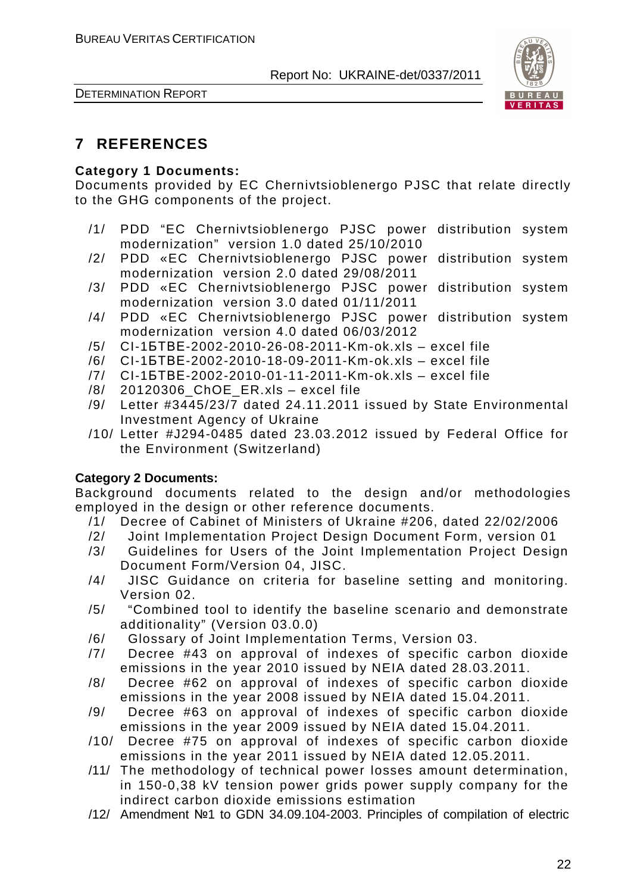## 7 REFERENCES

**Category 1 Documents:**
Documents provided by EC Chernivtsioblenergo PJSC that relate directly to the GHG components of the project.

/1/ PDD "EC Chernivtsioblenergo PJSC power distribution system modernization" version 1.0 dated 25/10/2010
/2/ PDD «EC Chernivtsioblenergo PJSC power distribution system modernization version 2.0 dated 29/08/2011
/3/ PDD «EC Chernivtsioblenergo PJSC power distribution system modernization version 3.0 dated 01/11/2011
/4/ PDD «EC Chernivtsioblenergo PJSC power distribution system modernization version 4.0 dated 06/03/2012
/5/ CI-1БТВЕ-2002-2010-26-08-2011-Km-ok.xls – excel file
/6/ CI-1БТВЕ-2002-2010-18-09-2011-Km-ok.xls – excel file
/7/ CI-1БТВЕ-2002-2010-01-11-2011-Km-ok.xls – excel file
/8/ 20120306_ChOE_ER.xls – excel file
/9/ Letter #3445/23/7 dated 24.11.2011 issued by State Environmental Investment Agency of Ukraine
/10/ Letter #J294-0485 dated 23.03.2012 issued by Federal Office for the Environment (Switzerland)

**Category 2 Documents:**
Background documents related to the design and/or methodologies employed in the design or other reference documents.

/1/ Decree of Cabinet of Ministers of Ukraine #206, dated 22/02/2006
/2/ Joint Implementation Project Design Document Form, version 01
/3/ Guidelines for Users of the Joint Implementation Project Design Document Form/Version 04, JISC.
/4/ JISC Guidance on criteria for baseline setting and monitoring. Version 02.
/5/ "Combined tool to identify the baseline scenario and demonstrate additionality" (Version 03.0.0)
/6/ Glossary of Joint Implementation Terms, Version 03.
/7/ Decree #43 on approval of indexes of specific carbon dioxide emissions in the year 2010 issued by NEIA dated 28.03.2011.
/8/ Decree #62 on approval of indexes of specific carbon dioxide emissions in the year 2008 issued by NEIA dated 15.04.2011.
/9/ Decree #63 on approval of indexes of specific carbon dioxide emissions in the year 2009 issued by NEIA dated 15.04.2011.
/10/ Decree #75 on approval of indexes of specific carbon dioxide emissions in the year 2011 issued by NEIA dated 12.05.2011.
/11/ The methodology of technical power losses amount determination, in 150-0,38 kV tension power grids power supply company for the indirect carbon dioxide emissions estimation
/12/ Amendment №1 to GDN 34.09.104-2003. Principles of compilation of electric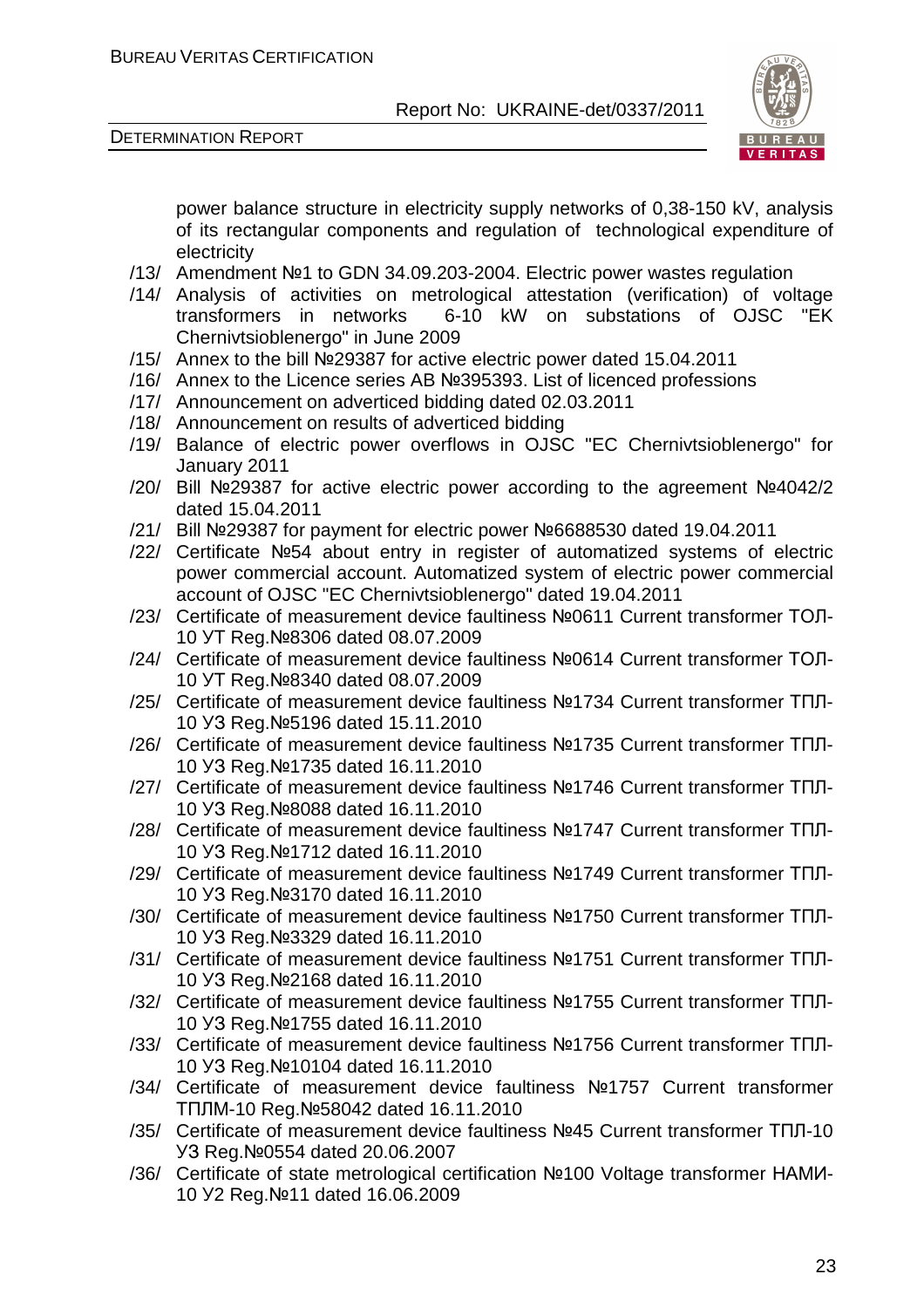power balance structure in electricity supply networks of 0,38-150 kV, analysis of its rectangular components and regulation of technological expenditure of electricity

/13/ Amendment №1 to GDN 34.09.203-2004. Electric power wastes regulation

/14/ Analysis of activities on metrological attestation (verification) of voltage transformers in networks 6-10 kW on substations of OJSC "EK Chernivtsioblenergo" in June 2009

/15/ Annex to the bill №29387 for active electric power dated 15.04.2011

/16/ Annex to the Licence series AB №395393. List of licenced professions

/17/ Announcement on adverticed bidding dated 02.03.2011

/18/ Announcement on results of adverticed bidding

/19/ Balance of electric power overflows in OJSC "EC Chernivtsioblenergo" for January 2011

/20/ Bill №29387 for active electric power according to the agreement №4042/2 dated 15.04.2011

/21/ Bill №29387 for payment for electric power №6688530 dated 19.04.2011

/22/ Certificate №54 about entry in register of automatized systems of electric power commercial account. Automatized system of electric power commercial account of OJSC "EC Chernivtsioblenergo" dated 19.04.2011

/23/ Certificate of measurement device faultiness №0611 Current transformer ТОЛ-10 УТ Reg.№8306 dated 08.07.2009

/24/ Certificate of measurement device faultiness №0614 Current transformer ТОЛ-10 УТ Reg.№8340 dated 08.07.2009

/25/ Certificate of measurement device faultiness №1734 Current transformer ТПЛ-10 У3 Reg.№5196 dated 15.11.2010

/26/ Certificate of measurement device faultiness №1735 Current transformer ТПЛ-10 У3 Reg.№1735 dated 16.11.2010

/27/ Certificate of measurement device faultiness №1746 Current transformer ТПЛ-10 У3 Reg.№8088 dated 16.11.2010

/28/ Certificate of measurement device faultiness №1747 Current transformer ТПЛ-10 У3 Reg.№1712 dated 16.11.2010

/29/ Certificate of measurement device faultiness №1749 Current transformer ТПЛ-10 У3 Reg.№3170 dated 16.11.2010

/30/ Certificate of measurement device faultiness №1750 Current transformer ТПЛ-10 У3 Reg.№3329 dated 16.11.2010

/31/ Certificate of measurement device faultiness №1751 Current transformer ТПЛ-10 У3 Reg.№2168 dated 16.11.2010

/32/ Certificate of measurement device faultiness №1755 Current transformer ТПЛ-10 У3 Reg.№1755 dated 16.11.2010

/33/ Certificate of measurement device faultiness №1756 Current transformer ТПЛ-10 У3 Reg.№10104 dated 16.11.2010

/34/ Certificate of measurement device faultiness №1757 Current transformer ТПЛМ-10 Reg.№58042 dated 16.11.2010

/35/ Certificate of measurement device faultiness №45 Current transformer ТПЛ-10 У3 Reg.№0554 dated 20.06.2007

/36/ Certificate of state metrological certification №100 Voltage transformer НАМИ-10 У2 Reg.№11 dated 16.06.2009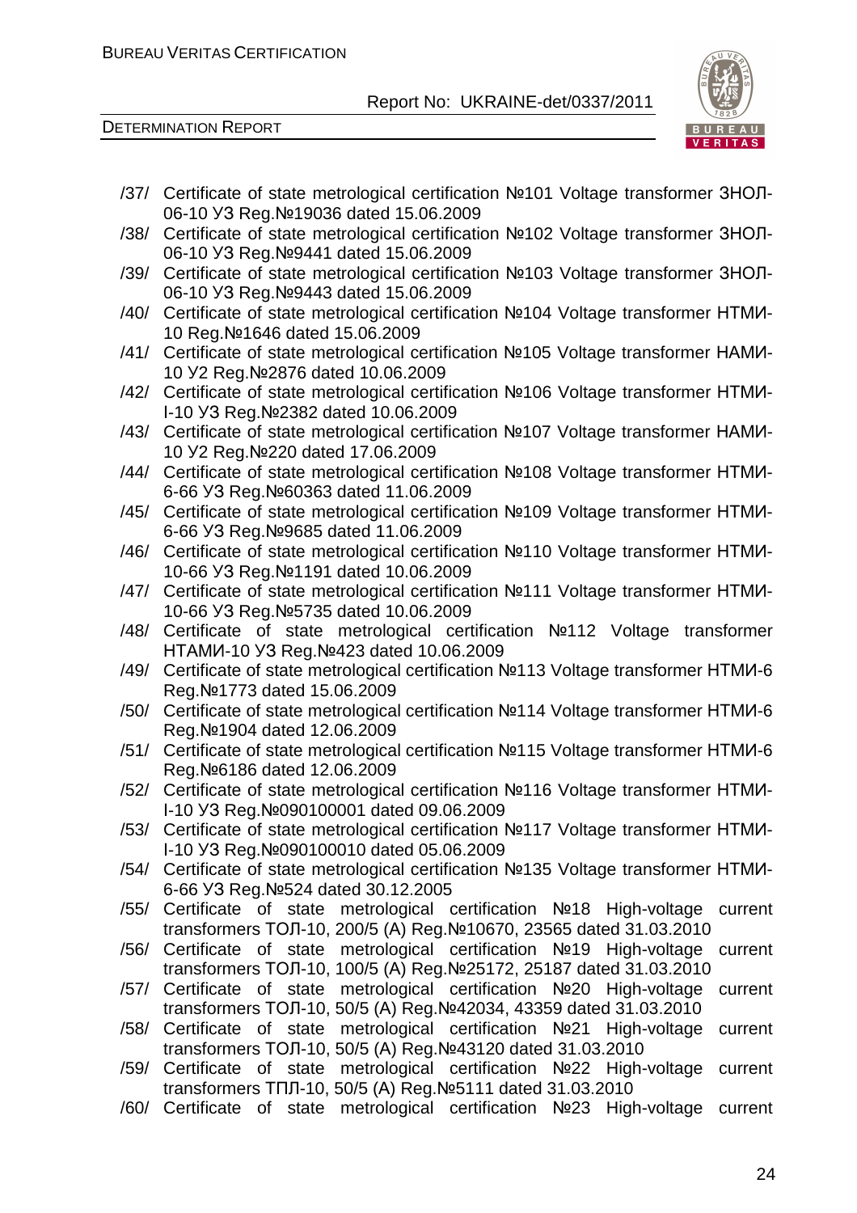/37/ Certificate of state metrological certification №101 Voltage transformer ЗНОЛ-06-10 УЗ Reg.№19036 dated 15.06.2009

/38/ Certificate of state metrological certification №102 Voltage transformer ЗНОЛ-06-10 УЗ Reg.№9441 dated 15.06.2009

/39/ Certificate of state metrological certification №103 Voltage transformer ЗНОЛ-06-10 УЗ Reg.№9443 dated 15.06.2009

/40/ Certificate of state metrological certification №104 Voltage transformer НТМИ-10 Reg.№1646 dated 15.06.2009

/41/ Certificate of state metrological certification №105 Voltage transformer НАМИ-10 У2 Reg.№2876 dated 10.06.2009

/42/ Certificate of state metrological certification №106 Voltage transformer НТМИ-I-10 УЗ Reg.№2382 dated 10.06.2009

/43/ Certificate of state metrological certification №107 Voltage transformer НАМИ-10 У2 Reg.№220 dated 17.06.2009

/44/ Certificate of state metrological certification №108 Voltage transformer НТМИ-6-66 УЗ Reg.№60363 dated 11.06.2009

/45/ Certificate of state metrological certification №109 Voltage transformer НТМИ-6-66 УЗ Reg.№9685 dated 11.06.2009

/46/ Certificate of state metrological certification №110 Voltage transformer НТМИ-10-66 УЗ Reg.№1191 dated 10.06.2009

/47/ Certificate of state metrological certification №111 Voltage transformer НТМИ-10-66 УЗ Reg.№5735 dated 10.06.2009

/48/ Certificate of state metrological certification №112 Voltage transformer НТАМИ-10 УЗ Reg.№423 dated 10.06.2009

/49/ Certificate of state metrological certification №113 Voltage transformer НТМИ-6 Reg.№1773 dated 15.06.2009

/50/ Certificate of state metrological certification №114 Voltage transformer НТМИ-6 Reg.№1904 dated 12.06.2009

/51/ Certificate of state metrological certification №115 Voltage transformer НТМИ-6 Reg.№6186 dated 12.06.2009

/52/ Certificate of state metrological certification №116 Voltage transformer НТМИ-I-10 УЗ Reg.№090100001 dated 09.06.2009

/53/ Certificate of state metrological certification №117 Voltage transformer НТМИ-I-10 УЗ Reg.№090100010 dated 05.06.2009

/54/ Certificate of state metrological certification №135 Voltage transformer НТМИ-6-66 УЗ Reg.№524 dated 30.12.2005

/55/ Certificate of state metrological certification №18 High-voltage current transformers ТОЛ-10, 200/5 (A) Reg.№10670, 23565 dated 31.03.2010

/56/ Certificate of state metrological certification №19 High-voltage current transformers ТОЛ-10, 100/5 (A) Reg.№25172, 25187 dated 31.03.2010

/57/ Certificate of state metrological certification №20 High-voltage current transformers ТОЛ-10, 50/5 (A) Reg.№42034, 43359 dated 31.03.2010

/58/ Certificate of state metrological certification №21 High-voltage current transformers ТОЛ-10, 50/5 (A) Reg.№43120 dated 31.03.2010

/59/ Certificate of state metrological certification №22 High-voltage current transformers ТПЛ-10, 50/5 (A) Reg.№5111 dated 31.03.2010

/60/ Certificate of state metrological certification №23 High-voltage current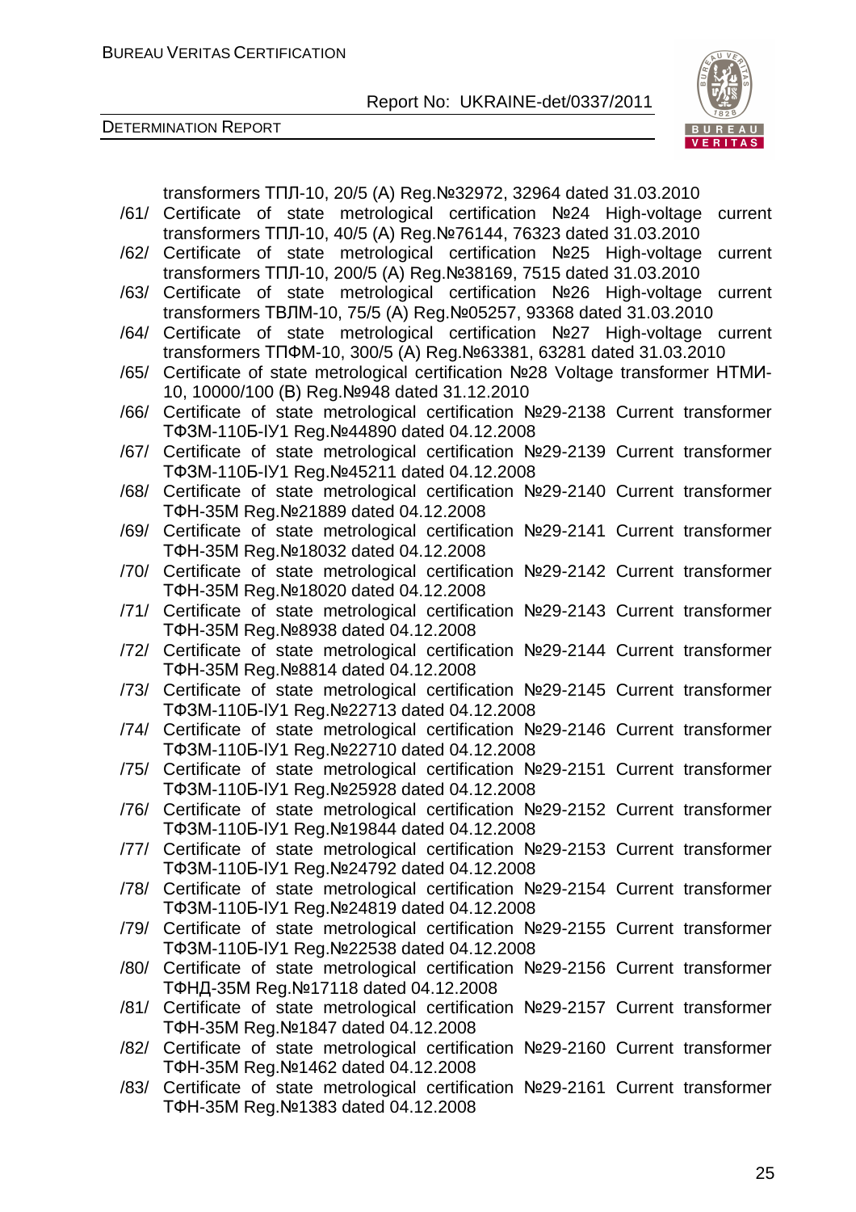transformers ТПЛ-10, 20/5 (A) Reg.№32972, 32964 dated 31.03.2010

/61/ Certificate of state metrological certification №24 High-voltage current transformers ТПЛ-10, 40/5 (A) Reg.№76144, 76323 dated 31.03.2010

/62/ Certificate of state metrological certification №25 High-voltage current transformers ТПЛ-10, 200/5 (A) Reg.№38169, 7515 dated 31.03.2010

/63/ Certificate of state metrological certification №26 High-voltage current transformers ТВЛМ-10, 75/5 (A) Reg.№05257, 93368 dated 31.03.2010

/64/ Certificate of state metrological certification №27 High-voltage current transformers ТПФМ-10, 300/5 (A) Reg.№63381, 63281 dated 31.03.2010

/65/ Certificate of state metrological certification №28 Voltage transformer НТМИ-10, 10000/100 (B) Reg.№948 dated 31.12.2010

/66/ Certificate of state metrological certification №29-2138 Current transformer ТФЗМ-110Б-IУ1 Reg.№44890 dated 04.12.2008

/67/ Certificate of state metrological certification №29-2139 Current transformer ТФЗМ-110Б-IУ1 Reg.№45211 dated 04.12.2008

/68/ Certificate of state metrological certification №29-2140 Current transformer ТФН-35М Reg.№21889 dated 04.12.2008

/69/ Certificate of state metrological certification №29-2141 Current transformer ТФН-35М Reg.№18032 dated 04.12.2008

/70/ Certificate of state metrological certification №29-2142 Current transformer ТФН-35М Reg.№18020 dated 04.12.2008

/71/ Certificate of state metrological certification №29-2143 Current transformer ТФН-35М Reg.№8938 dated 04.12.2008

/72/ Certificate of state metrological certification №29-2144 Current transformer ТФН-35М Reg.№8814 dated 04.12.2008

/73/ Certificate of state metrological certification №29-2145 Current transformer ТФЗМ-110Б-IУ1 Reg.№22713 dated 04.12.2008

/74/ Certificate of state metrological certification №29-2146 Current transformer ТФЗМ-110Б-IУ1 Reg.№22710 dated 04.12.2008

/75/ Certificate of state metrological certification №29-2151 Current transformer ТФЗМ-110Б-IУ1 Reg.№25928 dated 04.12.2008

/76/ Certificate of state metrological certification №29-2152 Current transformer ТФЗМ-110Б-IУ1 Reg.№19844 dated 04.12.2008

/77/ Certificate of state metrological certification №29-2153 Current transformer ТФЗМ-110Б-IУ1 Reg.№24792 dated 04.12.2008

/78/ Certificate of state metrological certification №29-2154 Current transformer ТФЗМ-110Б-IУ1 Reg.№24819 dated 04.12.2008

/79/ Certificate of state metrological certification №29-2155 Current transformer ТФЗМ-110Б-IУ1 Reg.№22538 dated 04.12.2008

/80/ Certificate of state metrological certification №29-2156 Current transformer ТФНД-35М Reg.№17118 dated 04.12.2008

/81/ Certificate of state metrological certification №29-2157 Current transformer ТФН-35М Reg.№1847 dated 04.12.2008

/82/ Certificate of state metrological certification №29-2160 Current transformer ТФН-35М Reg.№1462 dated 04.12.2008

/83/ Certificate of state metrological certification №29-2161 Current transformer ТФН-35М Reg.№1383 dated 04.12.2008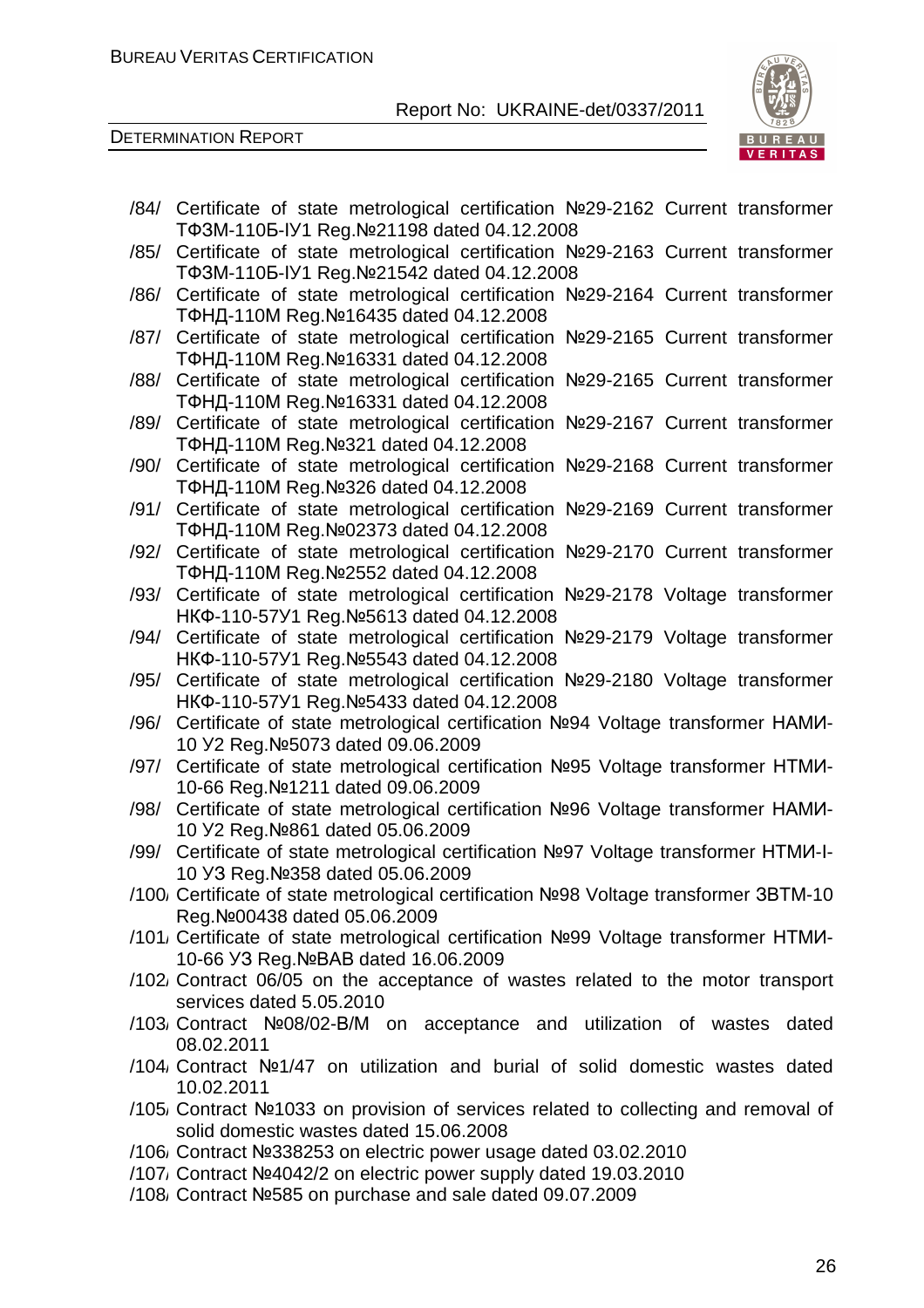/84/ Certificate of state metrological certification №29-2162 Current transformer ТФЗМ-110Б-IУ1 Reg.№21198 dated 04.12.2008

/85/ Certificate of state metrological certification №29-2163 Current transformer ТФЗМ-110Б-IУ1 Reg.№21542 dated 04.12.2008

/86/ Certificate of state metrological certification №29-2164 Current transformer ТФНД-110М Reg.№16435 dated 04.12.2008

/87/ Certificate of state metrological certification №29-2165 Current transformer ТФНД-110М Reg.№16331 dated 04.12.2008

/88/ Certificate of state metrological certification №29-2165 Current transformer ТФНД-110М Reg.№16331 dated 04.12.2008

/89/ Certificate of state metrological certification №29-2167 Current transformer ТФНД-110М Reg.№321 dated 04.12.2008

/90/ Certificate of state metrological certification №29-2168 Current transformer ТФНД-110М Reg.№326 dated 04.12.2008

/91/ Certificate of state metrological certification №29-2169 Current transformer ТФНД-110М Reg.№02373 dated 04.12.2008

/92/ Certificate of state metrological certification №29-2170 Current transformer ТФНД-110М Reg.№2552 dated 04.12.2008

/93/ Certificate of state metrological certification №29-2178 Voltage transformer НКФ-110-57У1 Reg.№5613 dated 04.12.2008

/94/ Certificate of state metrological certification №29-2179 Voltage transformer НКФ-110-57У1 Reg.№5543 dated 04.12.2008

/95/ Certificate of state metrological certification №29-2180 Voltage transformer НКФ-110-57У1 Reg.№5433 dated 04.12.2008

/96/ Certificate of state metrological certification №94 Voltage transformer НАМИ-10 У2 Reg.№5073 dated 09.06.2009

/97/ Certificate of state metrological certification №95 Voltage transformer НТМИ-10-66 Reg.№1211 dated 09.06.2009

/98/ Certificate of state metrological certification №96 Voltage transformer НАМИ-10 У2 Reg.№861 dated 05.06.2009

/99/ Certificate of state metrological certification №97 Voltage transformer НТМИ-I-10 У3 Reg.№358 dated 05.06.2009

/100/ Certificate of state metrological certification №98 Voltage transformer ЗВТМ-10 Reg.№00438 dated 05.06.2009

/101/ Certificate of state metrological certification №99 Voltage transformer НТМИ-10-66 У3 Reg.№ВАВ dated 16.06.2009

/102/ Contract 06/05 on the acceptance of wastes related to the motor transport services dated 5.05.2010

/103/ Contract №08/02-В/М on acceptance and utilization of wastes dated 08.02.2011

/104/ Contract №1/47 on utilization and burial of solid domestic wastes dated 10.02.2011

/105/ Contract №1033 on provision of services related to collecting and removal of solid domestic wastes dated 15.06.2008

/106/ Contract №338253 on electric power usage dated 03.02.2010

/107/ Contract №4042/2 on electric power supply dated 19.03.2010

/108/ Contract №585 on purchase and sale dated 09.07.2009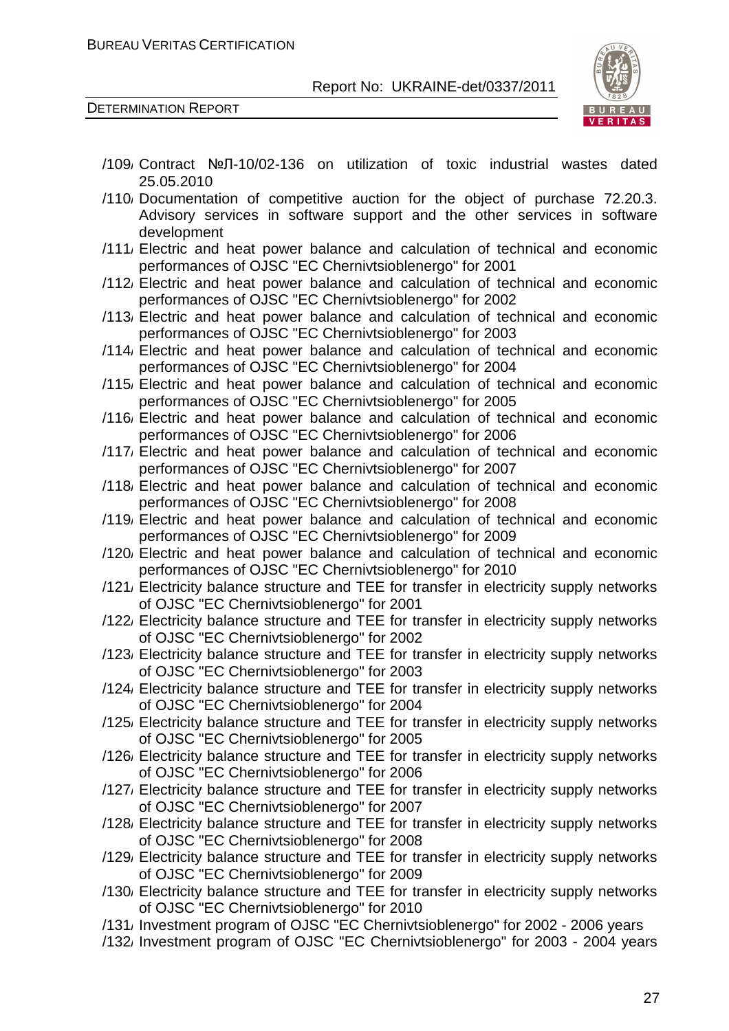/109/ Contract №Л-10/02-136 on utilization of toxic industrial wastes dated 25.05.2010

/110/ Documentation of competitive auction for the object of purchase 72.20.3. Advisory services in software support and the other services in software development

/111/ Electric and heat power balance and calculation of technical and economic performances of OJSC "EC Chernivtsioblenergo" for 2001

/112/ Electric and heat power balance and calculation of technical and economic performances of OJSC "EC Chernivtsioblenergo" for 2002

/113/ Electric and heat power balance and calculation of technical and economic performances of OJSC "EC Chernivtsioblenergo" for 2003

/114/ Electric and heat power balance and calculation of technical and economic performances of OJSC "EC Chernivtsioblenergo" for 2004

/115/ Electric and heat power balance and calculation of technical and economic performances of OJSC "EC Chernivtsioblenergo" for 2005

/116/ Electric and heat power balance and calculation of technical and economic performances of OJSC "EC Chernivtsioblenergo" for 2006

/117/ Electric and heat power balance and calculation of technical and economic performances of OJSC "EC Chernivtsioblenergo" for 2007

/118/ Electric and heat power balance and calculation of technical and economic performances of OJSC "EC Chernivtsioblenergo" for 2008

/119/ Electric and heat power balance and calculation of technical and economic performances of OJSC "EC Chernivtsioblenergo" for 2009

/120/ Electric and heat power balance and calculation of technical and economic performances of OJSC "EC Chernivtsioblenergo" for 2010

/121/ Electricity balance structure and TEE for transfer in electricity supply networks of OJSC "EC Chernivtsioblenergo" for 2001

/122/ Electricity balance structure and TEE for transfer in electricity supply networks of OJSC "EC Chernivtsioblenergo" for 2002

/123/ Electricity balance structure and TEE for transfer in electricity supply networks of OJSC "EC Chernivtsioblenergo" for 2003

/124/ Electricity balance structure and TEE for transfer in electricity supply networks of OJSC "EC Chernivtsioblenergo" for 2004

/125/ Electricity balance structure and TEE for transfer in electricity supply networks of OJSC "EC Chernivtsioblenergo" for 2005

/126/ Electricity balance structure and TEE for transfer in electricity supply networks of OJSC "EC Chernivtsioblenergo" for 2006

/127/ Electricity balance structure and TEE for transfer in electricity supply networks of OJSC "EC Chernivtsioblenergo" for 2007

/128/ Electricity balance structure and TEE for transfer in electricity supply networks of OJSC "EC Chernivtsioblenergo" for 2008

/129/ Electricity balance structure and TEE for transfer in electricity supply networks of OJSC "EC Chernivtsioblenergo" for 2009

/130/ Electricity balance structure and TEE for transfer in electricity supply networks of OJSC "EC Chernivtsioblenergo" for 2010

/131/ Investment program of OJSC "EC Chernivtsioblenergo" for 2002 - 2006 years

/132/ Investment program of OJSC "EC Chernivtsioblenergo" for 2003 - 2004 years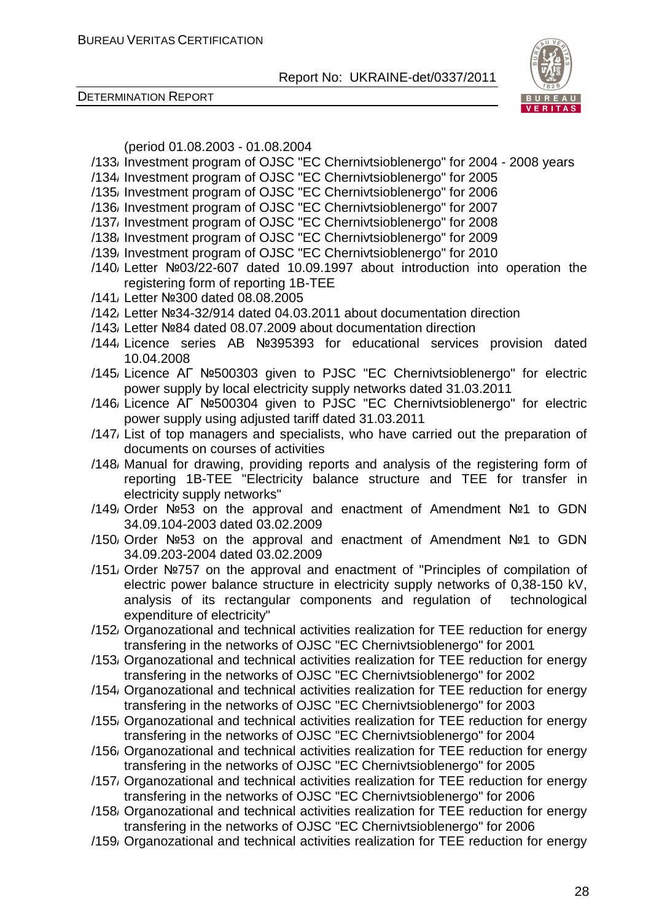(period 01.08.2003 - 01.08.2004

/133/ Investment program of OJSC "EC Chernivtsioblenergo" for 2004 - 2008 years

/134/ Investment program of OJSC "EC Chernivtsioblenergo" for 2005

/135/ Investment program of OJSC "EC Chernivtsioblenergo" for 2006

/136/ Investment program of OJSC "EC Chernivtsioblenergo" for 2007

/137/ Investment program of OJSC "EC Chernivtsioblenergo" for 2008

/138/ Investment program of OJSC "EC Chernivtsioblenergo" for 2009

/139/ Investment program of OJSC "EC Chernivtsioblenergo" for 2010

/140/ Letter №03/22-607 dated 10.09.1997 about introduction into operation the registering form of reporting 1B-TEE

/141/ Letter №300 dated 08.08.2005

/142/ Letter №34-32/914 dated 04.03.2011 about documentation direction

/143/ Letter №84 dated 08.07.2009 about documentation direction

/144/ Licence series AB №395393 for educational services provision dated 10.04.2008

/145/ Licence АГ №500303 given to PJSC "EC Chernivtsioblenergo" for electric power supply by local electricity supply networks dated 31.03.2011

/146/ Licence АГ №500304 given to PJSC "EC Chernivtsioblenergo" for electric power supply using adjusted tariff dated 31.03.2011

/147/ List of top managers and specialists, who have carried out the preparation of documents on courses of activities

/148/ Manual for drawing, providing reports and analysis of the registering form of reporting 1B-TEE "Electricity balance structure and TEE for transfer in electricity supply networks"

/149/ Order №53 on the approval and enactment of Amendment №1 to GDN 34.09.104-2003 dated 03.02.2009

/150/ Order №53 on the approval and enactment of Amendment №1 to GDN 34.09.203-2004 dated 03.02.2009

/151/ Order №757 on the approval and enactment of "Principles of compilation of electric power balance structure in electricity supply networks of 0,38-150 kV, analysis of its rectangular components and regulation of technological expenditure of electricity"

/152/ Organozational and technical activities realization for TEE reduction for energy transfering in the networks of OJSC "EC Chernivtsioblenergo" for 2001

/153/ Organozational and technical activities realization for TEE reduction for energy transfering in the networks of OJSC "EC Chernivtsioblenergo" for 2002

/154/ Organozational and technical activities realization for TEE reduction for energy transfering in the networks of OJSC "EC Chernivtsioblenergo" for 2003

/155/ Organozational and technical activities realization for TEE reduction for energy transfering in the networks of OJSC "EC Chernivtsioblenergo" for 2004

/156/ Organozational and technical activities realization for TEE reduction for energy transfering in the networks of OJSC "EC Chernivtsioblenergo" for 2005

/157/ Organozational and technical activities realization for TEE reduction for energy transfering in the networks of OJSC "EC Chernivtsioblenergo" for 2006

/158/ Organozational and technical activities realization for TEE reduction for energy transfering in the networks of OJSC "EC Chernivtsioblenergo" for 2006

/159/ Organozational and technical activities realization for TEE reduction for energy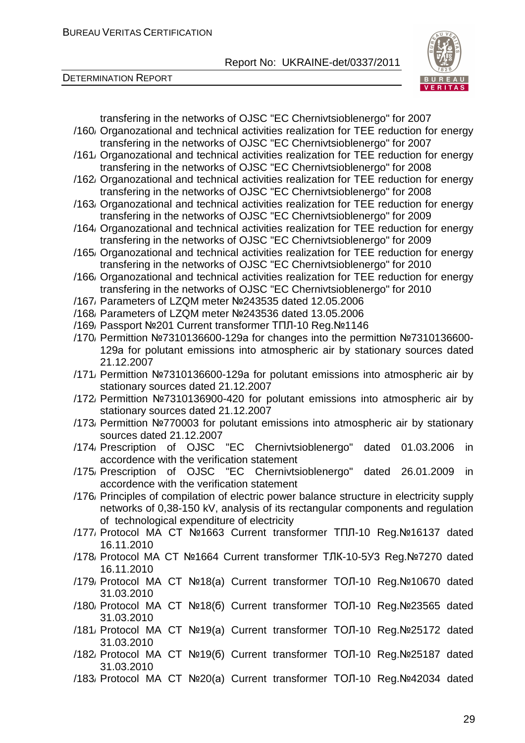transfering in the networks of OJSC "EC Chernivtsioblenergo" for 2007

/160/ Organozational and technical activities realization for TEE reduction for energy transfering in the networks of OJSC "EC Chernivtsioblenergo" for 2007

/161/ Organozational and technical activities realization for TEE reduction for energy transfering in the networks of OJSC "EC Chernivtsioblenergo" for 2008

/162/ Organozational and technical activities realization for TEE reduction for energy transfering in the networks of OJSC "EC Chernivtsioblenergo" for 2008

/163/ Organozational and technical activities realization for TEE reduction for energy transfering in the networks of OJSC "EC Chernivtsioblenergo" for 2009

/164/ Organozational and technical activities realization for TEE reduction for energy transfering in the networks of OJSC "EC Chernivtsioblenergo" for 2009

/165/ Organozational and technical activities realization for TEE reduction for energy transfering in the networks of OJSC "EC Chernivtsioblenergo" for 2010

/166/ Organozational and technical activities realization for TEE reduction for energy transfering in the networks of OJSC "EC Chernivtsioblenergo" for 2010

/167/ Parameters of LZQM meter №243535 dated 12.05.2006

/168/ Parameters of LZQM meter №243536 dated 13.05.2006

/169/ Passport №201 Current transformer ТПЛ-10 Reg.№1146

/170/ Permittion №7310136600-129a for changes into the permittion №7310136600-129a for polutant emissions into atmospheric air by stationary sources dated 21.12.2007

/171/ Permittion №7310136600-129a for polutant emissions into atmospheric air by stationary sources dated 21.12.2007

/172/ Permittion №7310136900-420 for polutant emissions into atmospheric air by stationary sources dated 21.12.2007

/173/ Permittion №770003 for polutant emissions into atmospheric air by stationary sources dated 21.12.2007

/174/ Prescription of OJSC "EC Chernivtsioblenergo" dated 01.03.2006 in accordence with the verification statement

/175/ Prescription of OJSC "EC Chernivtsioblenergo" dated 26.01.2009 in accordence with the verification statement

/176/ Principles of compilation of electric power balance structure in electricity supply networks of 0,38-150 kV, analysis of its rectangular components and regulation of technological expenditure of electricity

/177/ Protocol MA CT №1663 Current transformer ТПЛ-10 Reg.№16137 dated 16.11.2010

/178/ Protocol MA CT №1664 Current transformer ТЛК-10-5У3 Reg.№7270 dated 16.11.2010

/179/ Protocol MA CT №18(а) Current transformer ТОЛ-10 Reg.№10670 dated 31.03.2010

/180/ Protocol MA CT №18(б) Current transformer ТОЛ-10 Reg.№23565 dated 31.03.2010

/181/ Protocol MA CT №19(а) Current transformer ТОЛ-10 Reg.№25172 dated 31.03.2010

/182/ Protocol MA CT №19(б) Current transformer ТОЛ-10 Reg.№25187 dated 31.03.2010

/183/ Protocol MA CT №20(а) Current transformer ТОЛ-10 Reg.№42034 dated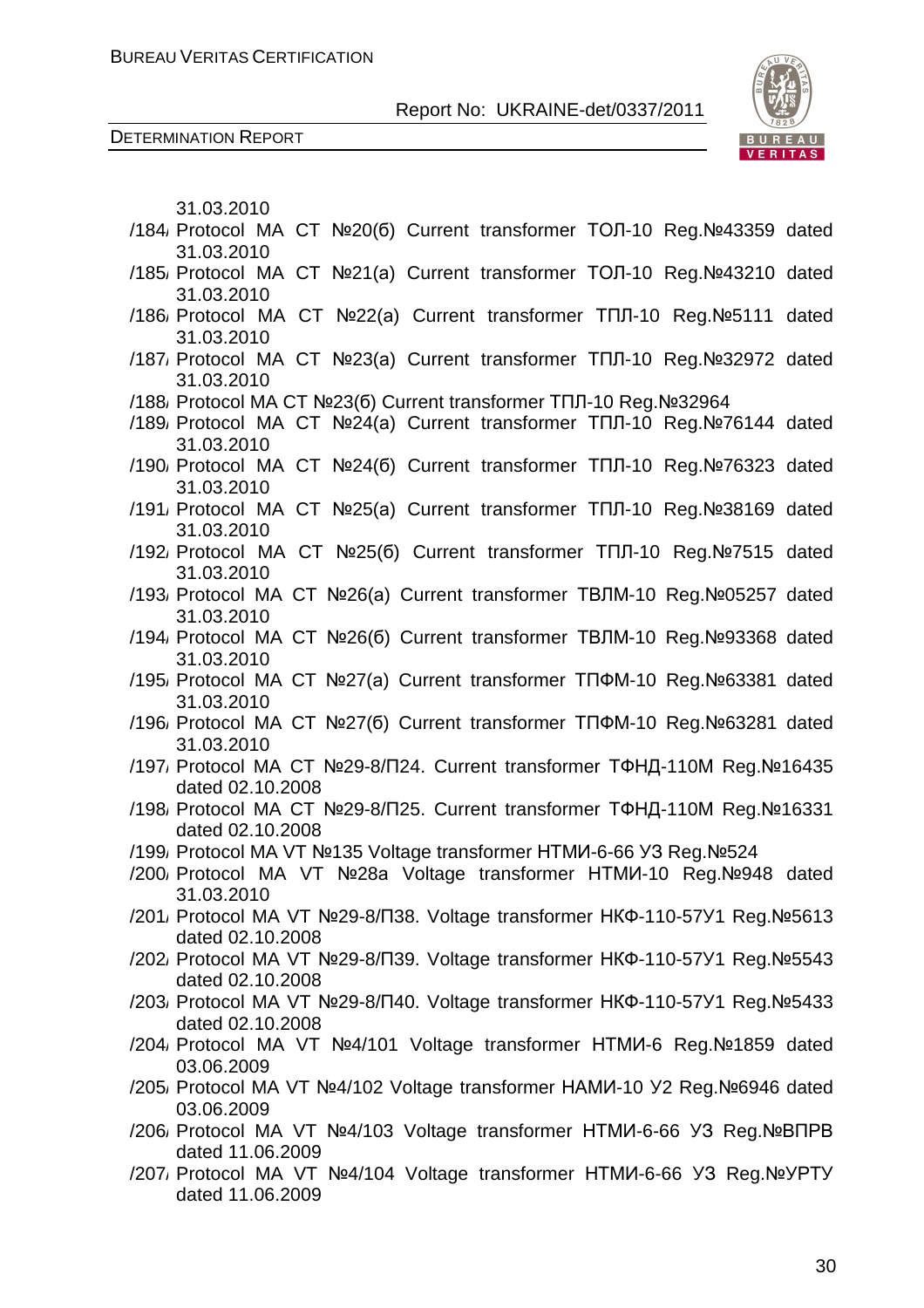31.03.2010

/184/ Protocol MA CT №20(б) Current transformer ТОЛ-10 Reg.№43359 dated 31.03.2010

/185/ Protocol MA CT №21(a) Current transformer ТОЛ-10 Reg.№43210 dated 31.03.2010

/186/ Protocol MA CT №22(a) Current transformer ТПЛ-10 Reg.№5111 dated 31.03.2010

/187/ Protocol MA CT №23(a) Current transformer ТПЛ-10 Reg.№32972 dated 31.03.2010

/188/ Protocol MA CT №23(б) Current transformer ТПЛ-10 Reg.№32964

/189/ Protocol MA CT №24(a) Current transformer ТПЛ-10 Reg.№76144 dated 31.03.2010

/190/ Protocol MA CT №24(б) Current transformer ТПЛ-10 Reg.№76323 dated 31.03.2010

/191/ Protocol MA CT №25(a) Current transformer ТПЛ-10 Reg.№38169 dated 31.03.2010

/192/ Protocol MA CT №25(б) Current transformer ТПЛ-10 Reg.№7515 dated 31.03.2010

/193/ Protocol MA CT №26(a) Current transformer ТВЛМ-10 Reg.№05257 dated 31.03.2010

/194/ Protocol MA CT №26(б) Current transformer ТВЛМ-10 Reg.№93368 dated 31.03.2010

/195/ Protocol MA CT №27(a) Current transformer ТПФМ-10 Reg.№63381 dated 31.03.2010

/196/ Protocol MA CT №27(б) Current transformer ТПФМ-10 Reg.№63281 dated 31.03.2010

/197/ Protocol MA CT №29-8/П24. Current transformer ТФНД-110М Reg.№16435 dated 02.10.2008

/198/ Protocol MA CT №29-8/П25. Current transformer ТФНД-110М Reg.№16331 dated 02.10.2008

/199/ Protocol MA VT №135 Voltage transformer НТМИ-6-66 У3 Reg.№524

/200/ Protocol MA VT №28a Voltage transformer НТМИ-10 Reg.№948 dated 31.03.2010

/201/ Protocol MA VT №29-8/П38. Voltage transformer НКФ-110-57У1 Reg.№5613 dated 02.10.2008

/202/ Protocol MA VT №29-8/П39. Voltage transformer НКФ-110-57У1 Reg.№5543 dated 02.10.2008

/203/ Protocol MA VT №29-8/П40. Voltage transformer НКФ-110-57У1 Reg.№5433 dated 02.10.2008

/204/ Protocol MA VT №4/101 Voltage transformer НТМИ-6 Reg.№1859 dated 03.06.2009

/205/ Protocol MA VT №4/102 Voltage transformer НАМИ-10 У2 Reg.№6946 dated 03.06.2009

/206/ Protocol MA VT №4/103 Voltage transformer НТМИ-6-66 У3 Reg.№ВПРВ dated 11.06.2009

/207/ Protocol MA VT №4/104 Voltage transformer НТМИ-6-66 У3 Reg.№УРТУ dated 11.06.2009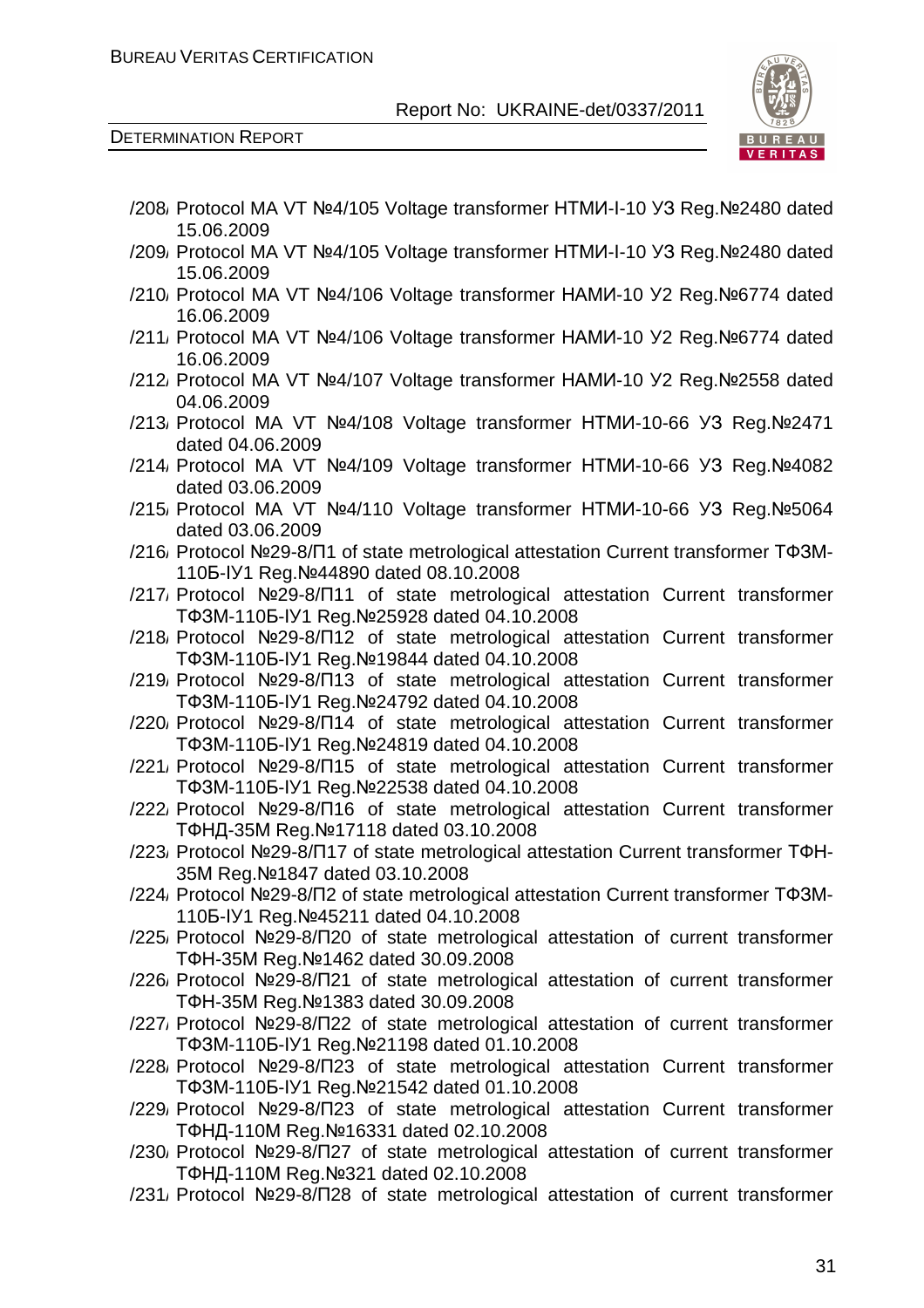/208/ Protocol MA VT №4/105 Voltage transformer НТМИ-І-10 У3 Reg.№2480 dated 15.06.2009

/209/ Protocol MA VT №4/105 Voltage transformer НТМИ-І-10 У3 Reg.№2480 dated 15.06.2009

/210/ Protocol MA VT №4/106 Voltage transformer НАМИ-10 У2 Reg.№6774 dated 16.06.2009

/211/ Protocol MA VT №4/106 Voltage transformer НАМИ-10 У2 Reg.№6774 dated 16.06.2009

/212/ Protocol MA VT №4/107 Voltage transformer НАМИ-10 У2 Reg.№2558 dated 04.06.2009

/213/ Protocol MA VT №4/108 Voltage transformer НТМИ-10-66 У3 Reg.№2471 dated 04.06.2009

/214/ Protocol MA VT №4/109 Voltage transformer НТМИ-10-66 У3 Reg.№4082 dated 03.06.2009

/215/ Protocol MA VT №4/110 Voltage transformer НТМИ-10-66 У3 Reg.№5064 dated 03.06.2009

/216/ Protocol №29-8/П1 of state metrological attestation Current transformer ТФЗМ-110Б-ІУ1 Reg.№44890 dated 08.10.2008

/217/ Protocol №29-8/П11 of state metrological attestation Current transformer ТФЗМ-110Б-ІУ1 Reg.№25928 dated 04.10.2008

/218/ Protocol №29-8/П12 of state metrological attestation Current transformer ТФЗМ-110Б-ІУ1 Reg.№19844 dated 04.10.2008

/219/ Protocol №29-8/П13 of state metrological attestation Current transformer ТФЗМ-110Б-ІУ1 Reg.№24792 dated 04.10.2008

/220/ Protocol №29-8/П14 of state metrological attestation Current transformer ТФЗМ-110Б-ІУ1 Reg.№24819 dated 04.10.2008

/221/ Protocol №29-8/П15 of state metrological attestation Current transformer ТФЗМ-110Б-ІУ1 Reg.№22538 dated 04.10.2008

/222/ Protocol №29-8/П16 of state metrological attestation Current transformer ТФНД-35М Reg.№17118 dated 03.10.2008

/223/ Protocol №29-8/П17 of state metrological attestation Current transformer ТФН-35М Reg.№1847 dated 03.10.2008

/224/ Protocol №29-8/П2 of state metrological attestation Current transformer ТФЗМ-110Б-ІУ1 Reg.№45211 dated 04.10.2008

/225/ Protocol №29-8/П20 of state metrological attestation of current transformer ТФН-35М Reg.№1462 dated 30.09.2008

/226/ Protocol №29-8/П21 of state metrological attestation of current transformer ТФН-35М Reg.№1383 dated 30.09.2008

/227/ Protocol №29-8/П22 of state metrological attestation of current transformer ТФЗМ-110Б-ІУ1 Reg.№21198 dated 01.10.2008

/228/ Protocol №29-8/П23 of state metrological attestation Current transformer ТФЗМ-110Б-ІУ1 Reg.№21542 dated 01.10.2008

/229/ Protocol №29-8/П23 of state metrological attestation Current transformer ТФНД-110М Reg.№16331 dated 02.10.2008

/230/ Protocol №29-8/П27 of state metrological attestation of current transformer ТФНД-110М Reg.№321 dated 02.10.2008

/231/ Protocol №29-8/П28 of state metrological attestation of current transformer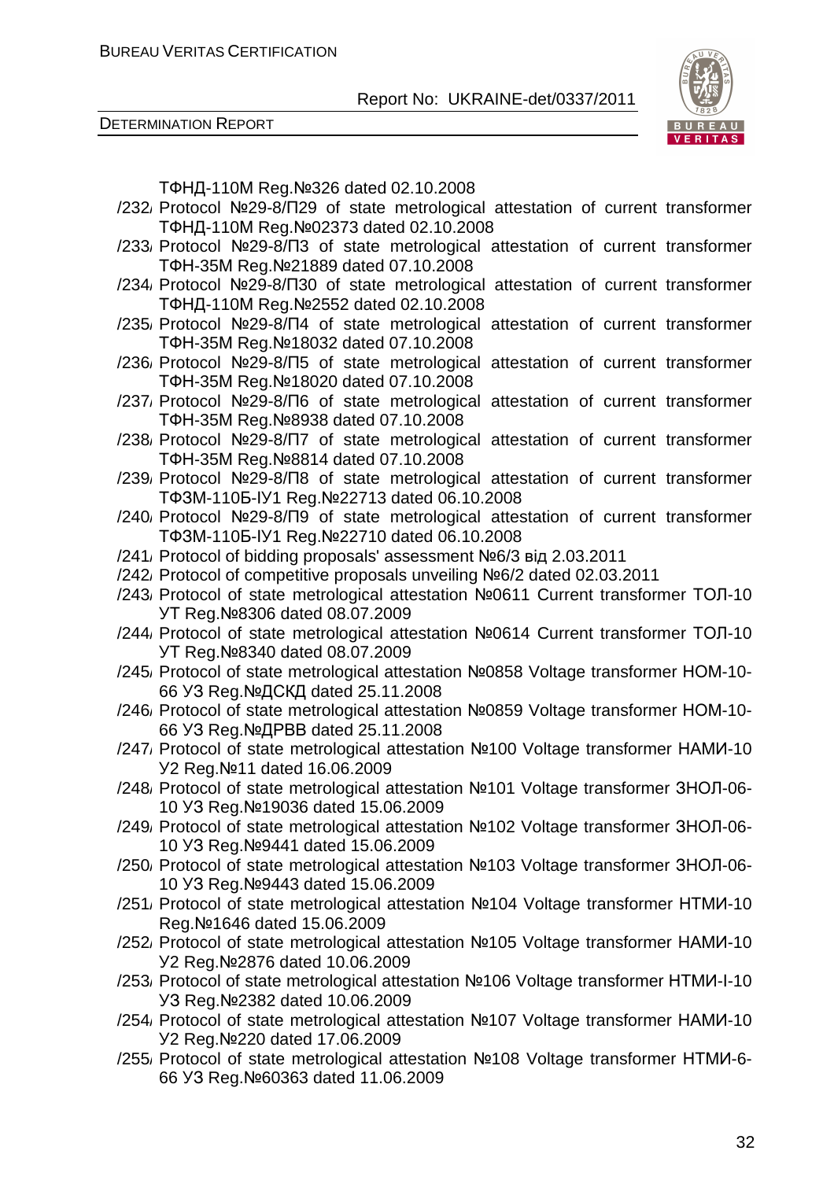ТФНД-110М Reg.№326 dated 02.10.2008

/232/ Protocol №29-8/П29 of state metrological attestation of current transformer ТФНД-110М Reg.№02373 dated 02.10.2008

/233/ Protocol №29-8/П3 of state metrological attestation of current transformer ТФН-35М Reg.№21889 dated 07.10.2008

/234/ Protocol №29-8/П30 of state metrological attestation of current transformer ТФНД-110М Reg.№2552 dated 02.10.2008

/235/ Protocol №29-8/П4 of state metrological attestation of current transformer ТФН-35М Reg.№18032 dated 07.10.2008

/236/ Protocol №29-8/П5 of state metrological attestation of current transformer ТФН-35М Reg.№18020 dated 07.10.2008

/237/ Protocol №29-8/П6 of state metrological attestation of current transformer ТФН-35М Reg.№8938 dated 07.10.2008

/238/ Protocol №29-8/П7 of state metrological attestation of current transformer ТФН-35М Reg.№8814 dated 07.10.2008

/239/ Protocol №29-8/П8 of state metrological attestation of current transformer ТФЗМ-110Б-ІУ1 Reg.№22713 dated 06.10.2008

/240/ Protocol №29-8/П9 of state metrological attestation of current transformer ТФЗМ-110Б-ІУ1 Reg.№22710 dated 06.10.2008

/241/ Protocol of bidding proposals' assessment №6/3 від 2.03.2011

/242/ Protocol of competitive proposals unveiling №6/2 dated 02.03.2011

/243/ Protocol of state metrological attestation №0611 Current transformer ТОЛ-10 УТ Reg.№8306 dated 08.07.2009

/244/ Protocol of state metrological attestation №0614 Current transformer ТОЛ-10 УТ Reg.№8340 dated 08.07.2009

/245/ Protocol of state metrological attestation №0858 Voltage transformer НОМ-10-66 УЗ Reg.№ДСКД dated 25.11.2008

/246/ Protocol of state metrological attestation №0859 Voltage transformer НОМ-10-66 УЗ Reg.№ДРВВ dated 25.11.2008

/247/ Protocol of state metrological attestation №100 Voltage transformer НАМИ-10 У2 Reg.№11 dated 16.06.2009

/248/ Protocol of state metrological attestation №101 Voltage transformer ЗНОЛ-06-10 УЗ Reg.№19036 dated 15.06.2009

/249/ Protocol of state metrological attestation №102 Voltage transformer ЗНОЛ-06-10 УЗ Reg.№9441 dated 15.06.2009

/250/ Protocol of state metrological attestation №103 Voltage transformer ЗНОЛ-06-10 УЗ Reg.№9443 dated 15.06.2009

/251/ Protocol of state metrological attestation №104 Voltage transformer НТМИ-10 Reg.№1646 dated 15.06.2009

/252/ Protocol of state metrological attestation №105 Voltage transformer НАМИ-10 У2 Reg.№2876 dated 10.06.2009

/253/ Protocol of state metrological attestation №106 Voltage transformer НТМИ-І-10 УЗ Reg.№2382 dated 10.06.2009

/254/ Protocol of state metrological attestation №107 Voltage transformer НАМИ-10 У2 Reg.№220 dated 17.06.2009

/255/ Protocol of state metrological attestation №108 Voltage transformer НТМИ-6-66 УЗ Reg.№60363 dated 11.06.2009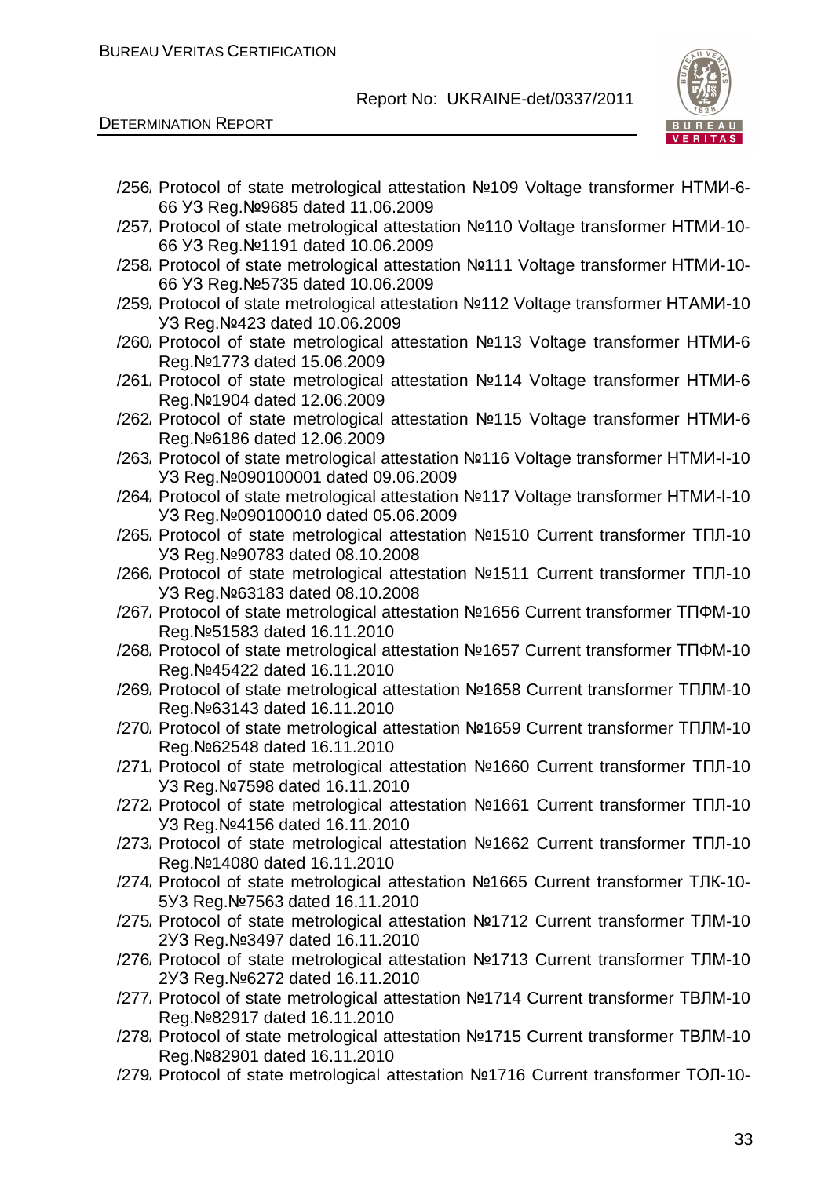/256/ Protocol of state metrological attestation №109 Voltage transformer НТМИ-6-66 У3 Reg.№9685 dated 11.06.2009

/257/ Protocol of state metrological attestation №110 Voltage transformer НТМИ-10-66 У3 Reg.№1191 dated 10.06.2009

/258/ Protocol of state metrological attestation №111 Voltage transformer НТМИ-10-66 У3 Reg.№5735 dated 10.06.2009

/259/ Protocol of state metrological attestation №112 Voltage transformer НТАМИ-10 У3 Reg.№423 dated 10.06.2009

/260/ Protocol of state metrological attestation №113 Voltage transformer НТМИ-6 Reg.№1773 dated 15.06.2009

/261/ Protocol of state metrological attestation №114 Voltage transformer НТМИ-6 Reg.№1904 dated 12.06.2009

/262/ Protocol of state metrological attestation №115 Voltage transformer НТМИ-6 Reg.№6186 dated 12.06.2009

/263/ Protocol of state metrological attestation №116 Voltage transformer НТМИ-I-10 У3 Reg.№090100001 dated 09.06.2009

/264/ Protocol of state metrological attestation №117 Voltage transformer НТМИ-I-10 У3 Reg.№090100010 dated 05.06.2009

/265/ Protocol of state metrological attestation №1510 Current transformer ТПЛ-10 У3 Reg.№90783 dated 08.10.2008

/266/ Protocol of state metrological attestation №1511 Current transformer ТПЛ-10 У3 Reg.№63183 dated 08.10.2008

/267/ Protocol of state metrological attestation №1656 Current transformer ТПФМ-10 Reg.№51583 dated 16.11.2010

/268/ Protocol of state metrological attestation №1657 Current transformer ТПФМ-10 Reg.№45422 dated 16.11.2010

/269/ Protocol of state metrological attestation №1658 Current transformer ТПЛМ-10 Reg.№63143 dated 16.11.2010

/270/ Protocol of state metrological attestation №1659 Current transformer ТПЛМ-10 Reg.№62548 dated 16.11.2010

/271/ Protocol of state metrological attestation №1660 Current transformer ТПЛ-10 У3 Reg.№7598 dated 16.11.2010

/272/ Protocol of state metrological attestation №1661 Current transformer ТПЛ-10 У3 Reg.№4156 dated 16.11.2010

/273/ Protocol of state metrological attestation №1662 Current transformer ТПЛ-10 Reg.№14080 dated 16.11.2010

/274/ Protocol of state metrological attestation №1665 Current transformer ТЛК-10-5У3 Reg.№7563 dated 16.11.2010

/275/ Protocol of state metrological attestation №1712 Current transformer ТЛМ-10 2У3 Reg.№3497 dated 16.11.2010

/276/ Protocol of state metrological attestation №1713 Current transformer ТЛМ-10 2У3 Reg.№6272 dated 16.11.2010

/277/ Protocol of state metrological attestation №1714 Current transformer ТВЛМ-10 Reg.№82917 dated 16.11.2010

/278/ Protocol of state metrological attestation №1715 Current transformer ТВЛМ-10 Reg.№82901 dated 16.11.2010

/279/ Protocol of state metrological attestation №1716 Current transformer ТОЛ-10-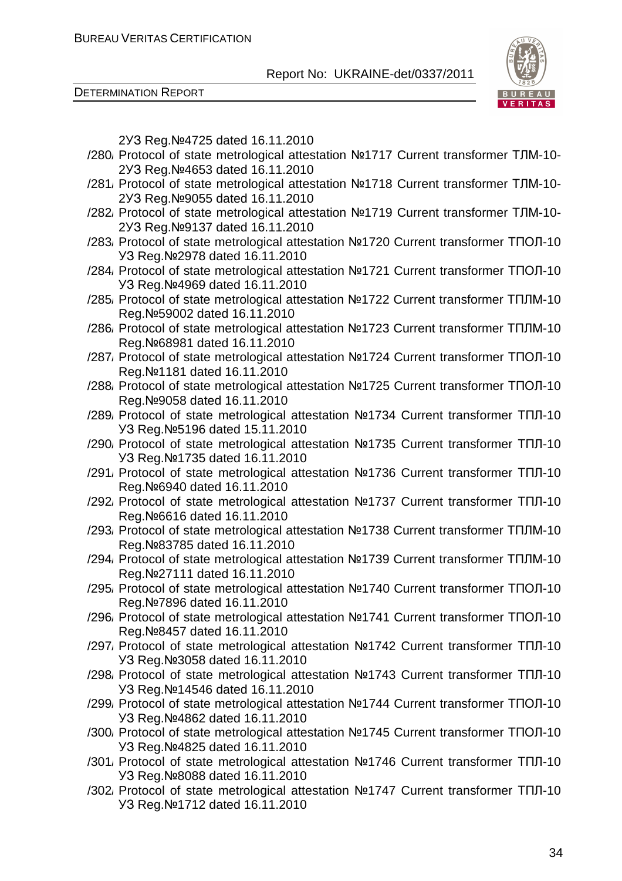2УЗ Reg.№4725 dated 16.11.2010

/280/ Protocol of state metrological attestation №1717 Current transformer ТЛМ-10-2УЗ Reg.№4653 dated 16.11.2010

/281/ Protocol of state metrological attestation №1718 Current transformer ТЛМ-10-2УЗ Reg.№9055 dated 16.11.2010

/282/ Protocol of state metrological attestation №1719 Current transformer ТЛМ-10-2УЗ Reg.№9137 dated 16.11.2010

/283/ Protocol of state metrological attestation №1720 Current transformer ТПОЛ-10 УЗ Reg.№2978 dated 16.11.2010

/284/ Protocol of state metrological attestation №1721 Current transformer ТПОЛ-10 УЗ Reg.№4969 dated 16.11.2010

/285/ Protocol of state metrological attestation №1722 Current transformer ТПЛМ-10 Reg.№59002 dated 16.11.2010

/286/ Protocol of state metrological attestation №1723 Current transformer ТПЛМ-10 Reg.№68981 dated 16.11.2010

/287/ Protocol of state metrological attestation №1724 Current transformer ТПОЛ-10 Reg.№1181 dated 16.11.2010

/288/ Protocol of state metrological attestation №1725 Current transformer ТПОЛ-10 Reg.№9058 dated 16.11.2010

/289/ Protocol of state metrological attestation №1734 Current transformer ТПЛ-10 УЗ Reg.№5196 dated 15.11.2010

/290/ Protocol of state metrological attestation №1735 Current transformer ТПЛ-10 УЗ Reg.№1735 dated 16.11.2010

/291/ Protocol of state metrological attestation №1736 Current transformer ТПЛ-10 Reg.№6940 dated 16.11.2010

/292/ Protocol of state metrological attestation №1737 Current transformer ТПЛ-10 Reg.№6616 dated 16.11.2010

/293/ Protocol of state metrological attestation №1738 Current transformer ТПЛМ-10 Reg.№83785 dated 16.11.2010

/294/ Protocol of state metrological attestation №1739 Current transformer ТПЛМ-10 Reg.№27111 dated 16.11.2010

/295/ Protocol of state metrological attestation №1740 Current transformer ТПОЛ-10 Reg.№7896 dated 16.11.2010

/296/ Protocol of state metrological attestation №1741 Current transformer ТПОЛ-10 Reg.№8457 dated 16.11.2010

/297/ Protocol of state metrological attestation №1742 Current transformer ТПЛ-10 УЗ Reg.№3058 dated 16.11.2010

/298/ Protocol of state metrological attestation №1743 Current transformer ТПЛ-10 УЗ Reg.№14546 dated 16.11.2010

/299/ Protocol of state metrological attestation №1744 Current transformer ТПОЛ-10 УЗ Reg.№4862 dated 16.11.2010

/300/ Protocol of state metrological attestation №1745 Current transformer ТПОЛ-10 УЗ Reg.№4825 dated 16.11.2010

/301/ Protocol of state metrological attestation №1746 Current transformer ТПЛ-10 УЗ Reg.№8088 dated 16.11.2010

/302/ Protocol of state metrological attestation №1747 Current transformer ТПЛ-10 УЗ Reg.№1712 dated 16.11.2010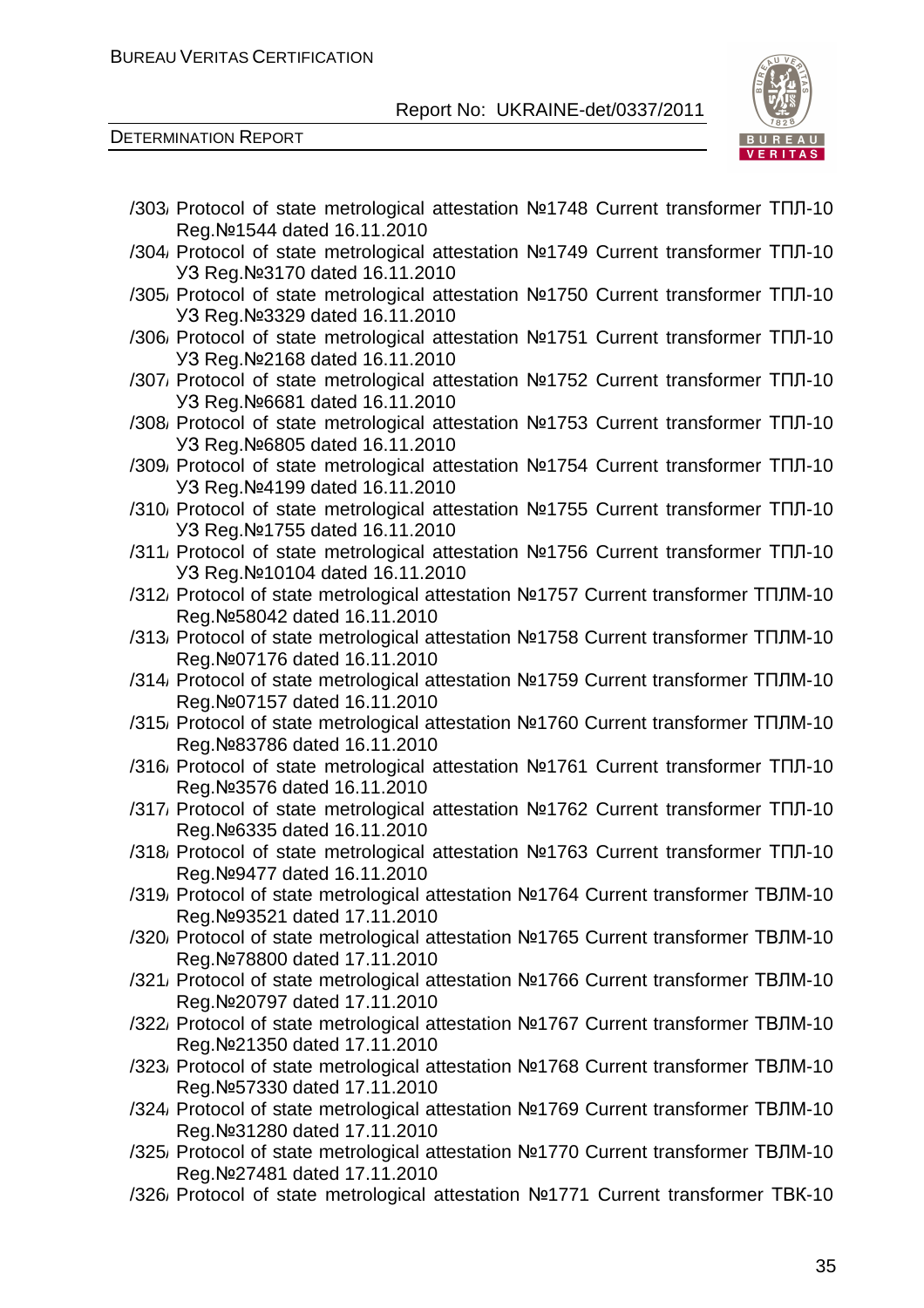/303/ Protocol of state metrological attestation №1748 Current transformer ТПЛ-10 Reg.№1544 dated 16.11.2010

/304/ Protocol of state metrological attestation №1749 Current transformer ТПЛ-10 У3 Reg.№3170 dated 16.11.2010

/305/ Protocol of state metrological attestation №1750 Current transformer ТПЛ-10 У3 Reg.№3329 dated 16.11.2010

/306/ Protocol of state metrological attestation №1751 Current transformer ТПЛ-10 У3 Reg.№2168 dated 16.11.2010

/307/ Protocol of state metrological attestation №1752 Current transformer ТПЛ-10 У3 Reg.№6681 dated 16.11.2010

/308/ Protocol of state metrological attestation №1753 Current transformer ТПЛ-10 У3 Reg.№6805 dated 16.11.2010

/309/ Protocol of state metrological attestation №1754 Current transformer ТПЛ-10 У3 Reg.№4199 dated 16.11.2010

/310/ Protocol of state metrological attestation №1755 Current transformer ТПЛ-10 У3 Reg.№1755 dated 16.11.2010

/311/ Protocol of state metrological attestation №1756 Current transformer ТПЛ-10 У3 Reg.№10104 dated 16.11.2010

/312/ Protocol of state metrological attestation №1757 Current transformer ТПЛМ-10 Reg.№58042 dated 16.11.2010

/313/ Protocol of state metrological attestation №1758 Current transformer ТПЛМ-10 Reg.№07176 dated 16.11.2010

/314/ Protocol of state metrological attestation №1759 Current transformer ТПЛМ-10 Reg.№07157 dated 16.11.2010

/315/ Protocol of state metrological attestation №1760 Current transformer ТПЛМ-10 Reg.№83786 dated 16.11.2010

/316/ Protocol of state metrological attestation №1761 Current transformer ТПЛ-10 Reg.№3576 dated 16.11.2010

/317/ Protocol of state metrological attestation №1762 Current transformer ТПЛ-10 Reg.№6335 dated 16.11.2010

/318/ Protocol of state metrological attestation №1763 Current transformer ТПЛ-10 Reg.№9477 dated 16.11.2010

/319/ Protocol of state metrological attestation №1764 Current transformer ТВЛМ-10 Reg.№93521 dated 17.11.2010

/320/ Protocol of state metrological attestation №1765 Current transformer ТВЛМ-10 Reg.№78800 dated 17.11.2010

/321/ Protocol of state metrological attestation №1766 Current transformer ТВЛМ-10 Reg.№20797 dated 17.11.2010

/322/ Protocol of state metrological attestation №1767 Current transformer ТВЛМ-10 Reg.№21350 dated 17.11.2010

/323/ Protocol of state metrological attestation №1768 Current transformer ТВЛМ-10 Reg.№57330 dated 17.11.2010

/324/ Protocol of state metrological attestation №1769 Current transformer ТВЛМ-10 Reg.№31280 dated 17.11.2010

/325/ Protocol of state metrological attestation №1770 Current transformer ТВЛМ-10 Reg.№27481 dated 17.11.2010

/326/ Protocol of state metrological attestation №1771 Current transformer ТВК-10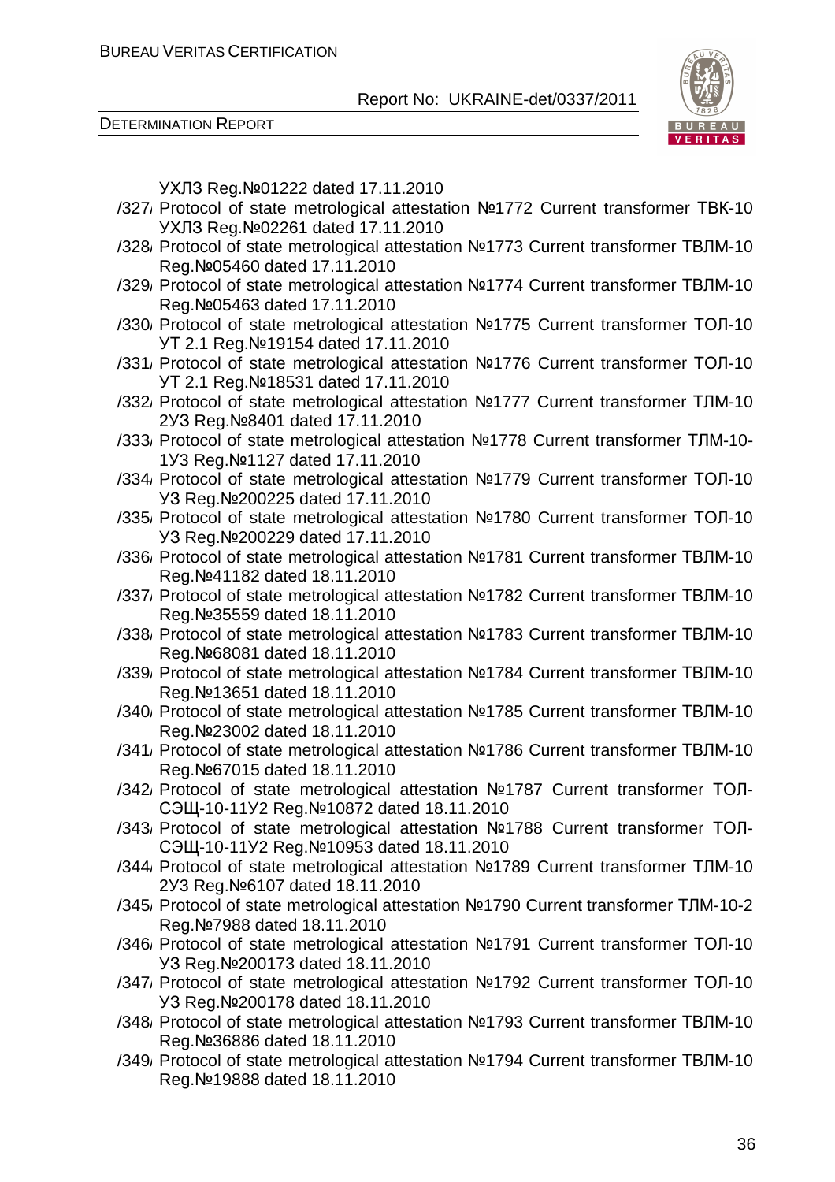УХЛ3 Reg.№01222 dated 17.11.2010

/327/ Protocol of state metrological attestation №1772 Current transformer ТВК-10 УХЛ3 Reg.№02261 dated 17.11.2010

/328/ Protocol of state metrological attestation №1773 Current transformer ТВЛМ-10 Reg.№05460 dated 17.11.2010

/329/ Protocol of state metrological attestation №1774 Current transformer ТВЛМ-10 Reg.№05463 dated 17.11.2010

/330/ Protocol of state metrological attestation №1775 Current transformer ТОЛ-10 УТ 2.1 Reg.№19154 dated 17.11.2010

/331/ Protocol of state metrological attestation №1776 Current transformer ТОЛ-10 УТ 2.1 Reg.№18531 dated 17.11.2010

/332/ Protocol of state metrological attestation №1777 Current transformer ТЛМ-10 2У3 Reg.№8401 dated 17.11.2010

/333/ Protocol of state metrological attestation №1778 Current transformer ТЛМ-10-1У3 Reg.№1127 dated 17.11.2010

/334/ Protocol of state metrological attestation №1779 Current transformer ТОЛ-10 У3 Reg.№200225 dated 17.11.2010

/335/ Protocol of state metrological attestation №1780 Current transformer ТОЛ-10 У3 Reg.№200229 dated 17.11.2010

/336/ Protocol of state metrological attestation №1781 Current transformer ТВЛМ-10 Reg.№41182 dated 18.11.2010

/337/ Protocol of state metrological attestation №1782 Current transformer ТВЛМ-10 Reg.№35559 dated 18.11.2010

/338/ Protocol of state metrological attestation №1783 Current transformer ТВЛМ-10 Reg.№68081 dated 18.11.2010

/339/ Protocol of state metrological attestation №1784 Current transformer ТВЛМ-10 Reg.№13651 dated 18.11.2010

/340/ Protocol of state metrological attestation №1785 Current transformer ТВЛМ-10 Reg.№23002 dated 18.11.2010

/341/ Protocol of state metrological attestation №1786 Current transformer ТВЛМ-10 Reg.№67015 dated 18.11.2010

/342/ Protocol of state metrological attestation №1787 Current transformer ТОЛ-СЭЩ-10-11У2 Reg.№10872 dated 18.11.2010

/343/ Protocol of state metrological attestation №1788 Current transformer ТОЛ-СЭЩ-10-11У2 Reg.№10953 dated 18.11.2010

/344/ Protocol of state metrological attestation №1789 Current transformer ТЛМ-10 2У3 Reg.№6107 dated 18.11.2010

/345/ Protocol of state metrological attestation №1790 Current transformer ТЛМ-10-2 Reg.№7988 dated 18.11.2010

/346/ Protocol of state metrological attestation №1791 Current transformer ТОЛ-10 У3 Reg.№200173 dated 18.11.2010

/347/ Protocol of state metrological attestation №1792 Current transformer ТОЛ-10 У3 Reg.№200178 dated 18.11.2010

/348/ Protocol of state metrological attestation №1793 Current transformer ТВЛМ-10 Reg.№36886 dated 18.11.2010

/349/ Protocol of state metrological attestation №1794 Current transformer ТВЛМ-10 Reg.№19888 dated 18.11.2010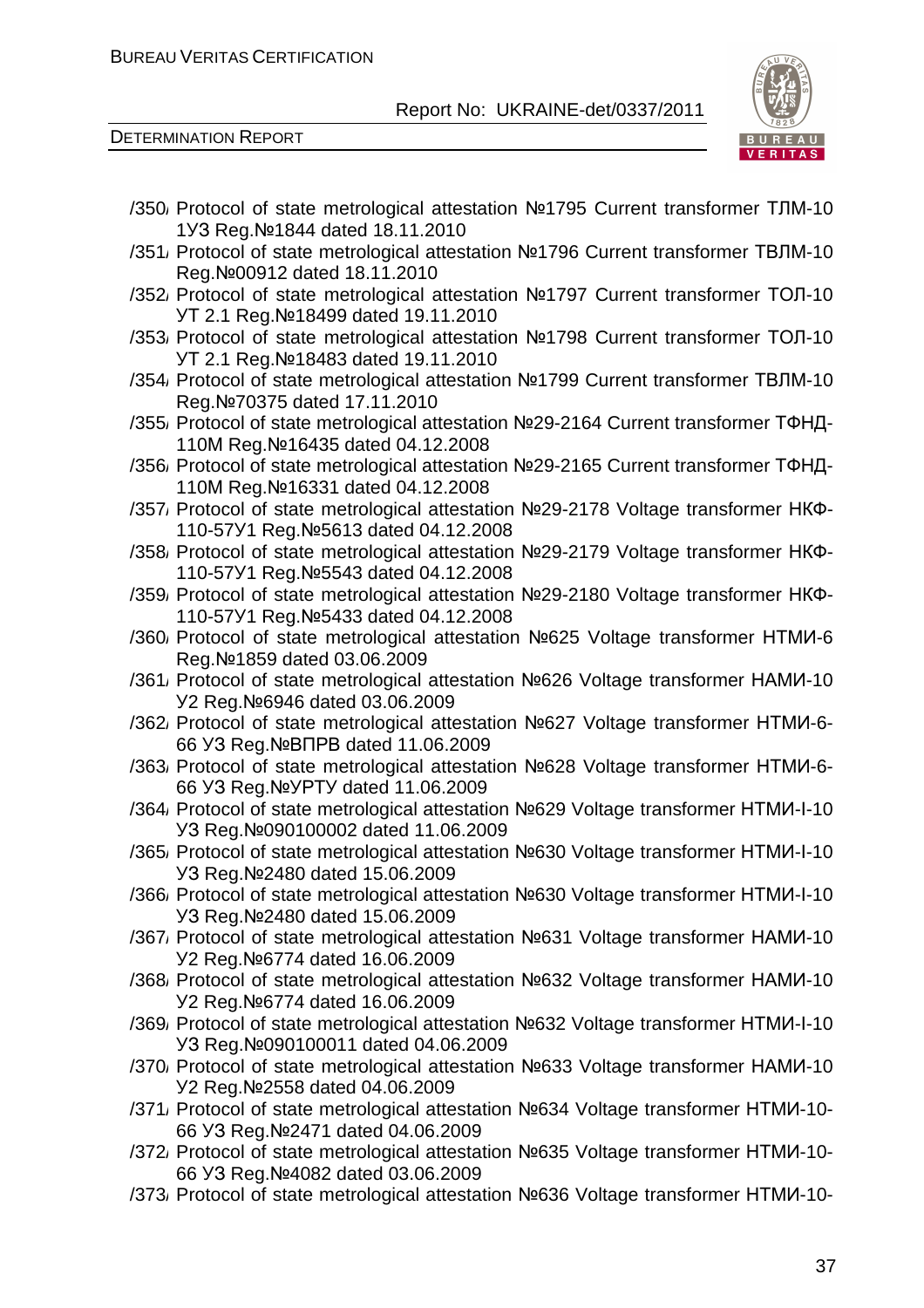/350/ Protocol of state metrological attestation №1795 Current transformer ТЛМ-10 1У3 Reg.№1844 dated 18.11.2010

/351/ Protocol of state metrological attestation №1796 Current transformer ТВЛМ-10 Reg.№00912 dated 18.11.2010

/352/ Protocol of state metrological attestation №1797 Current transformer ТОЛ-10 УТ 2.1 Reg.№18499 dated 19.11.2010

/353/ Protocol of state metrological attestation №1798 Current transformer ТОЛ-10 УТ 2.1 Reg.№18483 dated 19.11.2010

/354/ Protocol of state metrological attestation №1799 Current transformer ТВЛМ-10 Reg.№70375 dated 17.11.2010

/355/ Protocol of state metrological attestation №29-2164 Current transformer ТФНД-110М Reg.№16435 dated 04.12.2008

/356/ Protocol of state metrological attestation №29-2165 Current transformer ТФНД-110М Reg.№16331 dated 04.12.2008

/357/ Protocol of state metrological attestation №29-2178 Voltage transformer НКФ-110-57У1 Reg.№5613 dated 04.12.2008

/358/ Protocol of state metrological attestation №29-2179 Voltage transformer НКФ-110-57У1 Reg.№5543 dated 04.12.2008

/359/ Protocol of state metrological attestation №29-2180 Voltage transformer НКФ-110-57У1 Reg.№5433 dated 04.12.2008

/360/ Protocol of state metrological attestation №625 Voltage transformer НТМИ-6 Reg.№1859 dated 03.06.2009

/361/ Protocol of state metrological attestation №626 Voltage transformer НАМИ-10 У2 Reg.№6946 dated 03.06.2009

/362/ Protocol of state metrological attestation №627 Voltage transformer НТМИ-6-66 У3 Reg.№ВПРВ dated 11.06.2009

/363/ Protocol of state metrological attestation №628 Voltage transformer НТМИ-6-66 У3 Reg.№УРТУ dated 11.06.2009

/364/ Protocol of state metrological attestation №629 Voltage transformer НТМИ-І-10 У3 Reg.№090100002 dated 11.06.2009

/365/ Protocol of state metrological attestation №630 Voltage transformer НТМИ-І-10 У3 Reg.№2480 dated 15.06.2009

/366/ Protocol of state metrological attestation №630 Voltage transformer НТМИ-І-10 У3 Reg.№2480 dated 15.06.2009

/367/ Protocol of state metrological attestation №631 Voltage transformer НАМИ-10 У2 Reg.№6774 dated 16.06.2009

/368/ Protocol of state metrological attestation №632 Voltage transformer НАМИ-10 У2 Reg.№6774 dated 16.06.2009

/369/ Protocol of state metrological attestation №632 Voltage transformer НТМИ-І-10 У3 Reg.№090100011 dated 04.06.2009

/370/ Protocol of state metrological attestation №633 Voltage transformer НАМИ-10 У2 Reg.№2558 dated 04.06.2009

/371/ Protocol of state metrological attestation №634 Voltage transformer НТМИ-10-66 У3 Reg.№2471 dated 04.06.2009

/372/ Protocol of state metrological attestation №635 Voltage transformer НТМИ-10-66 У3 Reg.№4082 dated 03.06.2009

/373/ Protocol of state metrological attestation №636 Voltage transformer НТМИ-10-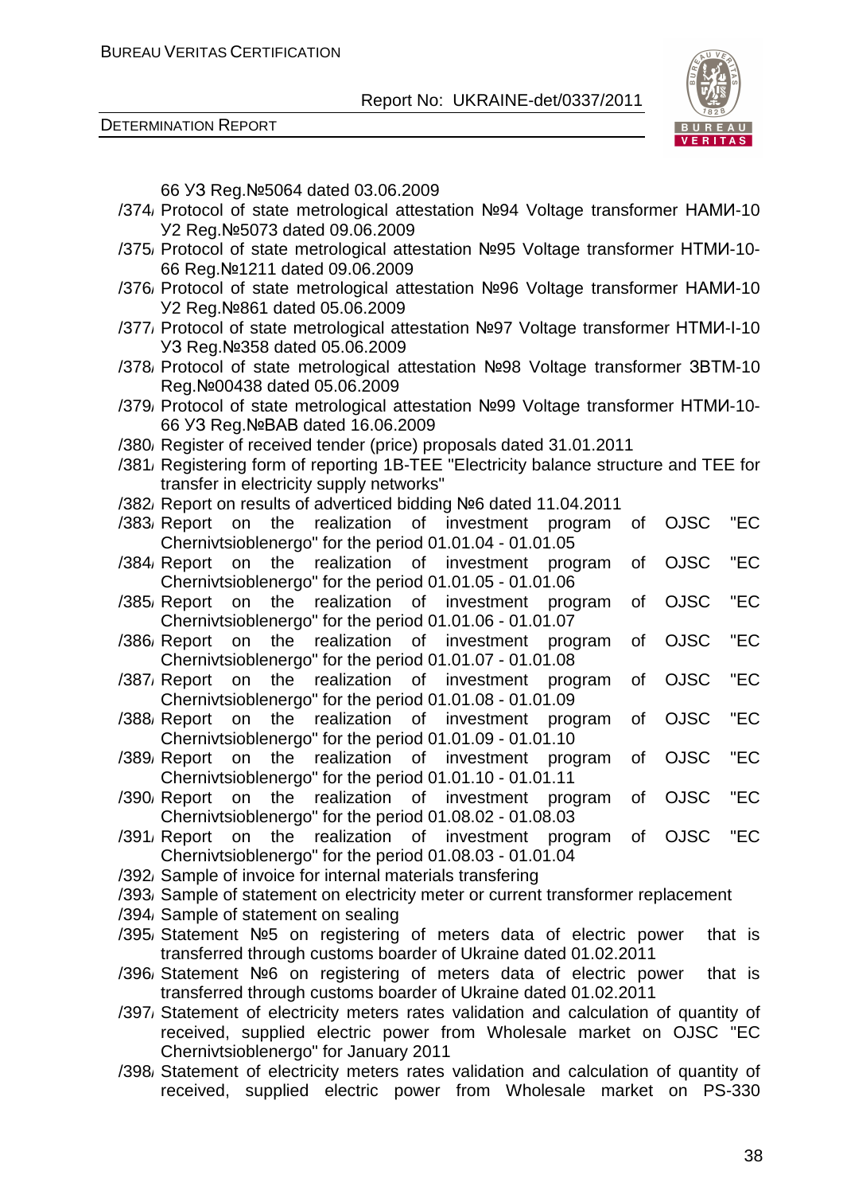66 У3 Reg.№5064 dated 03.06.2009

/374/ Protocol of state metrological attestation №94 Voltage transformer НАМИ-10 У2 Reg.№5073 dated 09.06.2009

/375/ Protocol of state metrological attestation №95 Voltage transformer НТМИ-10-66 Reg.№1211 dated 09.06.2009

/376/ Protocol of state metrological attestation №96 Voltage transformer НАМИ-10 У2 Reg.№861 dated 05.06.2009

/377/ Protocol of state metrological attestation №97 Voltage transformer НТМИ-І-10 У3 Reg.№358 dated 05.06.2009

/378/ Protocol of state metrological attestation №98 Voltage transformer ЗВТМ-10 Reg.№00438 dated 05.06.2009

/379/ Protocol of state metrological attestation №99 Voltage transformer НТМИ-10-66 У3 Reg.№ВАВ dated 16.06.2009

/380/ Register of received tender (price) proposals dated 31.01.2011

/381/ Registering form of reporting 1B-TEE "Electricity balance structure and TEE for transfer in electricity supply networks"

/382/ Report on results of adverticed bidding №6 dated 11.04.2011

/383/ Report on the realization of investment program of OJSC "EC Chernivtsioblenergo" for the period 01.01.04 - 01.01.05

/384/ Report on the realization of investment program of OJSC "EC Chernivtsioblenergo" for the period 01.01.05 - 01.01.06

/385/ Report on the realization of investment program of OJSC "EC Chernivtsioblenergo" for the period 01.01.06 - 01.01.07

/386/ Report on the realization of investment program of OJSC "EC Chernivtsioblenergo" for the period 01.01.07 - 01.01.08

/387/ Report on the realization of investment program of OJSC "EC Chernivtsioblenergo" for the period 01.01.08 - 01.01.09

/388/ Report on the realization of investment program of OJSC "EC Chernivtsioblenergo" for the period 01.01.09 - 01.01.10

/389/ Report on the realization of investment program of OJSC "EC Chernivtsioblenergo" for the period 01.01.10 - 01.01.11

/390/ Report on the realization of investment program of OJSC "EC Chernivtsioblenergo" for the period 01.08.02 - 01.08.03

/391/ Report on the realization of investment program of OJSC "EC Chernivtsioblenergo" for the period 01.08.03 - 01.01.04

/392/ Sample of invoice for internal materials transfering

/393/ Sample of statement on electricity meter or current transformer replacement

/394/ Sample of statement on sealing

/395/ Statement №5 on registering of meters data of electric power that is transferred through customs boarder of Ukraine dated 01.02.2011

/396/ Statement №6 on registering of meters data of electric power that is transferred through customs boarder of Ukraine dated 01.02.2011

/397/ Statement of electricity meters rates validation and calculation of quantity of received, supplied electric power from Wholesale market on OJSC "EC Chernivtsioblenergo" for January 2011

/398/ Statement of electricity meters rates validation and calculation of quantity of received, supplied electric power from Wholesale market on PS-330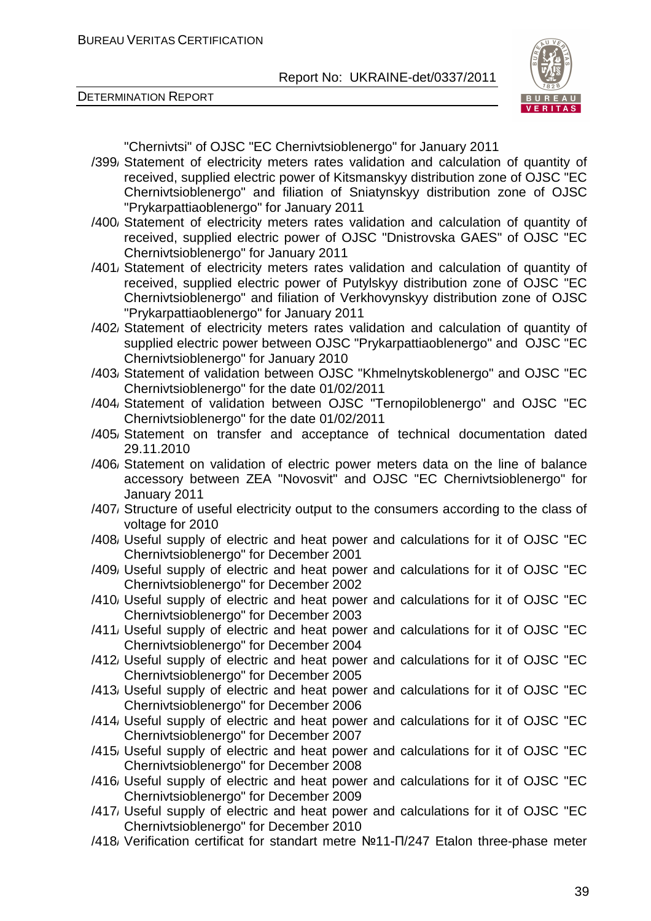"Chernivtsi" of OJSC "EC Chernivtsioblenergo" for January 2011

/399/ Statement of electricity meters rates validation and calculation of quantity of received, supplied electric power of Kitsmanskyy distribution zone of OJSC "EC Chernivtsioblenergo" and filiation of Sniatynskyy distribution zone of OJSC "Prykarpattiaoblenergo" for January 2011

/400/ Statement of electricity meters rates validation and calculation of quantity of received, supplied electric power of OJSC "Dnistrovska GAES" of OJSC "EC Chernivtsioblenergo" for January 2011

/401/ Statement of electricity meters rates validation and calculation of quantity of received, supplied electric power of Putylskyy distribution zone of OJSC "EC Chernivtsioblenergo" and filiation of Verkhovynskyy distribution zone of OJSC "Prykarpattiaoblenergo" for January 2011

/402/ Statement of electricity meters rates validation and calculation of quantity of supplied electric power between OJSC "Prykarpattiaoblenergo" and OJSC "EC Chernivtsioblenergo" for January 2010

/403/ Statement of validation between OJSC "Khmelnytskoblenergo" and OJSC "EC Chernivtsioblenergo" for the date 01/02/2011

/404/ Statement of validation between OJSC "Ternopiloblenergo" and OJSC "EC Chernivtsioblenergo" for the date 01/02/2011

/405/ Statement on transfer and acceptance of technical documentation dated 29.11.2010

/406/ Statement on validation of electric power meters data on the line of balance accessory between ZEA "Novosvit" and OJSC "EC Chernivtsioblenergo" for January 2011

/407/ Structure of useful electricity output to the consumers according to the class of voltage for 2010

/408/ Useful supply of electric and heat power and calculations for it of OJSC "EC Chernivtsioblenergo" for December 2001

/409/ Useful supply of electric and heat power and calculations for it of OJSC "EC Chernivtsioblenergo" for December 2002

/410/ Useful supply of electric and heat power and calculations for it of OJSC "EC Chernivtsioblenergo" for December 2003

/411/ Useful supply of electric and heat power and calculations for it of OJSC "EC Chernivtsioblenergo" for December 2004

/412/ Useful supply of electric and heat power and calculations for it of OJSC "EC Chernivtsioblenergo" for December 2005

/413/ Useful supply of electric and heat power and calculations for it of OJSC "EC Chernivtsioblenergo" for December 2006

/414/ Useful supply of electric and heat power and calculations for it of OJSC "EC Chernivtsioblenergo" for December 2007

/415/ Useful supply of electric and heat power and calculations for it of OJSC "EC Chernivtsioblenergo" for December 2008

/416/ Useful supply of electric and heat power and calculations for it of OJSC "EC Chernivtsioblenergo" for December 2009

/417/ Useful supply of electric and heat power and calculations for it of OJSC "EC Chernivtsioblenergo" for December 2010

/418/ Verification certificat for standart metre №11-П/247 Etalon three-phase meter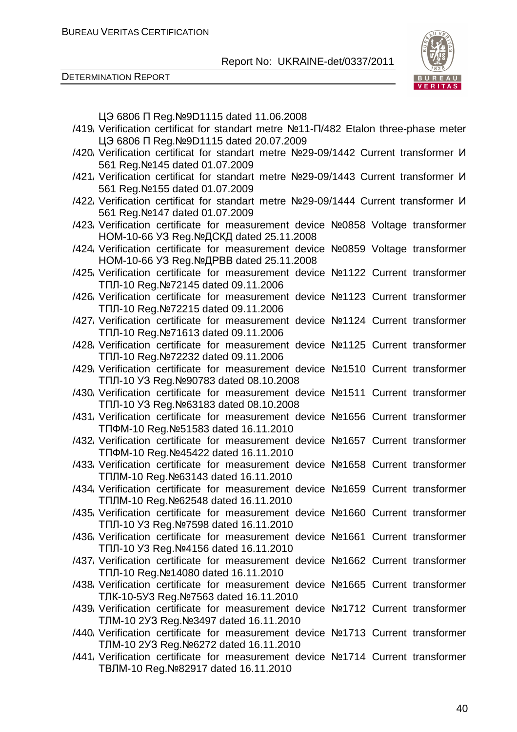ЦЭ 6806 П Reg.№9D1115 dated 11.06.2008

/419/ Verification certificat for standart metre №11-П/482 Etalon three-phase meter ЦЭ 6806 П Reg.№9D1115 dated 20.07.2009

/420/ Verification certificat for standart metre №29-09/1442 Current transformer И 561 Reg.№145 dated 01.07.2009

/421/ Verification certificat for standart metre №29-09/1443 Current transformer И 561 Reg.№155 dated 01.07.2009

/422/ Verification certificat for standart metre №29-09/1444 Current transformer И 561 Reg.№147 dated 01.07.2009

/423/ Verification certificate for measurement device №0858 Voltage transformer НОМ-10-66 УЗ Reg.№ДСКД dated 25.11.2008

/424/ Verification certificate for measurement device №0859 Voltage transformer НОМ-10-66 УЗ Reg.№ДРВВ dated 25.11.2008

/425/ Verification certificate for measurement device №1122 Current transformer ТПЛ-10 Reg.№72145 dated 09.11.2006

/426/ Verification certificate for measurement device №1123 Current transformer ТПЛ-10 Reg.№72215 dated 09.11.2006

/427/ Verification certificate for measurement device №1124 Current transformer ТПЛ-10 Reg.№71613 dated 09.11.2006

/428/ Verification certificate for measurement device №1125 Current transformer ТПЛ-10 Reg.№72232 dated 09.11.2006

/429/ Verification certificate for measurement device №1510 Current transformer ТПЛ-10 УЗ Reg.№90783 dated 08.10.2008

/430/ Verification certificate for measurement device №1511 Current transformer ТПЛ-10 УЗ Reg.№63183 dated 08.10.2008

/431/ Verification certificate for measurement device №1656 Current transformer ТПФМ-10 Reg.№51583 dated 16.11.2010

/432/ Verification certificate for measurement device №1657 Current transformer ТПФМ-10 Reg.№45422 dated 16.11.2010

/433/ Verification certificate for measurement device №1658 Current transformer ТПЛМ-10 Reg.№63143 dated 16.11.2010

/434/ Verification certificate for measurement device №1659 Current transformer ТПЛМ-10 Reg.№62548 dated 16.11.2010

/435/ Verification certificate for measurement device №1660 Current transformer ТПЛ-10 УЗ Reg.№7598 dated 16.11.2010

/436/ Verification certificate for measurement device №1661 Current transformer ТПЛ-10 УЗ Reg.№4156 dated 16.11.2010

/437/ Verification certificate for measurement device №1662 Current transformer ТПЛ-10 Reg.№14080 dated 16.11.2010

/438/ Verification certificate for measurement device №1665 Current transformer ТЛК-10-5УЗ Reg.№7563 dated 16.11.2010

/439/ Verification certificate for measurement device №1712 Current transformer ТЛМ-10 2УЗ Reg.№3497 dated 16.11.2010

/440/ Verification certificate for measurement device №1713 Current transformer ТЛМ-10 2УЗ Reg.№6272 dated 16.11.2010

/441/ Verification certificate for measurement device №1714 Current transformer ТВЛМ-10 Reg.№82917 dated 16.11.2010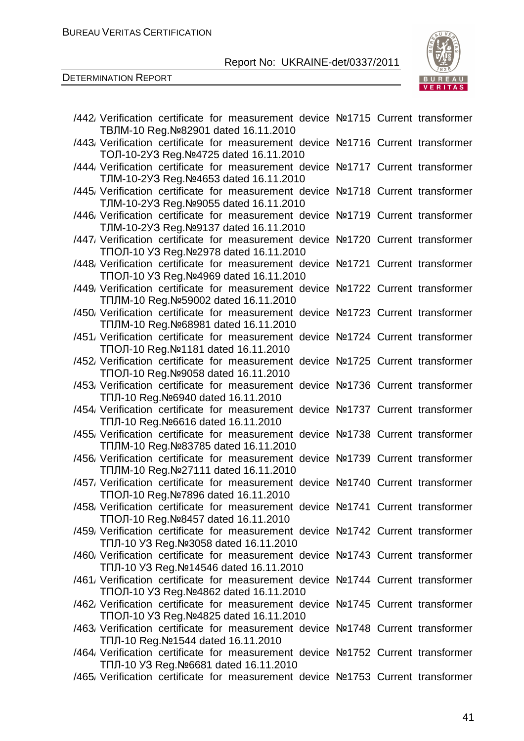/442/ Verification certificate for measurement device №1715 Current transformer ТВЛМ-10 Reg.№82901 dated 16.11.2010

/443/ Verification certificate for measurement device №1716 Current transformer ТОЛ-10-2УЗ Reg.№4725 dated 16.11.2010

/444/ Verification certificate for measurement device №1717 Current transformer ТЛМ-10-2УЗ Reg.№4653 dated 16.11.2010

/445/ Verification certificate for measurement device №1718 Current transformer ТЛМ-10-2УЗ Reg.№9055 dated 16.11.2010

/446/ Verification certificate for measurement device №1719 Current transformer ТЛМ-10-2УЗ Reg.№9137 dated 16.11.2010

/447/ Verification certificate for measurement device №1720 Current transformer ТПОЛ-10 УЗ Reg.№2978 dated 16.11.2010

/448/ Verification certificate for measurement device №1721 Current transformer ТПОЛ-10 УЗ Reg.№4969 dated 16.11.2010

/449/ Verification certificate for measurement device №1722 Current transformer ТПЛМ-10 Reg.№59002 dated 16.11.2010

/450/ Verification certificate for measurement device №1723 Current transformer ТПЛМ-10 Reg.№68981 dated 16.11.2010

/451/ Verification certificate for measurement device №1724 Current transformer ТПОЛ-10 Reg.№1181 dated 16.11.2010

/452/ Verification certificate for measurement device №1725 Current transformer ТПОЛ-10 Reg.№9058 dated 16.11.2010

/453/ Verification certificate for measurement device №1736 Current transformer ТПЛ-10 Reg.№6940 dated 16.11.2010

/454/ Verification certificate for measurement device №1737 Current transformer ТПЛ-10 Reg.№6616 dated 16.11.2010

/455/ Verification certificate for measurement device №1738 Current transformer ТПЛМ-10 Reg.№83785 dated 16.11.2010

/456/ Verification certificate for measurement device №1739 Current transformer ТПЛМ-10 Reg.№27111 dated 16.11.2010

/457/ Verification certificate for measurement device №1740 Current transformer ТПОЛ-10 Reg.№7896 dated 16.11.2010

/458/ Verification certificate for measurement device №1741 Current transformer ТПОЛ-10 Reg.№8457 dated 16.11.2010

/459/ Verification certificate for measurement device №1742 Current transformer ТПЛ-10 УЗ Reg.№3058 dated 16.11.2010

/460/ Verification certificate for measurement device №1743 Current transformer ТПЛ-10 УЗ Reg.№14546 dated 16.11.2010

/461/ Verification certificate for measurement device №1744 Current transformer ТПОЛ-10 УЗ Reg.№4862 dated 16.11.2010

/462/ Verification certificate for measurement device №1745 Current transformer ТПОЛ-10 УЗ Reg.№4825 dated 16.11.2010

/463/ Verification certificate for measurement device №1748 Current transformer ТПЛ-10 Reg.№1544 dated 16.11.2010

/464/ Verification certificate for measurement device №1752 Current transformer ТПЛ-10 УЗ Reg.№6681 dated 16.11.2010

/465/ Verification certificate for measurement device №1753 Current transformer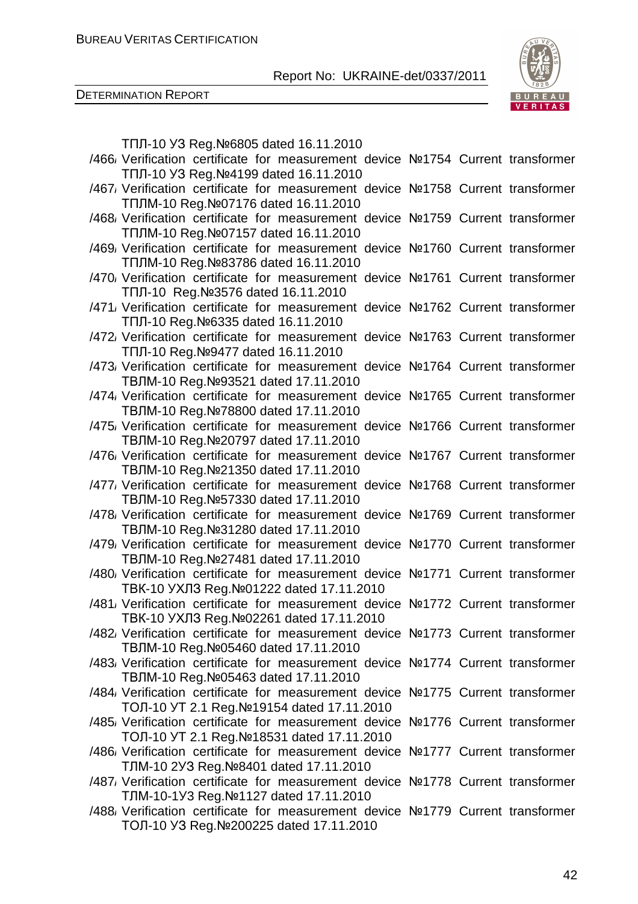ТПЛ-10 УЗ Reg.№6805 dated 16.11.2010

/466/ Verification certificate for measurement device №1754 Current transformer ТПЛ-10 УЗ Reg.№4199 dated 16.11.2010

/467/ Verification certificate for measurement device №1758 Current transformer ТПЛМ-10 Reg.№07176 dated 16.11.2010

/468/ Verification certificate for measurement device №1759 Current transformer ТПЛМ-10 Reg.№07157 dated 16.11.2010

/469/ Verification certificate for measurement device №1760 Current transformer ТПЛМ-10 Reg.№83786 dated 16.11.2010

/470/ Verification certificate for measurement device №1761 Current transformer ТПЛ-10 Reg.№3576 dated 16.11.2010

/471/ Verification certificate for measurement device №1762 Current transformer ТПЛ-10 Reg.№6335 dated 16.11.2010

/472/ Verification certificate for measurement device №1763 Current transformer ТПЛ-10 Reg.№9477 dated 16.11.2010

/473/ Verification certificate for measurement device №1764 Current transformer ТВЛМ-10 Reg.№93521 dated 17.11.2010

/474/ Verification certificate for measurement device №1765 Current transformer ТВЛМ-10 Reg.№78800 dated 17.11.2010

/475/ Verification certificate for measurement device №1766 Current transformer ТВЛМ-10 Reg.№20797 dated 17.11.2010

/476/ Verification certificate for measurement device №1767 Current transformer ТВЛМ-10 Reg.№21350 dated 17.11.2010

/477/ Verification certificate for measurement device №1768 Current transformer ТВЛМ-10 Reg.№57330 dated 17.11.2010

/478/ Verification certificate for measurement device №1769 Current transformer ТВЛМ-10 Reg.№31280 dated 17.11.2010

/479/ Verification certificate for measurement device №1770 Current transformer ТВЛМ-10 Reg.№27481 dated 17.11.2010

/480/ Verification certificate for measurement device №1771 Current transformer ТВК-10 УХЛЗ Reg.№01222 dated 17.11.2010

/481/ Verification certificate for measurement device №1772 Current transformer ТВК-10 УХЛЗ Reg.№02261 dated 17.11.2010

/482/ Verification certificate for measurement device №1773 Current transformer ТВЛМ-10 Reg.№05460 dated 17.11.2010

/483/ Verification certificate for measurement device №1774 Current transformer ТВЛМ-10 Reg.№05463 dated 17.11.2010

/484/ Verification certificate for measurement device №1775 Current transformer ТОЛ-10 УТ 2.1 Reg.№19154 dated 17.11.2010

/485/ Verification certificate for measurement device №1776 Current transformer ТОЛ-10 УТ 2.1 Reg.№18531 dated 17.11.2010

/486/ Verification certificate for measurement device №1777 Current transformer ТЛМ-10 2УЗ Reg.№8401 dated 17.11.2010

/487/ Verification certificate for measurement device №1778 Current transformer ТЛМ-10-1УЗ Reg.№1127 dated 17.11.2010

/488/ Verification certificate for measurement device №1779 Current transformer ТОЛ-10 УЗ Reg.№200225 dated 17.11.2010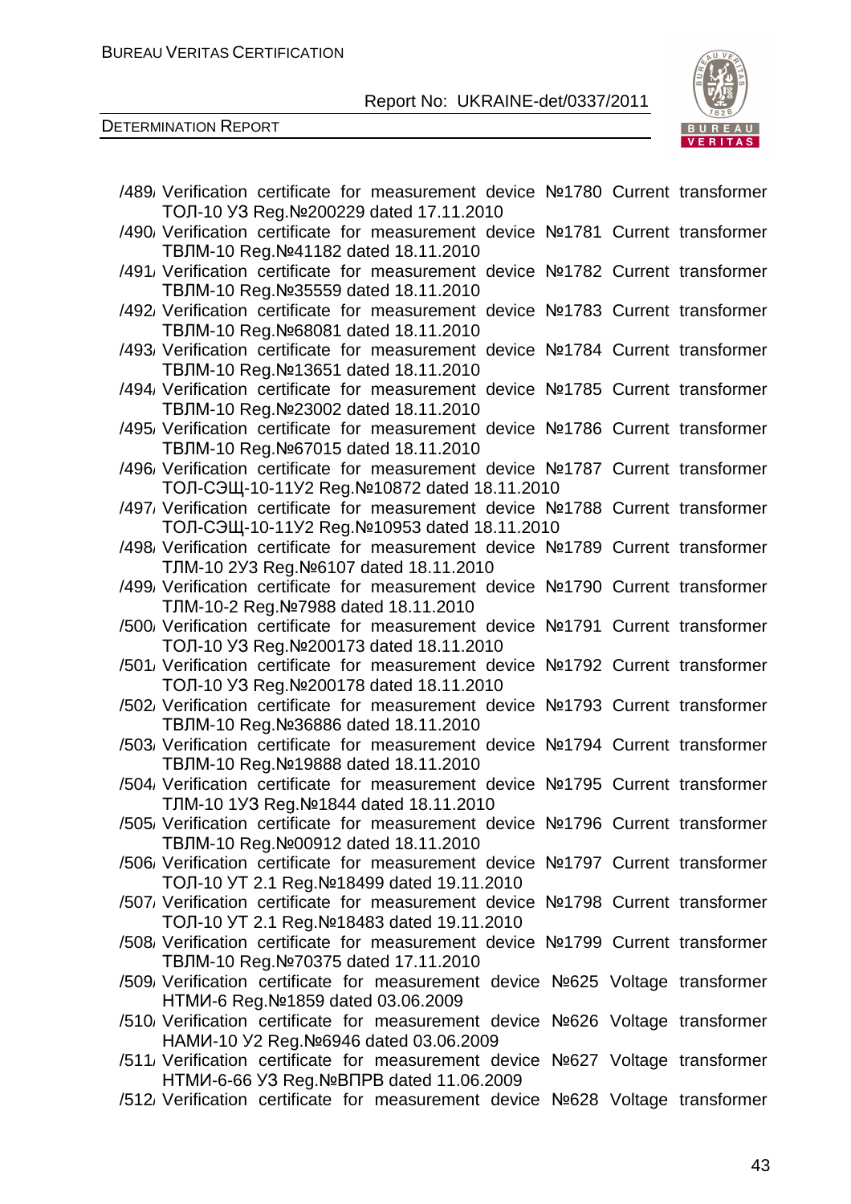/489/ Verification certificate for measurement device №1780 Current transformer ТОЛ-10 У3 Reg.№200229 dated 17.11.2010

/490/ Verification certificate for measurement device №1781 Current transformer ТВЛМ-10 Reg.№41182 dated 18.11.2010

/491/ Verification certificate for measurement device №1782 Current transformer ТВЛМ-10 Reg.№35559 dated 18.11.2010

/492/ Verification certificate for measurement device №1783 Current transformer ТВЛМ-10 Reg.№68081 dated 18.11.2010

/493/ Verification certificate for measurement device №1784 Current transformer ТВЛМ-10 Reg.№13651 dated 18.11.2010

/494/ Verification certificate for measurement device №1785 Current transformer ТВЛМ-10 Reg.№23002 dated 18.11.2010

/495/ Verification certificate for measurement device №1786 Current transformer ТВЛМ-10 Reg.№67015 dated 18.11.2010

/496/ Verification certificate for measurement device №1787 Current transformer ТОЛ-СЭЩ-10-11У2 Reg.№10872 dated 18.11.2010

/497/ Verification certificate for measurement device №1788 Current transformer ТОЛ-СЭЩ-10-11У2 Reg.№10953 dated 18.11.2010

/498/ Verification certificate for measurement device №1789 Current transformer ТЛМ-10 2У3 Reg.№6107 dated 18.11.2010

/499/ Verification certificate for measurement device №1790 Current transformer ТЛМ-10-2 Reg.№7988 dated 18.11.2010

/500/ Verification certificate for measurement device №1791 Current transformer ТОЛ-10 У3 Reg.№200173 dated 18.11.2010

/501/ Verification certificate for measurement device №1792 Current transformer ТОЛ-10 У3 Reg.№200178 dated 18.11.2010

/502/ Verification certificate for measurement device №1793 Current transformer ТВЛМ-10 Reg.№36886 dated 18.11.2010

/503/ Verification certificate for measurement device №1794 Current transformer ТВЛМ-10 Reg.№19888 dated 18.11.2010

/504/ Verification certificate for measurement device №1795 Current transformer ТЛМ-10 1У3 Reg.№1844 dated 18.11.2010

/505/ Verification certificate for measurement device №1796 Current transformer ТВЛМ-10 Reg.№00912 dated 18.11.2010

/506/ Verification certificate for measurement device №1797 Current transformer ТОЛ-10 УТ 2.1 Reg.№18499 dated 19.11.2010

/507/ Verification certificate for measurement device №1798 Current transformer ТОЛ-10 УТ 2.1 Reg.№18483 dated 19.11.2010

/508/ Verification certificate for measurement device №1799 Current transformer ТВЛМ-10 Reg.№70375 dated 17.11.2010

/509/ Verification certificate for measurement device №625 Voltage transformer НТМИ-6 Reg.№1859 dated 03.06.2009

/510/ Verification certificate for measurement device №626 Voltage transformer НАМИ-10 У2 Reg.№6946 dated 03.06.2009

/511/ Verification certificate for measurement device №627 Voltage transformer НТМИ-6-66 У3 Reg.№ВПРВ dated 11.06.2009

/512/ Verification certificate for measurement device №628 Voltage transformer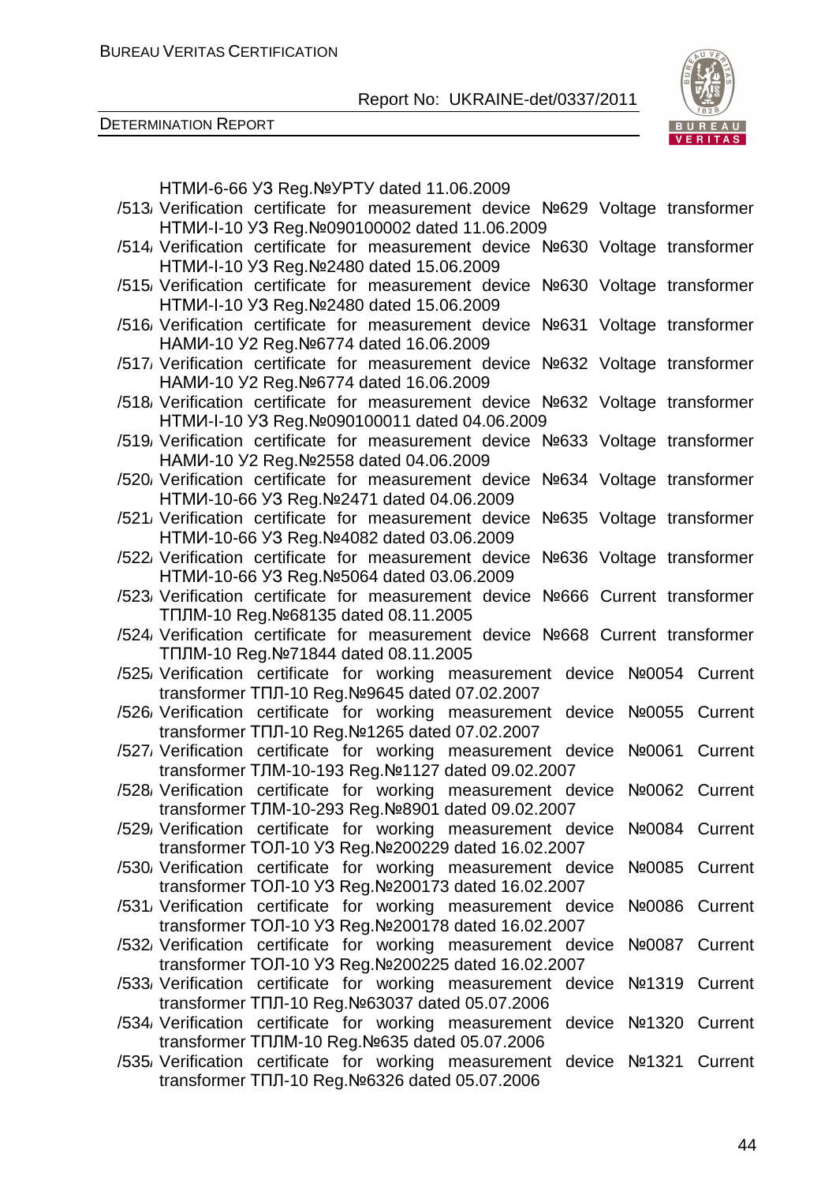НТМИ-6-66 У3 Reg.№УРТУ dated 11.06.2009

/513/ Verification certificate for measurement device №629 Voltage transformer НТМИ-І-10 У3 Reg.№090100002 dated 11.06.2009

/514/ Verification certificate for measurement device №630 Voltage transformer НТМИ-І-10 У3 Reg.№2480 dated 15.06.2009

/515/ Verification certificate for measurement device №630 Voltage transformer НТМИ-І-10 У3 Reg.№2480 dated 15.06.2009

/516/ Verification certificate for measurement device №631 Voltage transformer НАМИ-10 У2 Reg.№6774 dated 16.06.2009

/517/ Verification certificate for measurement device №632 Voltage transformer НАМИ-10 У2 Reg.№6774 dated 16.06.2009

/518/ Verification certificate for measurement device №632 Voltage transformer НТМИ-І-10 У3 Reg.№090100011 dated 04.06.2009

/519/ Verification certificate for measurement device №633 Voltage transformer НАМИ-10 У2 Reg.№2558 dated 04.06.2009

/520/ Verification certificate for measurement device №634 Voltage transformer НТМИ-10-66 У3 Reg.№2471 dated 04.06.2009

/521/ Verification certificate for measurement device №635 Voltage transformer НТМИ-10-66 У3 Reg.№4082 dated 03.06.2009

/522/ Verification certificate for measurement device №636 Voltage transformer НТМИ-10-66 У3 Reg.№5064 dated 03.06.2009

/523/ Verification certificate for measurement device №666 Current transformer ТПЛМ-10 Reg.№68135 dated 08.11.2005

/524/ Verification certificate for measurement device №668 Current transformer ТПЛМ-10 Reg.№71844 dated 08.11.2005

/525/ Verification certificate for working measurement device №0054 Current transformer ТПЛ-10 Reg.№9645 dated 07.02.2007

/526/ Verification certificate for working measurement device №0055 Current transformer ТПЛ-10 Reg.№1265 dated 07.02.2007

/527/ Verification certificate for working measurement device №0061 Current transformer ТЛМ-10-193 Reg.№1127 dated 09.02.2007

/528/ Verification certificate for working measurement device №0062 Current transformer ТЛМ-10-293 Reg.№8901 dated 09.02.2007

/529/ Verification certificate for working measurement device №0084 Current transformer ТОЛ-10 У3 Reg.№200229 dated 16.02.2007

/530/ Verification certificate for working measurement device №0085 Current transformer ТОЛ-10 У3 Reg.№200173 dated 16.02.2007

/531/ Verification certificate for working measurement device №0086 Current transformer ТОЛ-10 У3 Reg.№200178 dated 16.02.2007

/532/ Verification certificate for working measurement device №0087 Current transformer ТОЛ-10 У3 Reg.№200225 dated 16.02.2007

/533/ Verification certificate for working measurement device №1319 Current transformer ТПЛ-10 Reg.№63037 dated 05.07.2006

/534/ Verification certificate for working measurement device №1320 Current transformer ТПЛМ-10 Reg.№635 dated 05.07.2006

/535/ Verification certificate for working measurement device №1321 Current transformer ТПЛ-10 Reg.№6326 dated 05.07.2006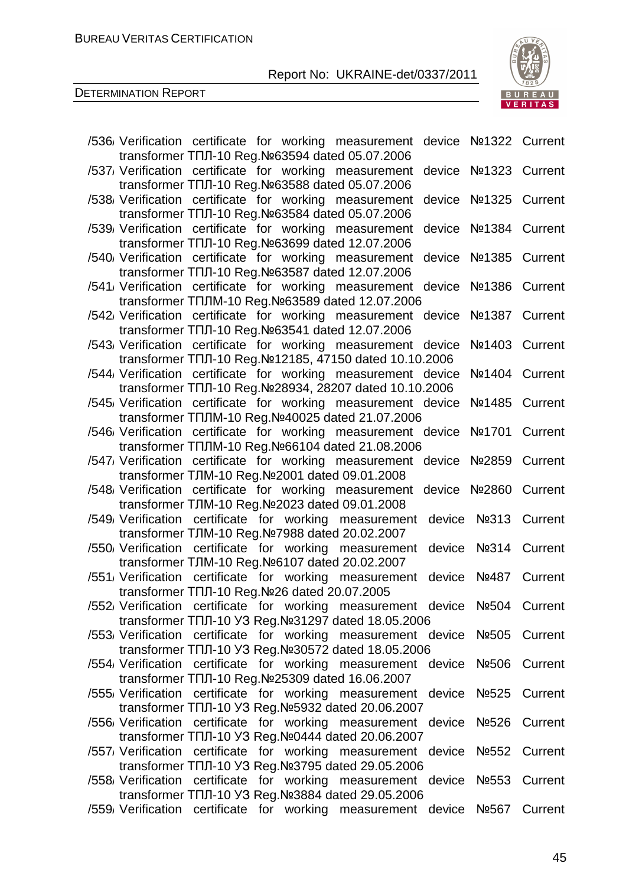/536/ Verification certificate for working measurement device №1322 Current transformer ТПЛ-10 Reg.№63594 dated 05.07.2006

/537/ Verification certificate for working measurement device №1323 Current transformer ТПЛ-10 Reg.№63588 dated 05.07.2006

/538/ Verification certificate for working measurement device №1325 Current transformer ТПЛ-10 Reg.№63584 dated 05.07.2006

/539/ Verification certificate for working measurement device №1384 Current transformer ТПЛ-10 Reg.№63699 dated 12.07.2006

/540/ Verification certificate for working measurement device №1385 Current transformer ТПЛ-10 Reg.№63587 dated 12.07.2006

/541/ Verification certificate for working measurement device №1386 Current transformer ТПЛМ-10 Reg.№63589 dated 12.07.2006

/542/ Verification certificate for working measurement device №1387 Current transformer ТПЛ-10 Reg.№63541 dated 12.07.2006

/543/ Verification certificate for working measurement device №1403 Current transformer ТПЛ-10 Reg.№12185, 47150 dated 10.10.2006

/544/ Verification certificate for working measurement device №1404 Current transformer ТПЛ-10 Reg.№28934, 28207 dated 10.10.2006

/545/ Verification certificate for working measurement device №1485 Current transformer ТПЛМ-10 Reg.№40025 dated 21.07.2006

/546/ Verification certificate for working measurement device №1701 Current transformer ТПЛМ-10 Reg.№66104 dated 21.08.2006

/547/ Verification certificate for working measurement device №2859 Current transformer ТЛМ-10 Reg.№2001 dated 09.01.2008

/548/ Verification certificate for working measurement device №2860 Current transformer ТЛМ-10 Reg.№2023 dated 09.01.2008

/549/ Verification certificate for working measurement device №313 Current transformer ТЛМ-10 Reg.№7988 dated 20.02.2007

/550/ Verification certificate for working measurement device №314 Current transformer ТЛМ-10 Reg.№6107 dated 20.02.2007

/551/ Verification certificate for working measurement device №487 Current transformer ТПЛ-10 Reg.№26 dated 20.07.2005

/552/ Verification certificate for working measurement device №504 Current transformer ТПЛ-10 У3 Reg.№31297 dated 18.05.2006

/553/ Verification certificate for working measurement device №505 Current transformer ТПЛ-10 У3 Reg.№30572 dated 18.05.2006

/554/ Verification certificate for working measurement device №506 Current transformer ТПЛ-10 Reg.№25309 dated 16.06.2007

/555/ Verification certificate for working measurement device №525 Current transformer ТПЛ-10 У3 Reg.№5932 dated 20.06.2007

/556/ Verification certificate for working measurement device №526 Current transformer ТПЛ-10 У3 Reg.№0444 dated 20.06.2007

/557/ Verification certificate for working measurement device №552 Current transformer ТПЛ-10 У3 Reg.№3795 dated 29.05.2006

/558/ Verification certificate for working measurement device №553 Current transformer ТПЛ-10 У3 Reg.№3884 dated 29.05.2006

/559/ Verification certificate for working measurement device №567 Current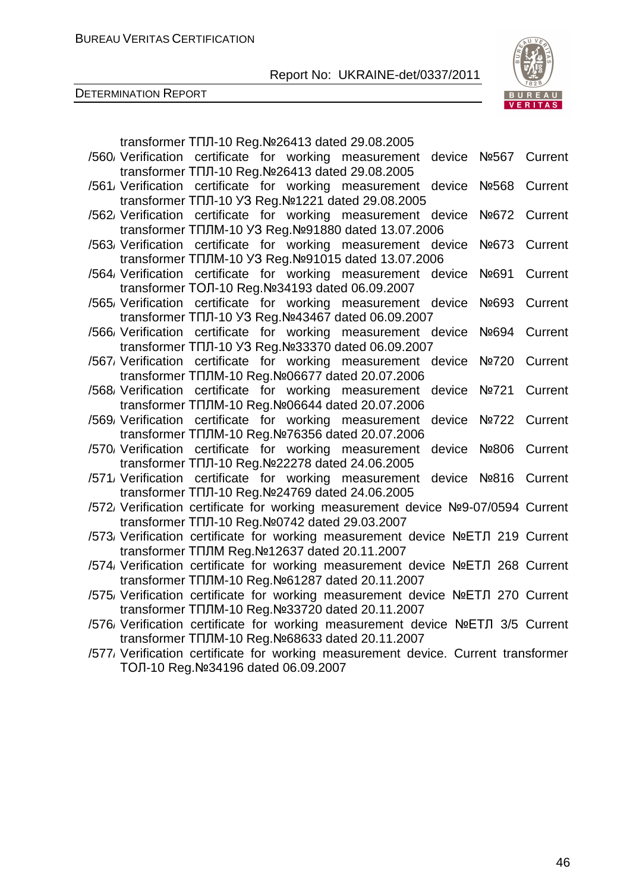transformer ТПЛ-10 Reg.№26413 dated 29.08.2005

/560/ Verification certificate for working measurement device №567 Current transformer ТПЛ-10 Reg.№26413 dated 29.08.2005

/561/ Verification certificate for working measurement device №568 Current transformer ТПЛ-10 У3 Reg.№1221 dated 29.08.2005

/562/ Verification certificate for working measurement device №672 Current transformer ТПЛМ-10 У3 Reg.№91880 dated 13.07.2006

/563/ Verification certificate for working measurement device №673 Current transformer ТПЛМ-10 У3 Reg.№91015 dated 13.07.2006

/564/ Verification certificate for working measurement device №691 Current transformer ТОЛ-10 Reg.№34193 dated 06.09.2007

/565/ Verification certificate for working measurement device №693 Current transformer ТПЛ-10 У3 Reg.№43467 dated 06.09.2007

/566/ Verification certificate for working measurement device №694 Current transformer ТПЛ-10 У3 Reg.№33370 dated 06.09.2007

/567/ Verification certificate for working measurement device №720 Current transformer ТПЛМ-10 Reg.№06677 dated 20.07.2006

/568/ Verification certificate for working measurement device №721 Current transformer ТПЛМ-10 Reg.№06644 dated 20.07.2006

/569/ Verification certificate for working measurement device №722 Current transformer ТПЛМ-10 Reg.№76356 dated 20.07.2006

/570/ Verification certificate for working measurement device №806 Current transformer ТПЛ-10 Reg.№22278 dated 24.06.2005

/571/ Verification certificate for working measurement device №816 Current transformer ТПЛ-10 Reg.№24769 dated 24.06.2005

/572/ Verification certificate for working measurement device №9-07/0594 Current transformer ТПЛ-10 Reg.№0742 dated 29.03.2007

/573/ Verification certificate for working measurement device №ЕТЛ 219 Current transformer ТПЛМ Reg.№12637 dated 20.11.2007

/574/ Verification certificate for working measurement device №ЕТЛ 268 Current transformer ТПЛМ-10 Reg.№61287 dated 20.11.2007

/575/ Verification certificate for working measurement device №ЕТЛ 270 Current transformer ТПЛМ-10 Reg.№33720 dated 20.11.2007

/576/ Verification certificate for working measurement device №ЕТЛ 3/5 Current transformer ТПЛМ-10 Reg.№68633 dated 20.11.2007

/577/ Verification certificate for working measurement device. Current transformer ТОЛ-10 Reg.№34196 dated 06.09.2007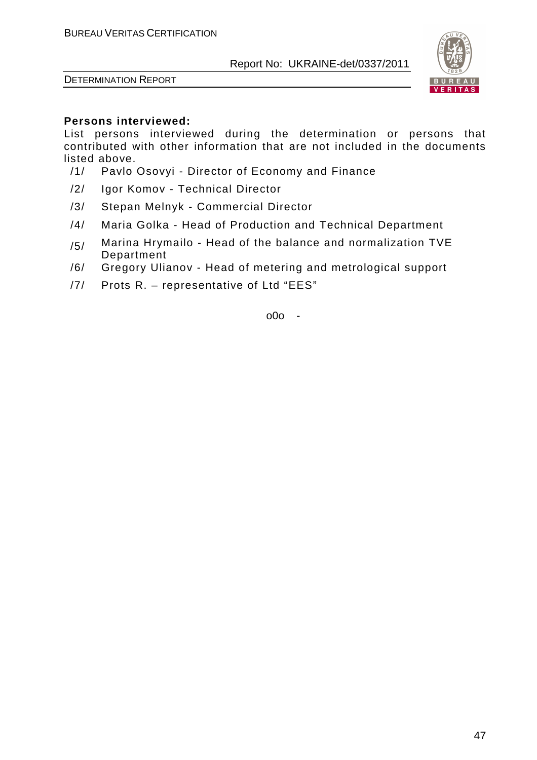**Persons interviewed:**

List persons interviewed during the determination or persons that contributed with other information that are not included in the documents listed above.

/1/ Pavlo Osovyi - Director of Economy and Finance

/2/ Igor Komov - Technical Director

/3/ Stepan Melnyk - Commercial Director

/4/ Maria Golka - Head of Production and Technical Department

/5/ Marina Hrymailo - Head of the balance and normalization TVE Department

/6/ Gregory Ulianov - Head of metering and metrological support

/7/ Prots R. – representative of Ltd "EES"

o0o -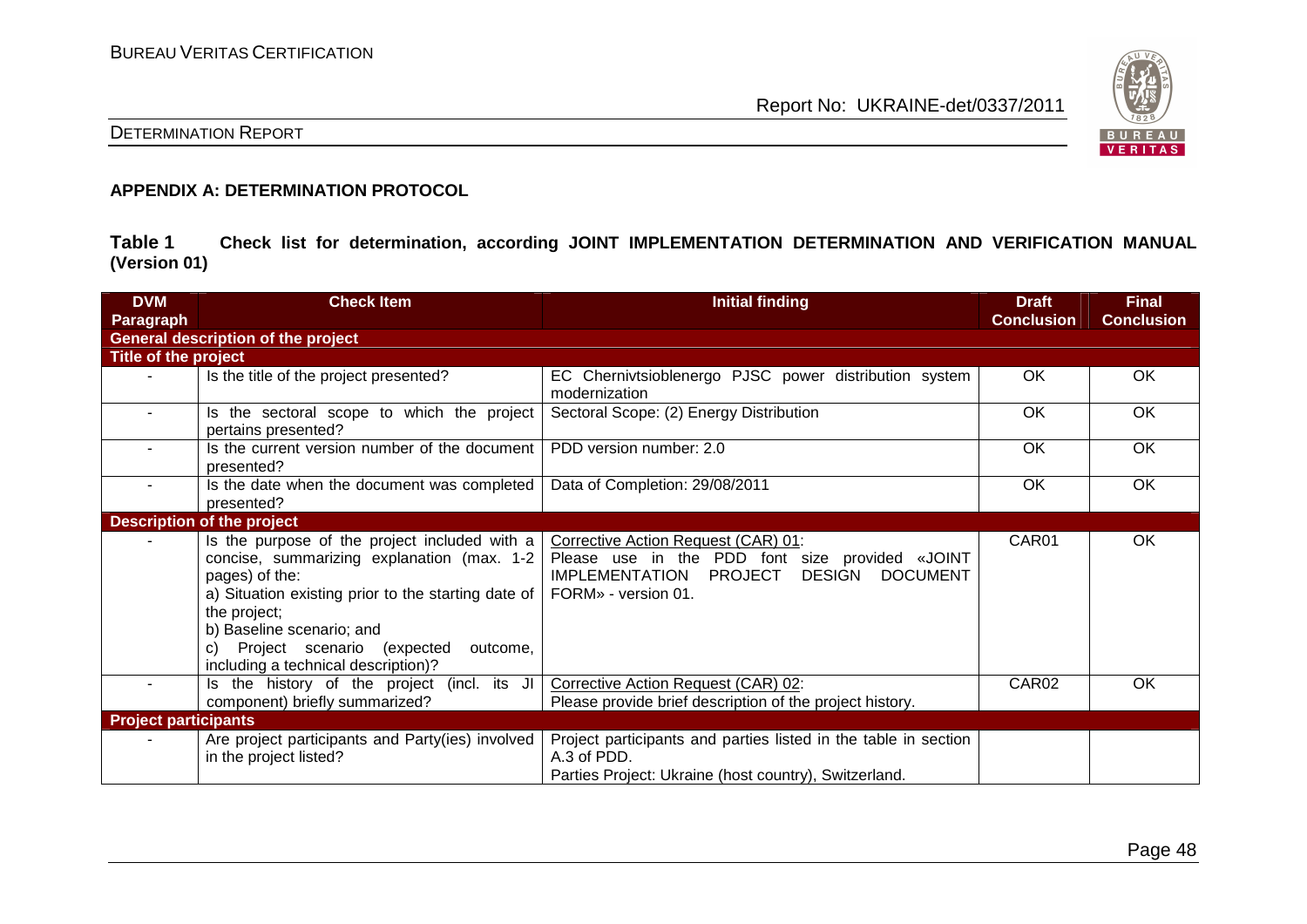## APPENDIX A: DETERMINATION PROTOCOL

**Table 1 Check list for determination, according JOINT IMPLEMENTATION DETERMINATION AND VERIFICATION MANUAL (Version 01)**

| DVM Paragraph | Check Item | Initial finding | Draft Conclusion | Final Conclusion |
|---|---|---|---|---|
| **General description of the project** | | | | |
| **Title of the project** | | | | |
| - | Is the title of the project presented? | EC Chernivtsioblenergo PJSC power distribution system modernization | OK | OK |
| - | Is the sectoral scope to which the project pertains presented? | Sectoral Scope: (2) Energy Distribution | OK | OK |
| - | Is the current version number of the document presented? | PDD version number: 2.0 | OK | OK |
| - | Is the date when the document was completed presented? | Data of Completion: 29/08/2011 | OK | OK |
| **Description of the project** | | | | |
| - | Is the purpose of the project included with a concise, summarizing explanation (max. 1-2 pages) of the:<br>a) Situation existing prior to the starting date of the project;<br>b) Baseline scenario; and<br>c) Project scenario (expected outcome, including a technical description)? | Corrective Action Request (CAR) 01:<br>Please use in the PDD font size provided «JOINT IMPLEMENTATION PROJECT DESIGN DOCUMENT FORM» - version 01. | CAR01 | OK |
| - | Is the history of the project (incl. its JI component) briefly summarized? | Corrective Action Request (CAR) 02:<br>Please provide brief description of the project history. | CAR02 | OK |
| **Project participants** | | | | |
| - | Are project participants and Party(ies) involved in the project listed? | Project participants and parties listed in the table in section A.3 of PDD.<br>Parties Project: Ukraine (host country), Switzerland. | | |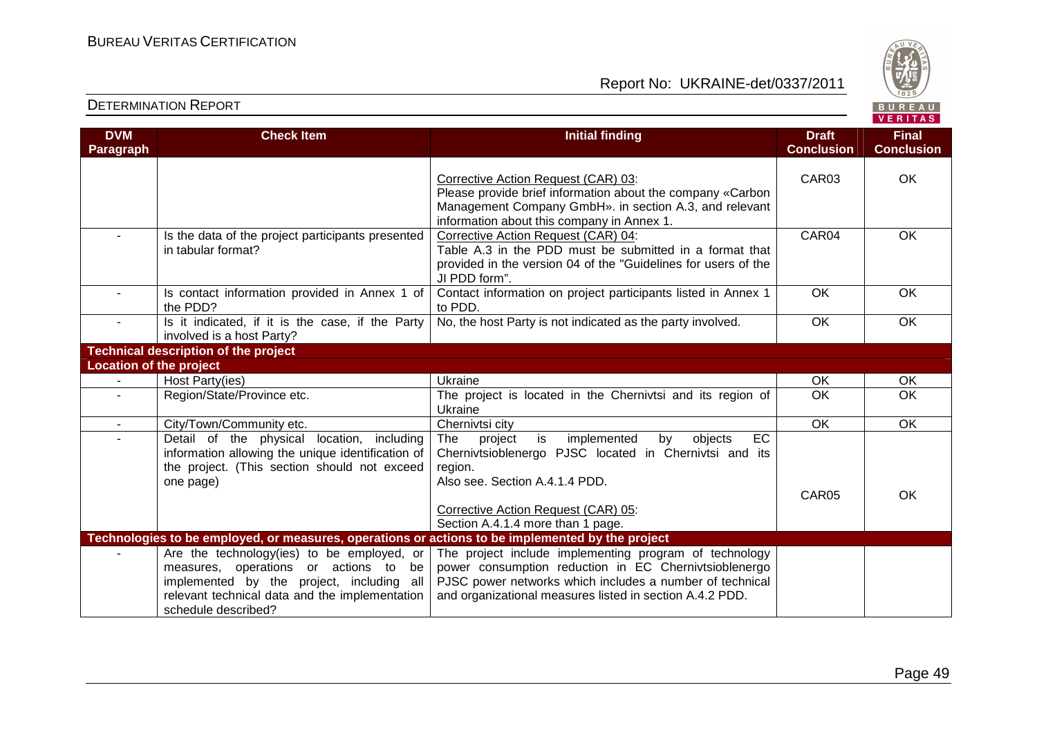| DVM Paragraph | Check Item | Initial finding | Draft Conclusion | Final Conclusion |
|---|---|---|---|---|
| | | Corrective Action Request (CAR) 03: Please provide brief information about the company «Carbon Management Company GmbH». in section A.3, and relevant information about this company in Annex 1. | CAR03 | OK |
| - | Is the data of the project participants presented in tabular format? | Corrective Action Request (CAR) 04: Table A.3 in the PDD must be submitted in a format that provided in the version 04 of the "Guidelines for users of the JI PDD form". | CAR04 | OK |
| - | Is contact information provided in Annex 1 of the PDD? | Contact information on project participants listed in Annex 1 to PDD. | OK | OK |
| - | Is it indicated, if it is the case, if the Party involved is a host Party? | No, the host Party is not indicated as the party involved. | OK | OK |
| **Technical description of the project** | | | | |
| **Location of the project** | | | | |
| - | Host Party(ies) | Ukraine | OK | OK |
| - | Region/State/Province etc. | The project is located in the Chernivtsi and its region of Ukraine | OK | OK |
| - | City/Town/Community etc. | Chernivtsi city | OK | OK |
| - | Detail of the physical location, including information allowing the unique identification of the project. (This section should not exceed one page) | The project is implemented by objects EC Chernivtsioblenergo PJSC located in Chernivtsi and its region.<br>Also see. Section A.4.1.4 PDD.<br><br>Corrective Action Request (CAR) 05:<br>Section A.4.1.4 more than 1 page. | CAR05 | OK |
| **Technologies to be employed, or measures, operations or actions to be implemented by the project** | | | | |
| - | Are the technology(ies) to be employed, or measures, operations or actions to be implemented by the project, including all relevant technical data and the implementation schedule described? | The project include implementing program of technology power consumption reduction in EC Chernivtsioblenergo PJSC power networks which includes a number of technical and organizational measures listed in section A.4.2 PDD. | | |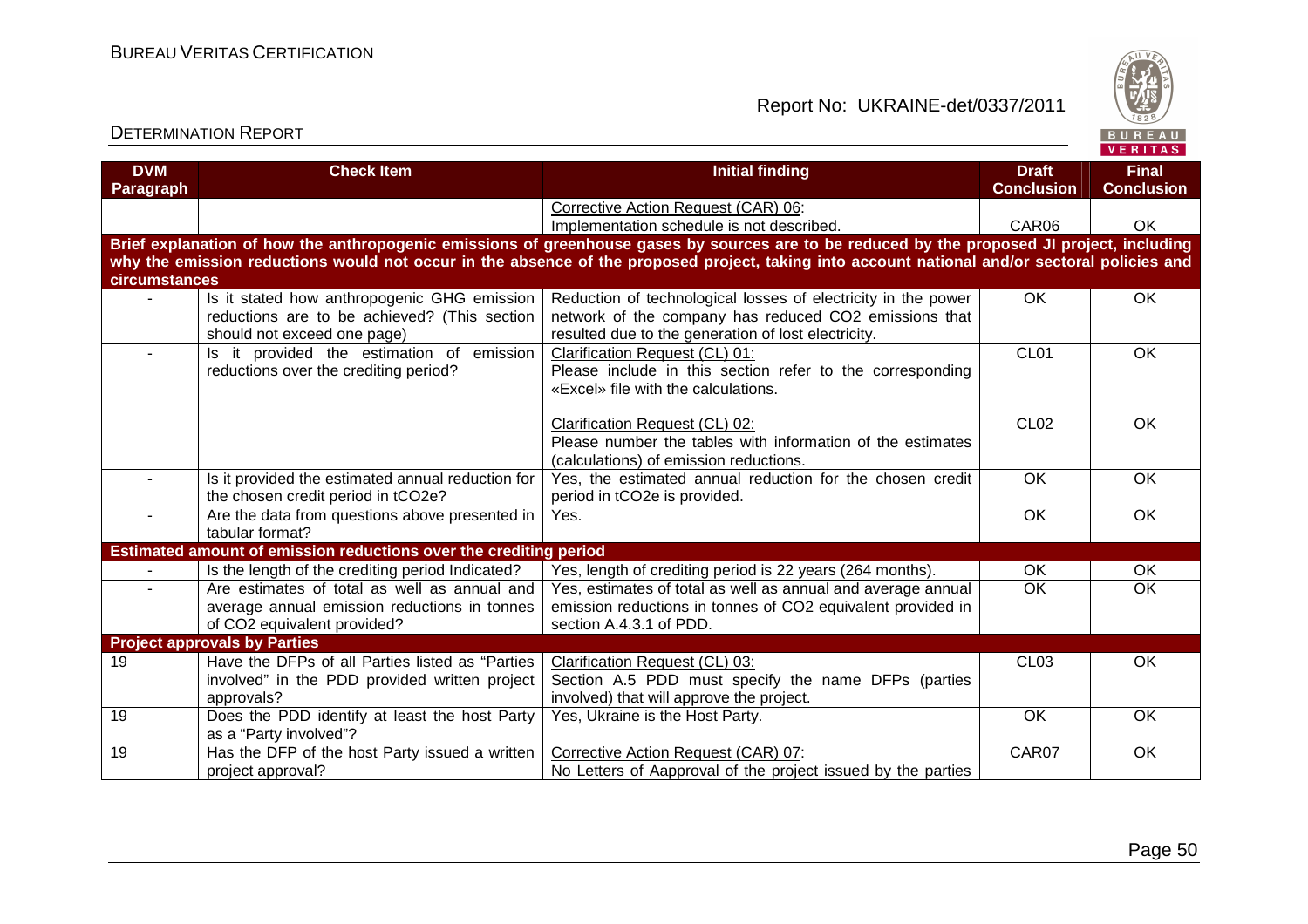| DVM Paragraph | Check Item | Initial finding | Draft Conclusion | Final Conclusion |
|---|---|---|---|---|
| | | Corrective Action Request (CAR) 06:<br>Implementation schedule is not described. | CAR06 | OK |
| **Brief explanation of how the anthropogenic emissions of greenhouse gases by sources are to be reduced by the proposed JI project, including why the emission reductions would not occur in the absence of the proposed project, taking into account national and/or sectoral policies and circumstances** | | | | |
| - | Is it stated how anthropogenic GHG emission reductions are to be achieved? (This section should not exceed one page) | Reduction of technological losses of electricity in the power network of the company has reduced CO2 emissions that resulted due to the generation of lost electricity. | OK | OK |
| - | Is it provided the estimation of emission reductions over the crediting period? | Clarification Request (CL) 01:<br>Please include in this section refer to the corresponding «Excel» file with the calculations. | CL01 | OK |
| | | Clarification Request (CL) 02:<br>Please number the tables with information of the estimates (calculations) of emission reductions. | CL02 | OK |
| - | Is it provided the estimated annual reduction for the chosen credit period in tCO2e? | Yes, the estimated annual reduction for the chosen credit period in tCO2e is provided. | OK | OK |
| - | Are the data from questions above presented in tabular format? | Yes. | OK | OK |
| **Estimated amount of emission reductions over the crediting period** | | | | |
| - | Is the length of the crediting period Indicated? | Yes, length of crediting period is 22 years (264 months). | OK | OK |
| - | Are estimates of total as well as annual and average annual emission reductions in tonnes of CO2 equivalent provided? | Yes, estimates of total as well as annual and average annual emission reductions in tonnes of CO2 equivalent provided in section A.4.3.1 of PDD. | OK | OK |
| **Project approvals by Parties** | | | | |
| 19 | Have the DFPs of all Parties listed as "Parties involved" in the PDD provided written project approvals? | Clarification Request (CL) 03:<br>Section A.5 PDD must specify the name DFPs (parties involved) that will approve the project. | CL03 | OK |
| 19 | Does the PDD identify at least the host Party as a "Party involved"? | Yes, Ukraine is the Host Party. | OK | OK |
| 19 | Has the DFP of the host Party issued a written project approval? | Corrective Action Request (CAR) 07:<br>No Letters of Aapproval of the project issued by the parties | CAR07 | OK |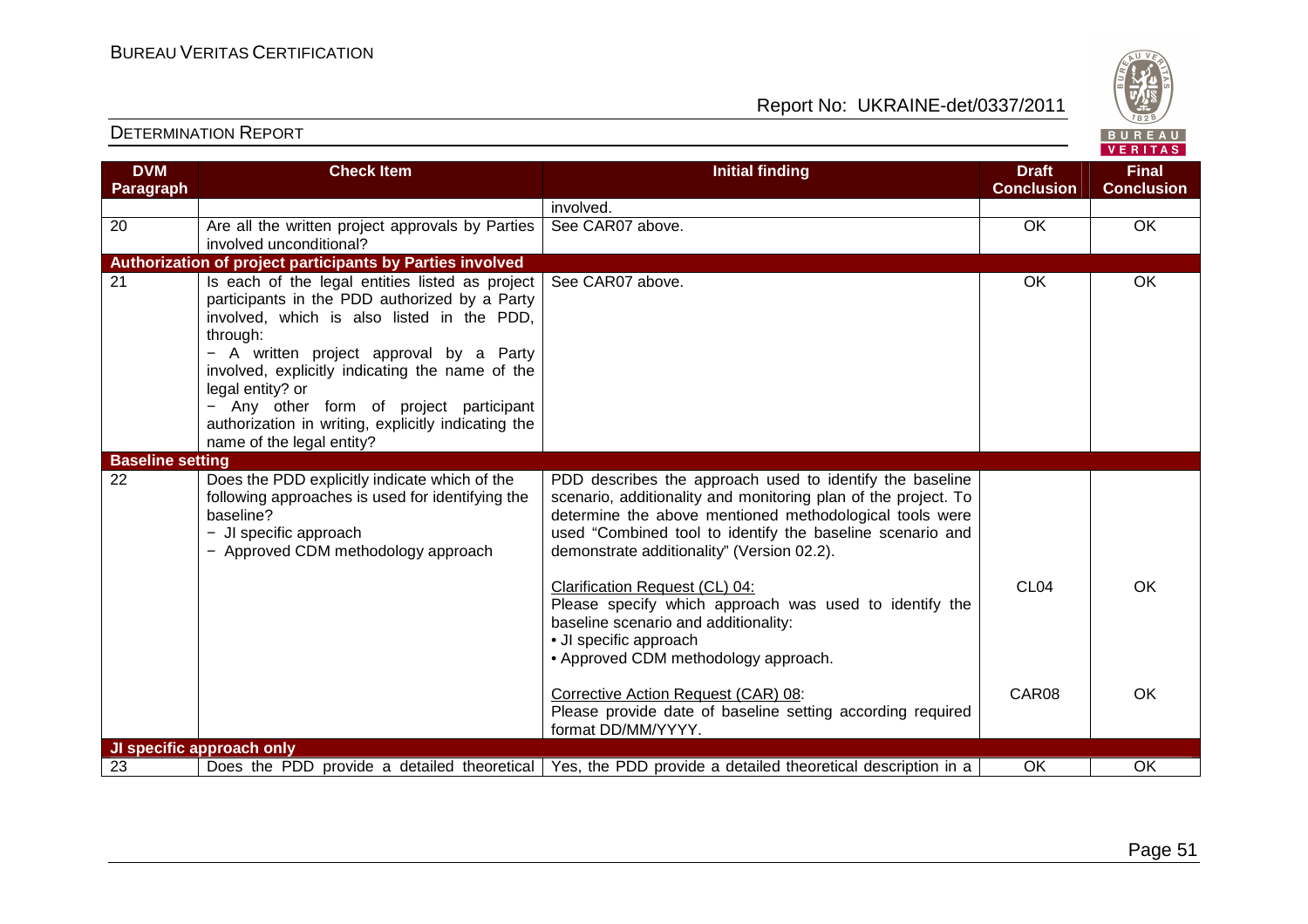| DVM Paragraph | Check Item | Initial finding | Draft Conclusion | Final Conclusion |
|---|---|---|---|---|
| | | involved. | | |
| 20 | Are all the written project approvals by Parties involved unconditional? | See CAR07 above. | OK | OK |
| **Authorization of project participants by Parties involved** | | | | |
| 21 | Is each of the legal entities listed as project participants in the PDD authorized by a Party involved, which is also listed in the PDD, through:<br>− A written project approval by a Party involved, explicitly indicating the name of the legal entity? or<br>− Any other form of project participant authorization in writing, explicitly indicating the name of the legal entity? | See CAR07 above. | OK | OK |
| **Baseline setting** | | | | |
| 22 | Does the PDD explicitly indicate which of the following approaches is used for identifying the baseline?<br>− JI specific approach<br>− Approved CDM methodology approach | PDD describes the approach used to identify the baseline scenario, additionality and monitoring plan of the project. To determine the above mentioned methodological tools were used "Combined tool to identify the baseline scenario and demonstrate additionality" (Version 02.2). | | |
| | | Clarification Request (CL) 04:<br>Please specify which approach was used to identify the baseline scenario and additionality:<br>• JI specific approach<br>• Approved CDM methodology approach. | CL04 | OK |
| | | Corrective Action Request (CAR) 08:<br>Please provide date of baseline setting according required format DD/MM/YYYY. | CAR08 | OK |
| **JI specific approach only** | | | | |
| 23 | Does the PDD provide a detailed theoretical | Yes, the PDD provide a detailed theoretical description in a | OK | OK |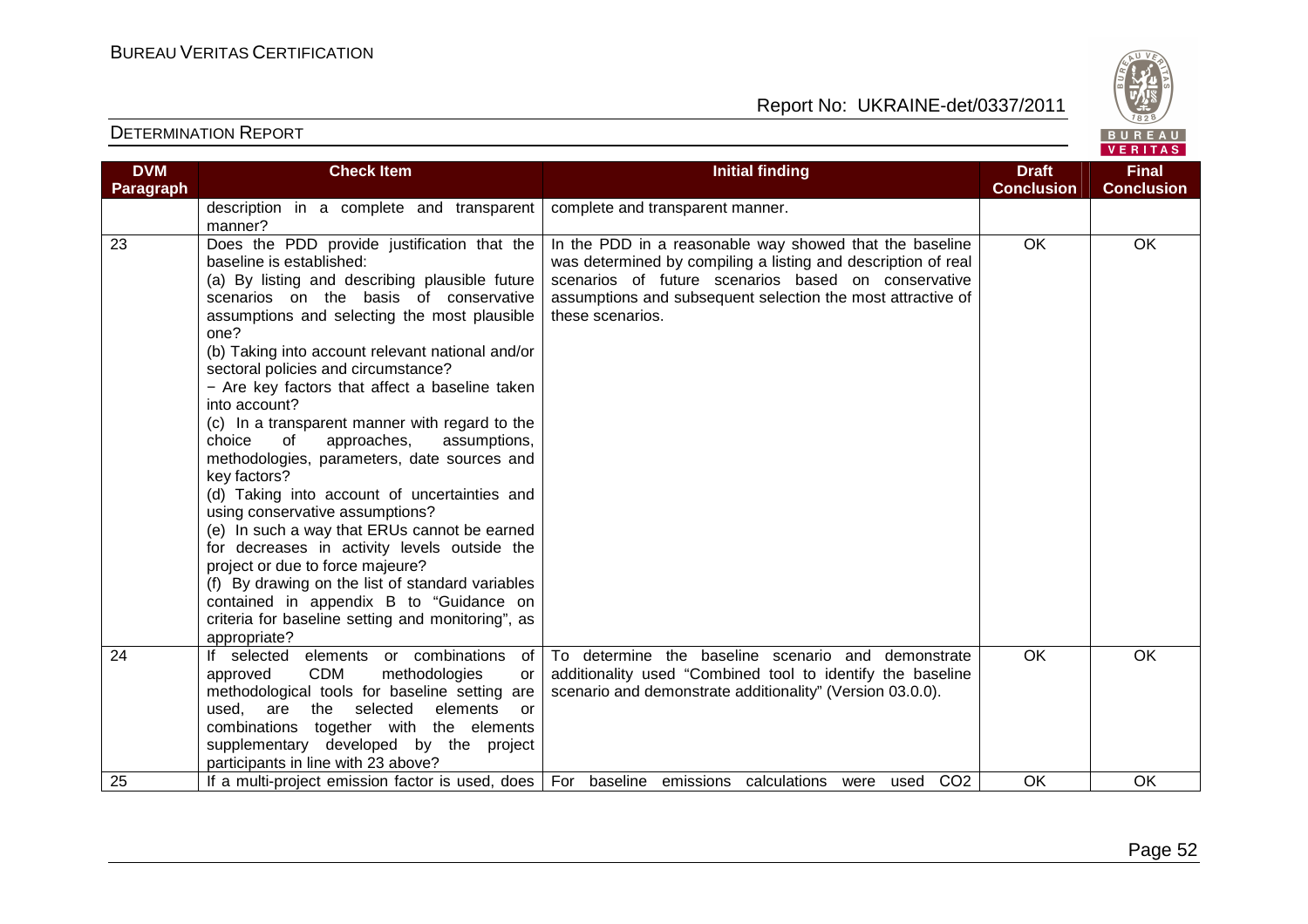| DVM Paragraph | Check Item | Initial finding | Draft Conclusion | Final Conclusion |
|---|---|---|---|---|
| | description in a complete and transparent manner? | complete and transparent manner. | | |
| 23 | Does the PDD provide justification that the baseline is established:<br>(a) By listing and describing plausible future scenarios on the basis of conservative assumptions and selecting the most plausible one?<br>(b) Taking into account relevant national and/or sectoral policies and circumstance?<br>− Are key factors that affect a baseline taken into account?<br>(c) In a transparent manner with regard to the choice of approaches, assumptions, methodologies, parameters, date sources and key factors?<br>(d) Taking into account of uncertainties and using conservative assumptions?<br>(e) In such a way that ERUs cannot be earned for decreases in activity levels outside the project or due to force majeure?<br>(f) By drawing on the list of standard variables contained in appendix B to "Guidance on criteria for baseline setting and monitoring", as appropriate? | In the PDD in a reasonable way showed that the baseline was determined by compiling a listing and description of real scenarios of future scenarios based on conservative assumptions and subsequent selection the most attractive of these scenarios. | OK | OK |
| 24 | If selected elements or combinations of approved CDM methodologies or methodological tools for baseline setting are used, are the selected elements or combinations together with the elements supplementary developed by the project participants in line with 23 above? | To determine the baseline scenario and demonstrate additionality used "Combined tool to identify the baseline scenario and demonstrate additionality" (Version 03.0.0). | OK | OK |
| 25 | If a multi-project emission factor is used, does | For baseline emissions calculations were used $CO_2$ | OK | OK |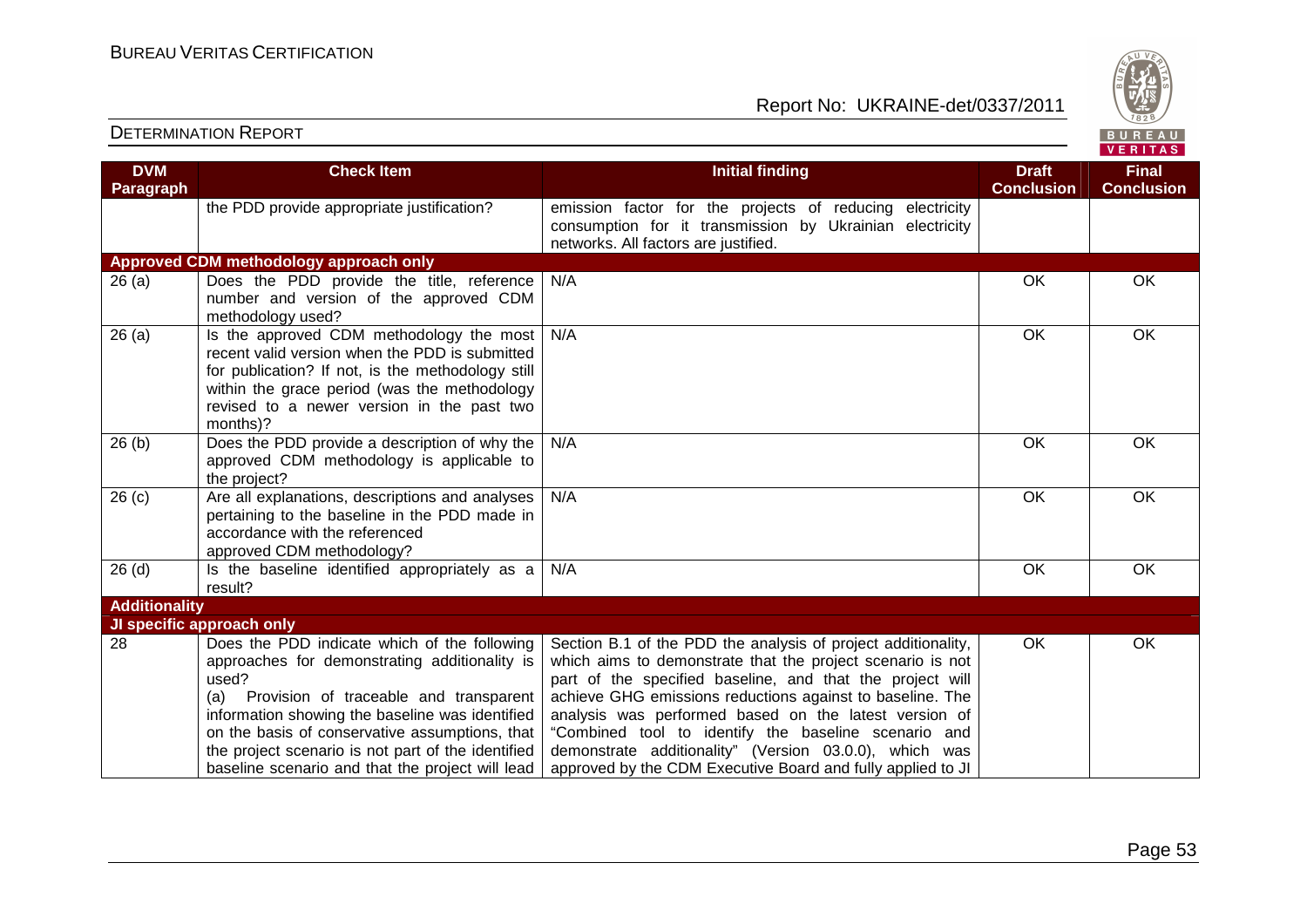## DETERMINATION REPORT

| DVM Paragraph | Check Item | Initial finding | Draft Conclusion | Final Conclusion |
|---|---|---|---|---|
| | the PDD provide appropriate justification? | emission factor for the projects of reducing electricity consumption for it transmission by Ukrainian electricity networks. All factors are justified. | | |
| **Approved CDM methodology approach only** | | | | |
| 26 (a) | Does the PDD provide the title, reference number and version of the approved CDM methodology used? | N/A | OK | OK |
| 26 (a) | Is the approved CDM methodology the most recent valid version when the PDD is submitted for publication? If not, is the methodology still within the grace period (was the methodology revised to a newer version in the past two months)? | N/A | OK | OK |
| 26 (b) | Does the PDD provide a description of why the approved CDM methodology is applicable to the project? | N/A | OK | OK |
| 26 (c) | Are all explanations, descriptions and analyses pertaining to the baseline in the PDD made in accordance with the referenced approved CDM methodology? | N/A | OK | OK |
| 26 (d) | Is the baseline identified appropriately as a result? | N/A | OK | OK |
| **Additionality** | | | | |
| **JI specific approach only** | | | | |
| 28 | Does the PDD indicate which of the following approaches for demonstrating additionality is used?<br>(a) Provision of traceable and transparent information showing the baseline was identified on the basis of conservative assumptions, that the project scenario is not part of the identified baseline scenario and that the project will lead | Section B.1 of the PDD the analysis of project additionality, which aims to demonstrate that the project scenario is not part of the specified baseline, and that the project will achieve GHG emissions reductions against to baseline. The analysis was performed based on the latest version of "Combined tool to identify the baseline scenario and demonstrate additionality" (Version 03.0.0), which was approved by the CDM Executive Board and fully applied to JI | OK | OK |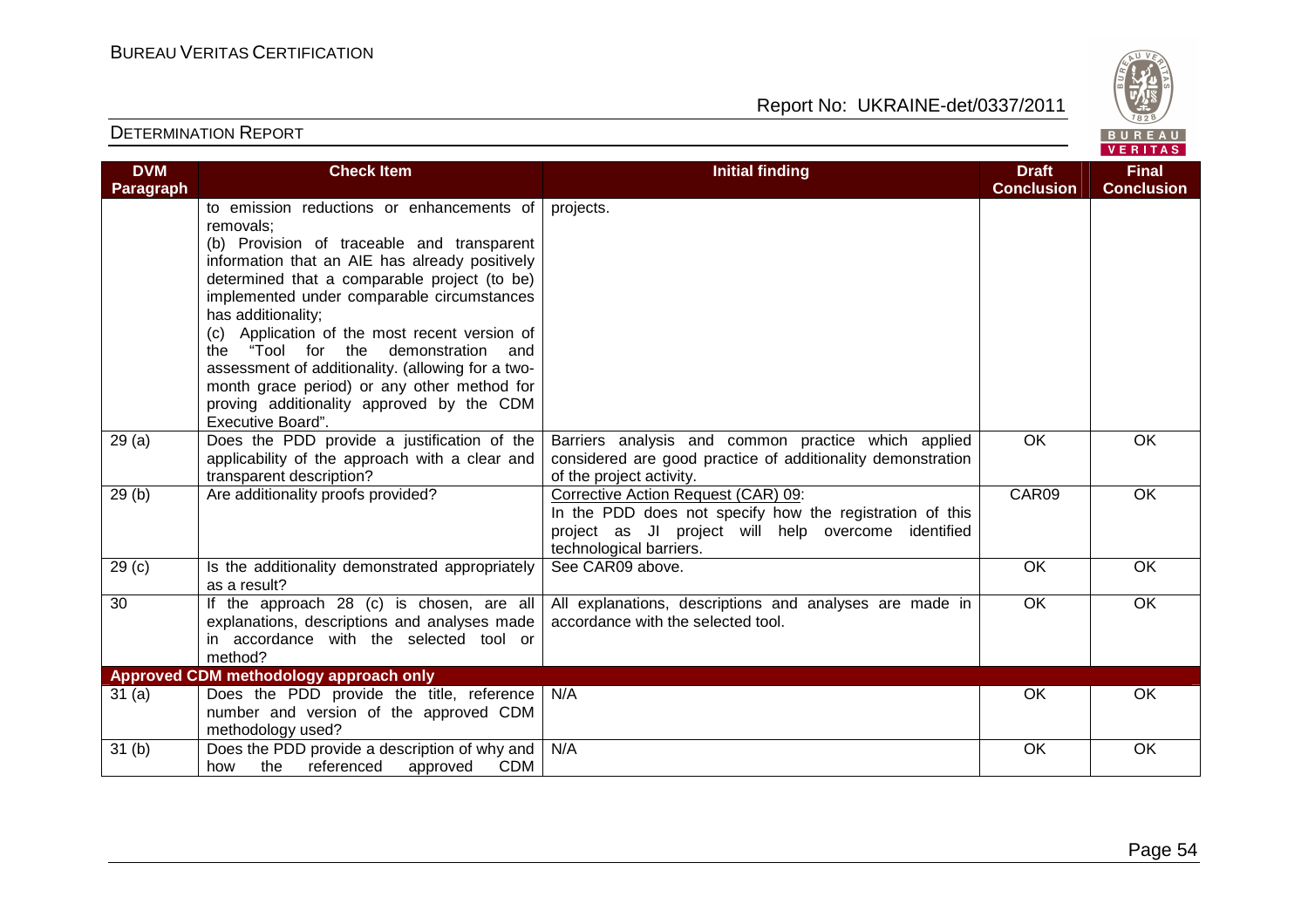| DVM Paragraph | Check Item | Initial finding | Draft Conclusion | Final Conclusion |
|---|---|---|---|---|
| | to emission reductions or enhancements of removals;<br>(b) Provision of traceable and transparent information that an AIE has already positively determined that a comparable project (to be) implemented under comparable circumstances has additionality;<br>(c) Application of the most recent version of the "Tool for the demonstration and assessment of additionality. (allowing for a two-month grace period) or any other method for proving additionality approved by the CDM Executive Board". | projects. | | |
| 29 (a) | Does the PDD provide a justification of the applicability of the approach with a clear and transparent description? | Barriers analysis and common practice which applied considered are good practice of additionality demonstration of the project activity. | OK | OK |
| 29 (b) | Are additionality proofs provided? | Corrective Action Request (CAR) 09:<br>In the PDD does not specify how the registration of this project as JI project will help overcome identified technological barriers. | CAR09 | OK |
| 29 (c) | Is the additionality demonstrated appropriately as a result? | See CAR09 above. | OK | OK |
| 30 | If the approach 28 (c) is chosen, are all explanations, descriptions and analyses made in accordance with the selected tool or method? | All explanations, descriptions and analyses are made in accordance with the selected tool. | OK | OK |
| **Approved CDM methodology approach only** | | | | |
| 31 (a) | Does the PDD provide the title, reference number and version of the approved CDM methodology used? | N/A | OK | OK |
| 31 (b) | Does the PDD provide a description of why and how the referenced approved CDM | N/A | OK | OK |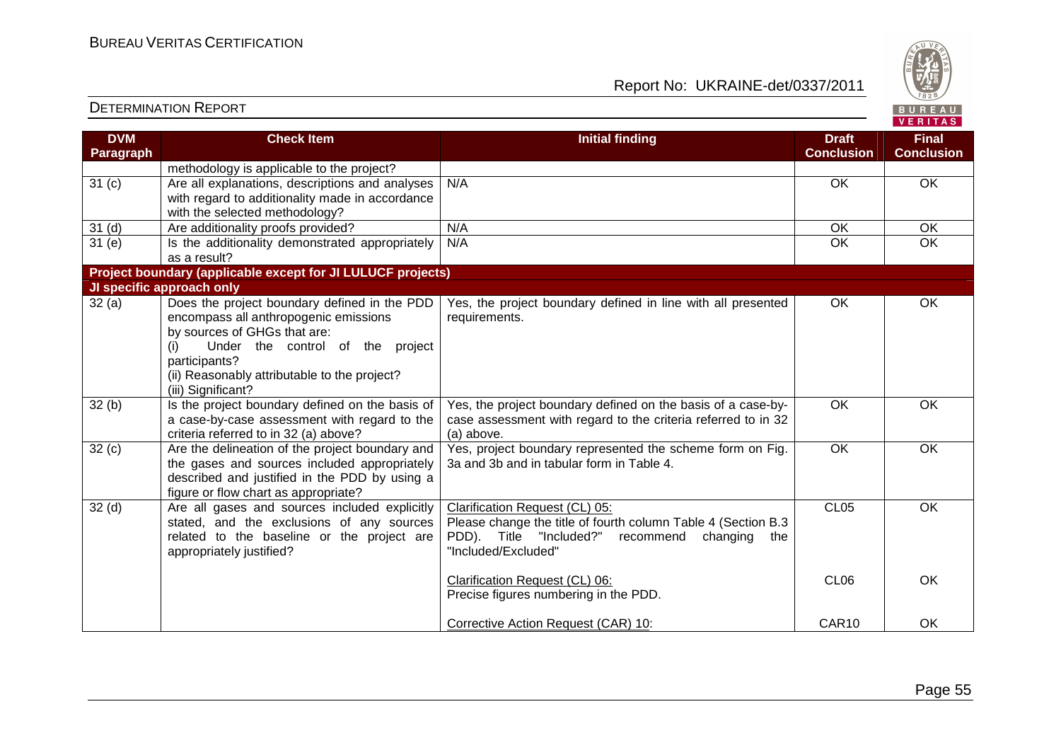| DVM Paragraph | Check Item | Initial finding | Draft Conclusion | Final Conclusion |
|---|---|---|---|---|
| | methodology is applicable to the project? | | | |
| 31 (c) | Are all explanations, descriptions and analyses with regard to additionality made in accordance with the selected methodology? | N/A | OK | OK |
| 31 (d) | Are additionality proofs provided? | N/A | OK | OK |
| 31 (e) | Is the additionality demonstrated appropriately as a result? | N/A | OK | OK |
| **Project boundary (applicable except for JI LULUCF projects)** | | | | |
| **JI specific approach only** | | | | |
| 32 (a) | Does the project boundary defined in the PDD encompass all anthropogenic emissions by sources of GHGs that are:<br>(i) Under the control of the project participants?<br>(ii) Reasonably attributable to the project?<br>(iii) Significant? | Yes, the project boundary defined in line with all presented requirements. | OK | OK |
| 32 (b) | Is the project boundary defined on the basis of a case-by-case assessment with regard to the criteria referred to in 32 (a) above? | Yes, the project boundary defined on the basis of a case-by-case assessment with regard to the criteria referred to in 32 (a) above. | OK | OK |
| 32 (c) | Are the delineation of the project boundary and the gases and sources included appropriately described and justified in the PDD by using a figure or flow chart as appropriate? | Yes, project boundary represented the scheme form on Fig. 3a and 3b and in tabular form in Table 4. | OK | OK |
| 32 (d) | Are all gases and sources included explicitly stated, and the exclusions of any sources related to the baseline or the project are appropriately justified? | Clarification Request (CL) 05:<br>Please change the title of fourth column Table 4 (Section B.3 PDD). Title "Included?" recommend changing the "Included/Excluded" | CL05 | OK |
| | | Clarification Request (CL) 06:<br>Precise figures numbering in the PDD. | CL06 | OK |
| | | Corrective Action Request (CAR) 10: | CAR10 | OK |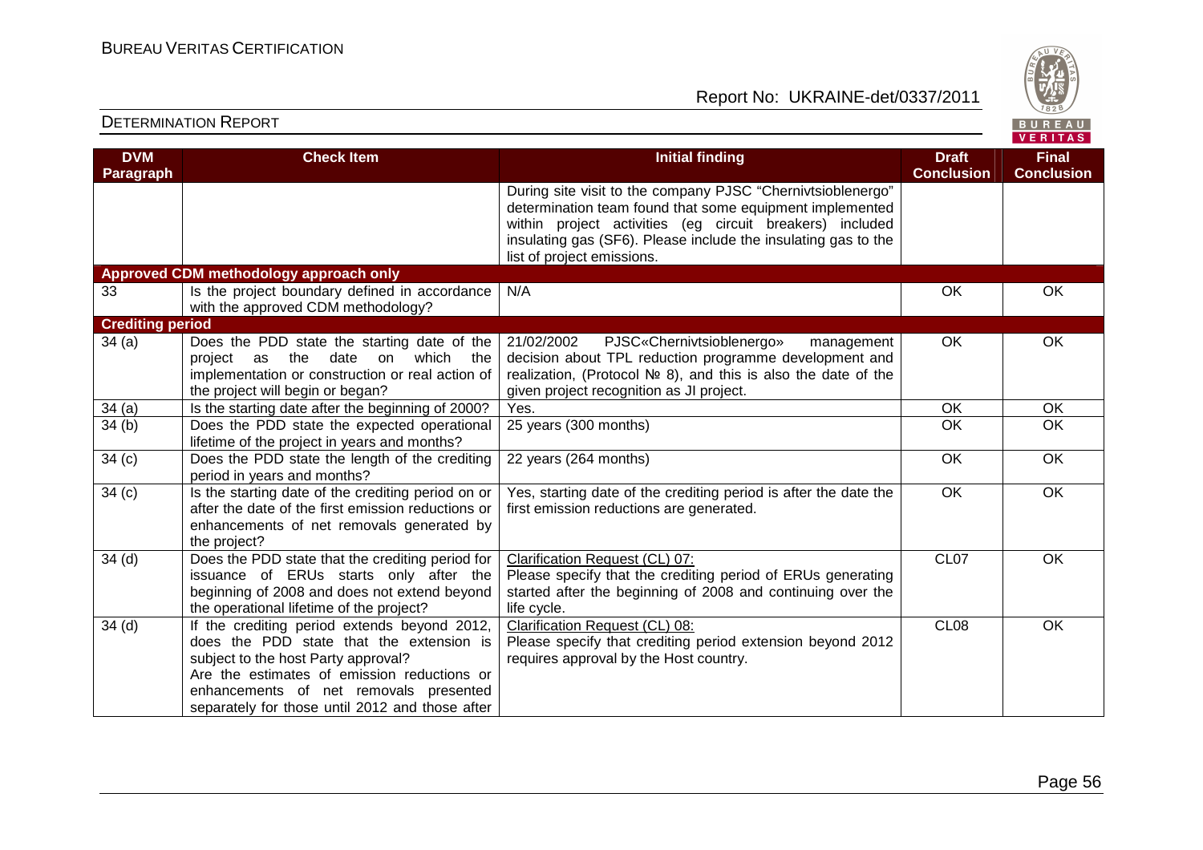## DETERMINATION REPORT

| DVM Paragraph | Check Item | Initial finding | Draft Conclusion | Final Conclusion |
|---|---|---|---|---|
| | | During site visit to the company PJSC "Chernivtsioblenergo" determination team found that some equipment implemented within project activities (eg circuit breakers) included insulating gas (SF6). Please include the insulating gas to the list of project emissions. | | |
| **Approved CDM methodology approach only** | | | | |
| 33 | Is the project boundary defined in accordance with the approved CDM methodology? | N/A | OK | OK |
| **Crediting period** | | | | |
| 34 (a) | Does the PDD state the starting date of the project as the date on which the implementation or construction or real action of the project will begin or began? | 21/02/2002 PJSC«Chernivtsioblenergo» management decision about TPL reduction programme development and realization, (Protocol № 8), and this is also the date of the given project recognition as JI project. | OK | OK |
| 34 (a) | Is the starting date after the beginning of 2000? | Yes. | OK | OK |
| 34 (b) | Does the PDD state the expected operational lifetime of the project in years and months? | 25 years (300 months) | OK | OK |
| 34 (c) | Does the PDD state the length of the crediting period in years and months? | 22 years (264 months) | OK | OK |
| 34 (c) | Is the starting date of the crediting period on or after the date of the first emission reductions or enhancements of net removals generated by the project? | Yes, starting date of the crediting period is after the date the first emission reductions are generated. | OK | OK |
| 34 (d) | Does the PDD state that the crediting period for issuance of ERUs starts only after the beginning of 2008 and does not extend beyond the operational lifetime of the project? | Clarification Request (CL) 07:<br>Please specify that the crediting period of ERUs generating started after the beginning of 2008 and continuing over the life cycle. | CL07 | OK |
| 34 (d) | If the crediting period extends beyond 2012, does the PDD state that the extension is subject to the host Party approval?<br>Are the estimates of emission reductions or enhancements of net removals presented separately for those until 2012 and those after | Clarification Request (CL) 08:<br>Please specify that crediting period extension beyond 2012 requires approval by the Host country. | CL08 | OK |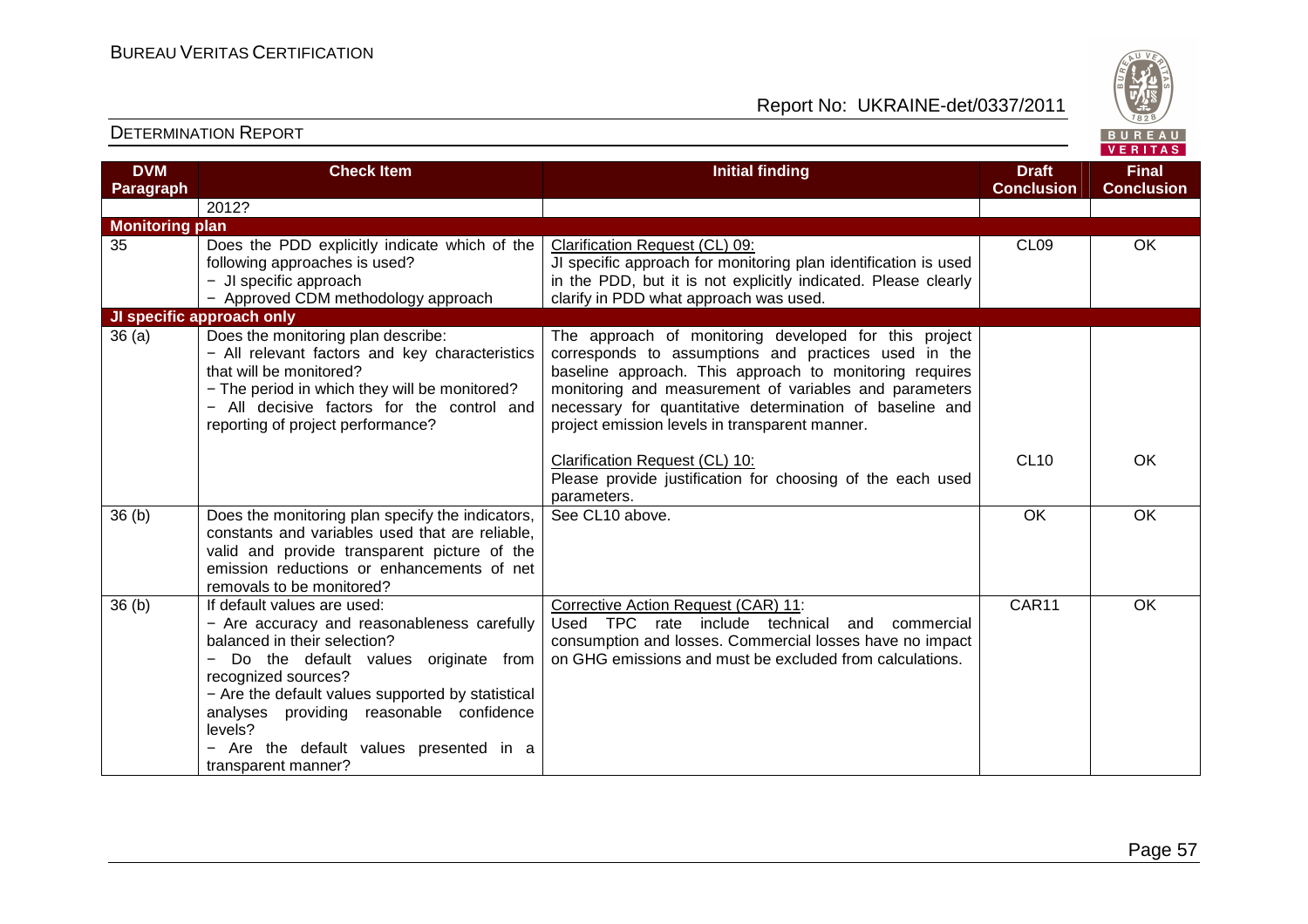## DETERMINATION REPORT

| DVM Paragraph | Check Item | Initial finding | Draft Conclusion | Final Conclusion |
|---|---|---|---|---|
| | 2012? | | | |
| **Monitoring plan** | | | | |
| 35 | Does the PDD explicitly indicate which of the following approaches is used?<br>− JI specific approach<br>− Approved CDM methodology approach | Clarification Request (CL) 09:<br>JI specific approach for monitoring plan identification is used in the PDD, but it is not explicitly indicated. Please clearly clarify in PDD what approach was used. | CL09 | OK |
| **JI specific approach only** | | | | |
| 36 (a) | Does the monitoring plan describe:<br>− All relevant factors and key characteristics that will be monitored?<br>− The period in which they will be monitored?<br>− All decisive factors for the control and reporting of project performance? | The approach of monitoring developed for this project corresponds to assumptions and practices used in the baseline approach. This approach to monitoring requires monitoring and measurement of variables and parameters necessary for quantitative determination of baseline and project emission levels in transparent manner. | | |
| | | Clarification Request (CL) 10:<br>Please provide justification for choosing of the each used parameters. | CL10 | OK |
| 36 (b) | Does the monitoring plan specify the indicators, constants and variables used that are reliable, valid and provide transparent picture of the emission reductions or enhancements of net removals to be monitored? | See CL10 above. | OK | OK |
| 36 (b) | If default values are used:<br>− Are accuracy and reasonableness carefully balanced in their selection?<br>− Do the default values originate from recognized sources?<br>− Are the default values supported by statistical analyses providing reasonable confidence levels?<br>− Are the default values presented in a transparent manner? | Corrective Action Request (CAR) 11:<br>Used TPC rate include technical and commercial consumption and losses. Commercial losses have no impact on GHG emissions and must be excluded from calculations. | CAR11 | OK |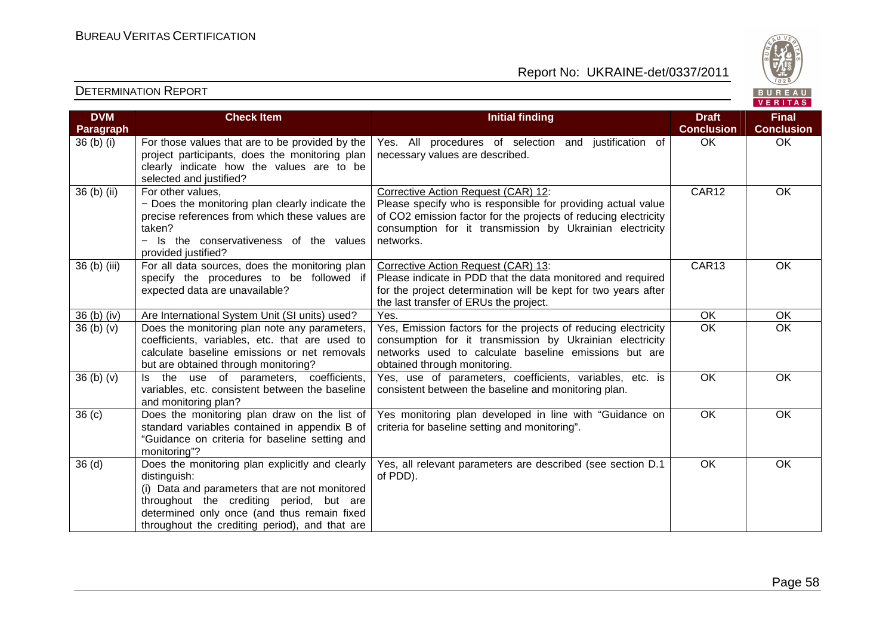| DVM Paragraph | Check Item | Initial finding | Draft Conclusion | Final Conclusion |
|---|---|---|---|---|
| 36 (b) (i) | For those values that are to be provided by the project participants, does the monitoring plan clearly indicate how the values are to be selected and justified? | Yes. All procedures of selection and justification of necessary values are described. | OK | OK |
| 36 (b) (ii) | For other values,<br>− Does the monitoring plan clearly indicate the precise references from which these values are taken?<br>− Is the conservativeness of the values provided justified? | Corrective Action Request (CAR) 12:<br>Please specify who is responsible for providing actual value of $CO_2$ emission factor for the projects of reducing electricity consumption for it transmission by Ukrainian electricity networks. | CAR12 | OK |
| 36 (b) (iii) | For all data sources, does the monitoring plan specify the procedures to be followed if expected data are unavailable? | Corrective Action Request (CAR) 13:<br>Please indicate in PDD that the data monitored and required for the project determination will be kept for two years after the last transfer of ERUs the project. | CAR13 | OK |
| 36 (b) (iv) | Are International System Unit (SI units) used? | Yes. | OK | OK |
| 36 (b) (v) | Does the monitoring plan note any parameters, coefficients, variables, etc. that are used to calculate baseline emissions or net removals but are obtained through monitoring? | Yes, Emission factors for the projects of reducing electricity consumption for it transmission by Ukrainian electricity networks used to calculate baseline emissions but are obtained through monitoring. | OK | OK |
| 36 (b) (v) | Is the use of parameters, coefficients, variables, etc. consistent between the baseline and monitoring plan? | Yes, use of parameters, coefficients, variables, etc. is consistent between the baseline and monitoring plan. | OK | OK |
| 36 (c) | Does the monitoring plan draw on the list of standard variables contained in appendix B of "Guidance on criteria for baseline setting and monitoring"? | Yes monitoring plan developed in line with "Guidance on criteria for baseline setting and monitoring". | OK | OK |
| 36 (d) | Does the monitoring plan explicitly and clearly distinguish:<br>(i) Data and parameters that are not monitored throughout the crediting period, but are determined only once (and thus remain fixed throughout the crediting period), and that are | Yes, all relevant parameters are described (see section D.1 of PDD). | OK | OK |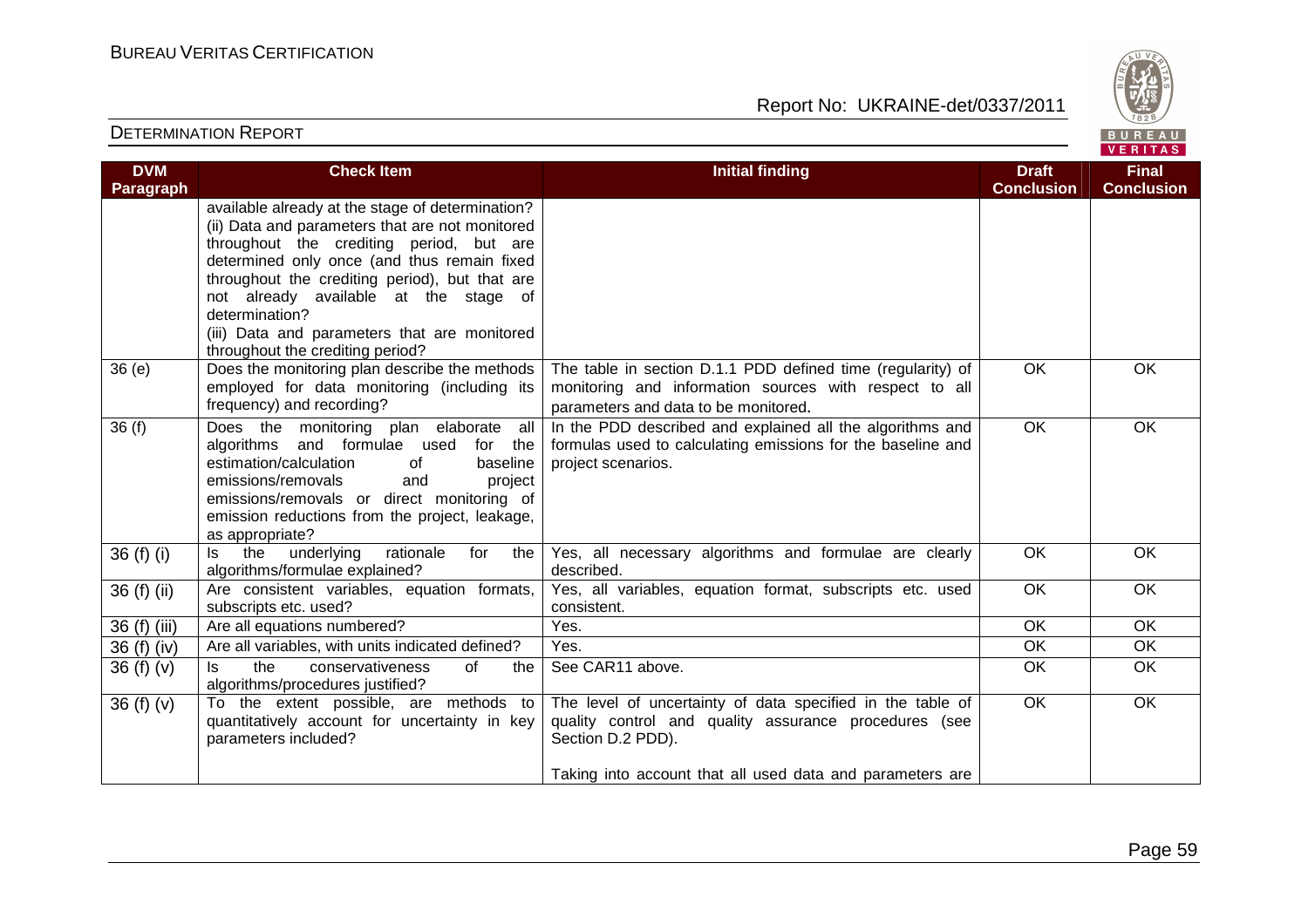| DVM Paragraph | Check Item | Initial finding | Draft Conclusion | Final Conclusion |
|---|---|---|---|---|
| | available already at the stage of determination?<br>(ii) Data and parameters that are not monitored throughout the crediting period, but are determined only once (and thus remain fixed throughout the crediting period), but that are not already available at the stage of determination?<br>(iii) Data and parameters that are monitored throughout the crediting period? | | | |
| 36 (e) | Does the monitoring plan describe the methods employed for data monitoring (including its frequency) and recording? | The table in section D.1.1 PDD defined time (regularity) of monitoring and information sources with respect to all parameters and data to be monitored. | OK | OK |
| 36 (f) | Does the monitoring plan elaborate all algorithms and formulae used for the estimation/calculation of baseline emissions/removals and project emissions/removals or direct monitoring of emission reductions from the project, leakage, as appropriate? | In the PDD described and explained all the algorithms and formulas used to calculating emissions for the baseline and project scenarios. | OK | OK |
| 36 (f) (i) | Is the underlying rationale for the algorithms/formulae explained? | Yes, all necessary algorithms and formulae are clearly described. | OK | OK |
| 36 (f) (ii) | Are consistent variables, equation formats, subscripts etc. used? | Yes, all variables, equation format, subscripts etc. used consistent. | OK | OK |
| 36 (f) (iii) | Are all equations numbered? | Yes. | OK | OK |
| 36 (f) (iv) | Are all variables, with units indicated defined? | Yes. | OK | OK |
| 36 (f) (v) | Is the conservativeness of the algorithms/procedures justified? | See CAR11 above. | OK | OK |
| 36 (f) (v) | To the extent possible, are methods to quantitatively account for uncertainty in key parameters included? | The level of uncertainty of data specified in the table of quality control and quality assurance procedures (see Section D.2 PDD).<br><br>Taking into account that all used data and parameters are | OK | OK |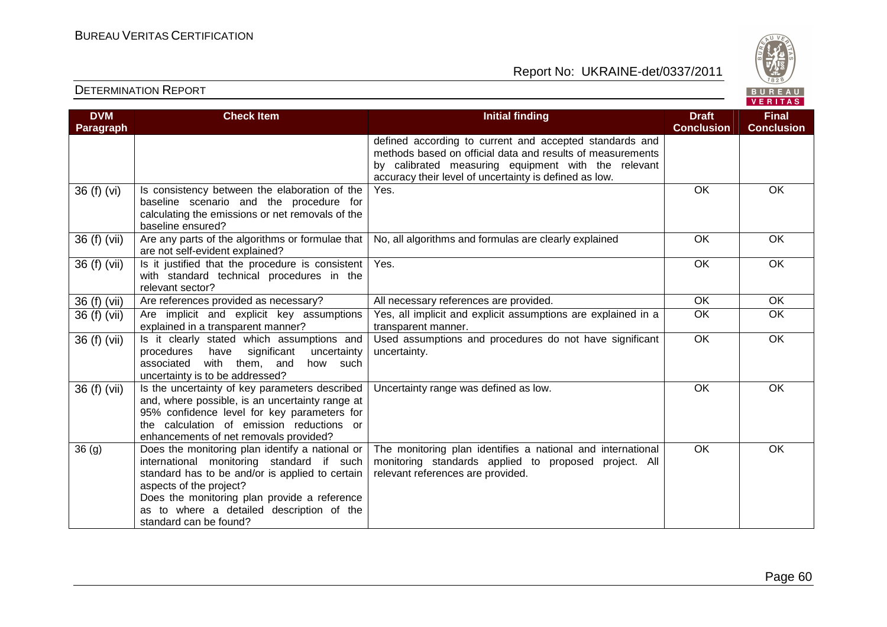| DVM Paragraph | Check Item | Initial finding | Draft Conclusion | Final Conclusion |
|---|---|---|---|---|
| | | defined according to current and accepted standards and methods based on official data and results of measurements by calibrated measuring equipment with the relevant accuracy their level of uncertainty is defined as low. | | |
| 36 (f) (vi) | Is consistency between the elaboration of the baseline scenario and the procedure for calculating the emissions or net removals of the baseline ensured? | Yes. | OK | OK |
| 36 (f) (vii) | Are any parts of the algorithms or formulae that are not self-evident explained? | No, all algorithms and formulas are clearly explained | OK | OK |
| 36 (f) (vii) | Is it justified that the procedure is consistent with standard technical procedures in the relevant sector? | Yes. | OK | OK |
| 36 (f) (vii) | Are references provided as necessary? | All necessary references are provided. | OK | OK |
| 36 (f) (vii) | Are implicit and explicit key assumptions explained in a transparent manner? | Yes, all implicit and explicit assumptions are explained in a transparent manner. | OK | OK |
| 36 (f) (vii) | Is it clearly stated which assumptions and procedures have significant uncertainty associated with them, and how such uncertainty is to be addressed? | Used assumptions and procedures do not have significant uncertainty. | OK | OK |
| 36 (f) (vii) | Is the uncertainty of key parameters described and, where possible, is an uncertainty range at 95% confidence level for key parameters for the calculation of emission reductions or enhancements of net removals provided? | Uncertainty range was defined as low. | OK | OK |
| 36 (g) | Does the monitoring plan identify a national or international monitoring standard if such standard has to be and/or is applied to certain aspects of the project?<br>Does the monitoring plan provide a reference as to where a detailed description of the standard can be found? | The monitoring plan identifies a national and international monitoring standards applied to proposed project. All relevant references are provided. | OK | OK |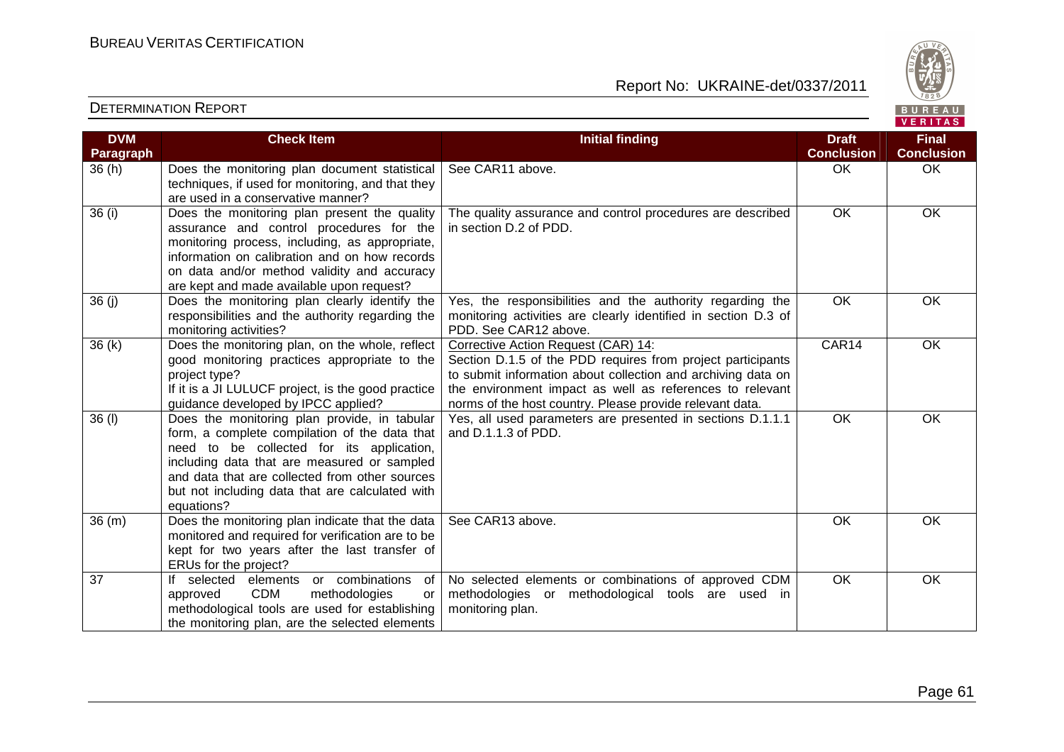| DVM Paragraph | Check Item | Initial finding | Draft Conclusion | Final Conclusion |
|---|---|---|---|---|
| 36 (h) | Does the monitoring plan document statistical techniques, if used for monitoring, and that they are used in a conservative manner? | See CAR11 above. | OK | OK |
| 36 (i) | Does the monitoring plan present the quality assurance and control procedures for the monitoring process, including, as appropriate, information on calibration and on how records on data and/or method validity and accuracy are kept and made available upon request? | The quality assurance and control procedures are described in section D.2 of PDD. | OK | OK |
| 36 (j) | Does the monitoring plan clearly identify the responsibilities and the authority regarding the monitoring activities? | Yes, the responsibilities and the authority regarding the monitoring activities are clearly identified in section D.3 of PDD. See CAR12 above. | OK | OK |
| 36 (k) | Does the monitoring plan, on the whole, reflect good monitoring practices appropriate to the project type? If it is a JI LULUCF project, is the good practice guidance developed by IPCC applied? | Corrective Action Request (CAR) 14: Section D.1.5 of the PDD requires from project participants to submit information about collection and archiving data on the environment impact as well as references to relevant norms of the host country. Please provide relevant data. | CAR14 | OK |
| 36 (l) | Does the monitoring plan provide, in tabular form, a complete compilation of the data that need to be collected for its application, including data that are measured or sampled and data that are collected from other sources but not including data that are calculated with equations? | Yes, all used parameters are presented in sections D.1.1.1 and D.1.1.3 of PDD. | OK | OK |
| 36 (m) | Does the monitoring plan indicate that the data monitored and required for verification are to be kept for two years after the last transfer of ERUs for the project? | See CAR13 above. | OK | OK |
| 37 | If selected elements or combinations of approved CDM methodologies or methodological tools are used for establishing the monitoring plan, are the selected elements | No selected elements or combinations of approved CDM methodologies or methodological tools are used in monitoring plan. | OK | OK |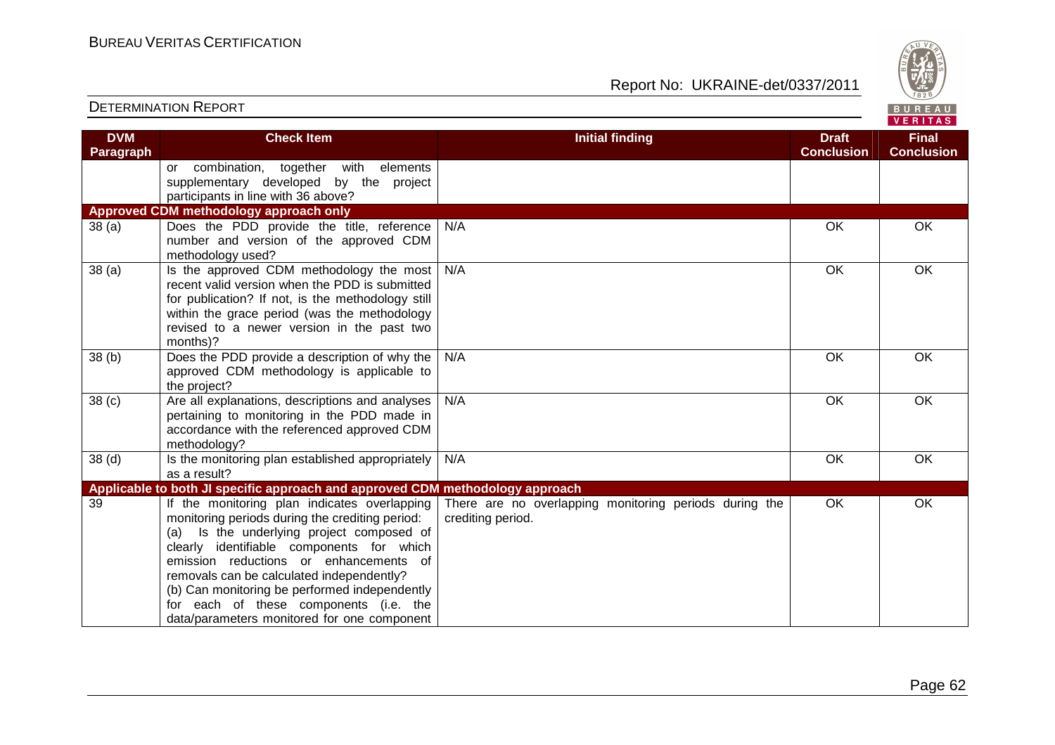| DVM Paragraph | Check Item | Initial finding | Draft Conclusion | Final Conclusion |
|---|---|---|---|---|
| | or combination, together with elements supplementary developed by the project participants in line with 36 above? | | | |
| **Approved CDM methodology approach only** | | | | |
| 38 (a) | Does the PDD provide the title, reference number and version of the approved CDM methodology used? | N/A | OK | OK |
| 38 (a) | Is the approved CDM methodology the most recent valid version when the PDD is submitted for publication? If not, is the methodology still within the grace period (was the methodology revised to a newer version in the past two months)? | N/A | OK | OK |
| 38 (b) | Does the PDD provide a description of why the approved CDM methodology is applicable to the project? | N/A | OK | OK |
| 38 (c) | Are all explanations, descriptions and analyses pertaining to monitoring in the PDD made in accordance with the referenced approved CDM methodology? | N/A | OK | OK |
| 38 (d) | Is the monitoring plan established appropriately as a result? | N/A | OK | OK |
| **Applicable to both JI specific approach and approved CDM methodology approach** | | | | |
| 39 | If the monitoring plan indicates overlapping monitoring periods during the crediting period:<br>(a) Is the underlying project composed of clearly identifiable components for which emission reductions or enhancements of removals can be calculated independently?<br>(b) Can monitoring be performed independently for each of these components (i.e. the data/parameters monitored for one component | There are no overlapping monitoring periods during the crediting period. | OK | OK |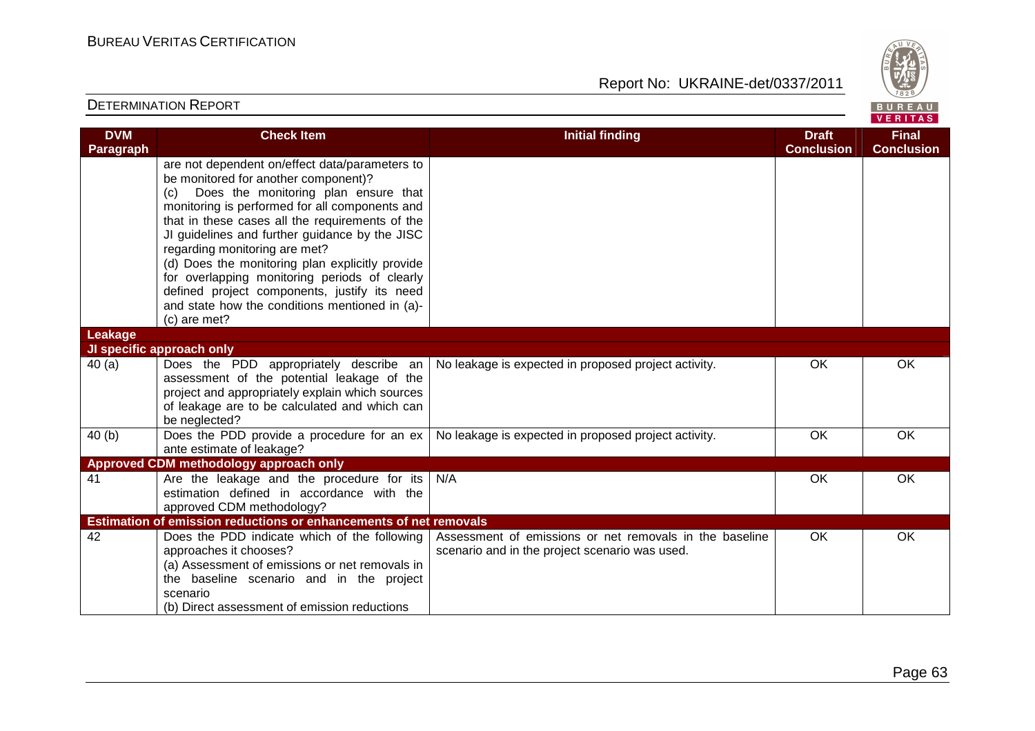| DVM Paragraph | Check Item | Initial finding | Draft Conclusion | Final Conclusion |
|---|---|---|---|---|
| | are not dependent on/effect data/parameters to be monitored for another component)?<br>(c) Does the monitoring plan ensure that monitoring is performed for all components and that in these cases all the requirements of the JI guidelines and further guidance by the JISC regarding monitoring are met?<br>(d) Does the monitoring plan explicitly provide for overlapping monitoring periods of clearly defined project components, justify its need and state how the conditions mentioned in (a)-(c) are met? | | | |
| **Leakage** | | | | |
| **JI specific approach only** | | | | |
| 40 (a) | Does the PDD appropriately describe an assessment of the potential leakage of the project and appropriately explain which sources of leakage are to be calculated and which can be neglected? | No leakage is expected in proposed project activity. | OK | OK |
| 40 (b) | Does the PDD provide a procedure for an ex ante estimate of leakage? | No leakage is expected in proposed project activity. | OK | OK |
| **Approved CDM methodology approach only** | | | | |
| 41 | Are the leakage and the procedure for its estimation defined in accordance with the approved CDM methodology? | N/A | OK | OK |
| **Estimation of emission reductions or enhancements of net removals** | | | | |
| 42 | Does the PDD indicate which of the following approaches it chooses?<br>(a) Assessment of emissions or net removals in the baseline scenario and in the project scenario<br>(b) Direct assessment of emission reductions | Assessment of emissions or net removals in the baseline scenario and in the project scenario was used. | OK | OK |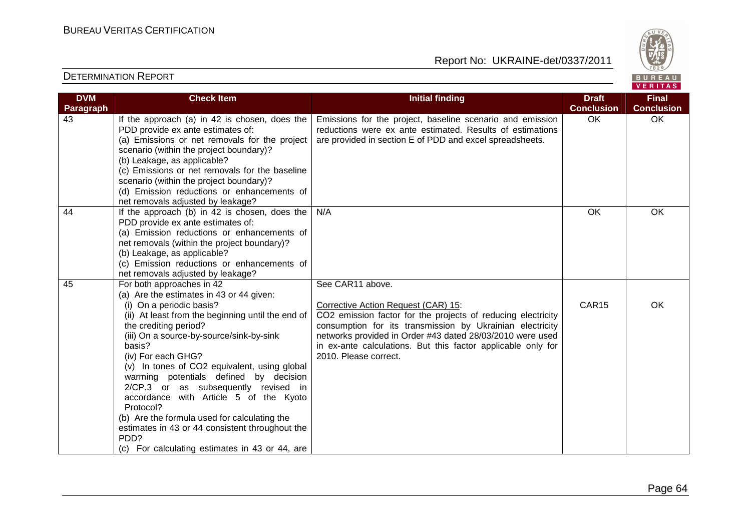| DVM Paragraph | Check Item | Initial finding | Draft Conclusion | Final Conclusion |
|---|---|---|---|---|
| 43 | If the approach (a) in 42 is chosen, does the PDD provide ex ante estimates of:<br>(a) Emissions or net removals for the project scenario (within the project boundary)?<br>(b) Leakage, as applicable?<br>(c) Emissions or net removals for the baseline scenario (within the project boundary)?<br>(d) Emission reductions or enhancements of net removals adjusted by leakage? | Emissions for the project, baseline scenario and emission reductions were ex ante estimated. Results of estimations are provided in section E of PDD and excel spreadsheets. | OK | OK |
| 44 | If the approach (b) in 42 is chosen, does the PDD provide ex ante estimates of:<br>(a) Emission reductions or enhancements of net removals (within the project boundary)?<br>(b) Leakage, as applicable?<br>(c) Emission reductions or enhancements of net removals adjusted by leakage? | N/A | OK | OK |
| 45 | For both approaches in 42<br>(a) Are the estimates in 43 or 44 given:<br>(i) On a periodic basis?<br>(ii) At least from the beginning until the end of the crediting period?<br>(iii) On a source-by-source/sink-by-sink basis?<br>(iv) For each GHG?<br>(v) In tones of $CO_2$ equivalent, using global warming potentials defined by decision 2/CP.3 or as subsequently revised in accordance with Article 5 of the Kyoto Protocol?<br>(b) Are the formula used for calculating the estimates in 43 or 44 consistent throughout the PDD?<br>(c) For calculating estimates in 43 or 44, are | See CAR11 above.<br><br>Corrective Action Request (CAR) 15:<br>$CO_2$ emission factor for the projects of reducing electricity consumption for its transmission by Ukrainian electricity networks provided in Order #43 dated 28/03/2010 were used in ex-ante calculations. But this factor applicable only for 2010. Please correct. | CAR15 | OK |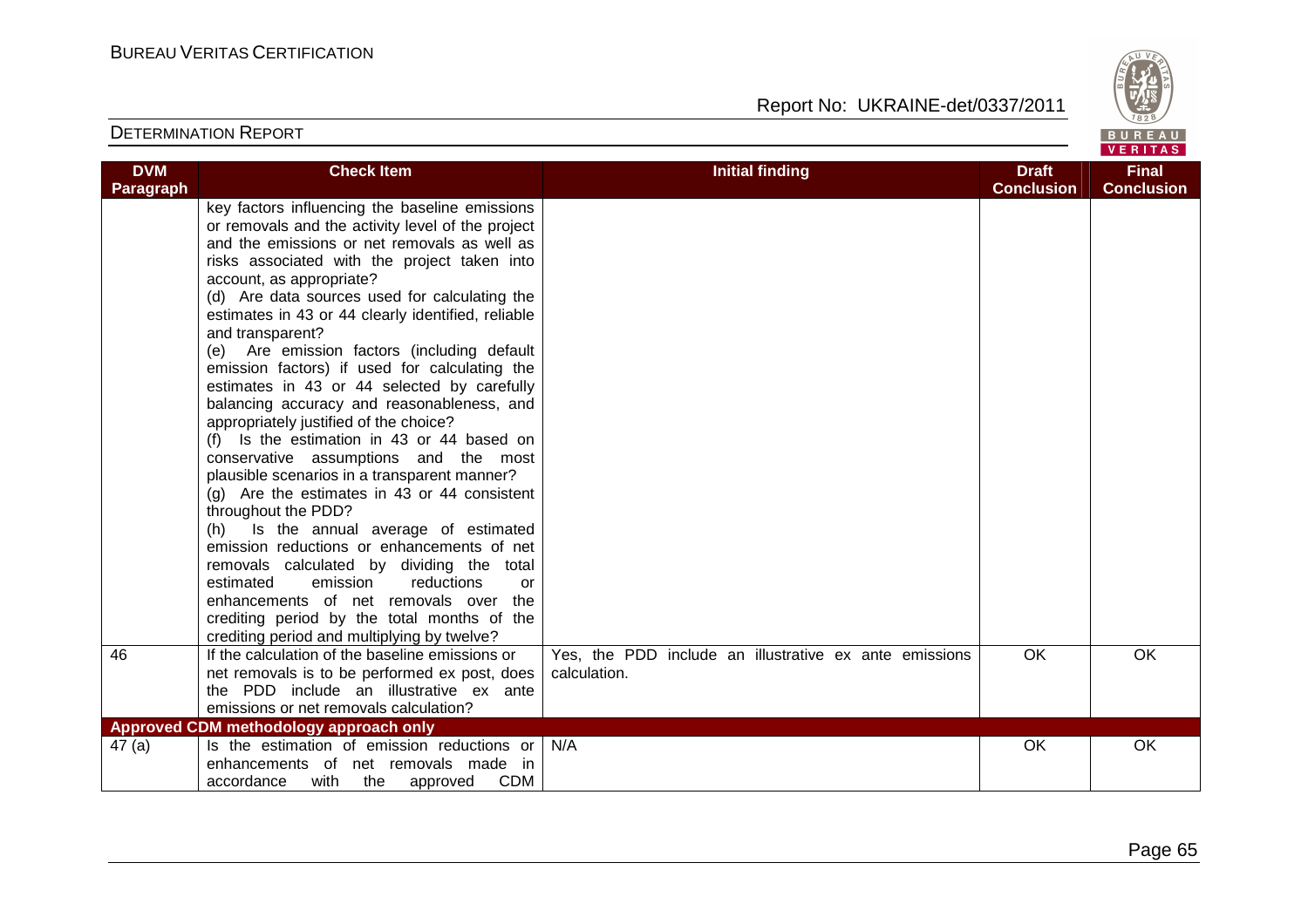| DVM Paragraph | Check Item | Initial finding | Draft Conclusion | Final Conclusion |
|---|---|---|---|---|
| | key factors influencing the baseline emissions or removals and the activity level of the project and the emissions or net removals as well as risks associated with the project taken into account, as appropriate?<br>(d) Are data sources used for calculating the estimates in 43 or 44 clearly identified, reliable and transparent?<br>(e) Are emission factors (including default emission factors) if used for calculating the estimates in 43 or 44 selected by carefully balancing accuracy and reasonableness, and appropriately justified of the choice?<br>(f) Is the estimation in 43 or 44 based on conservative assumptions and the most plausible scenarios in a transparent manner?<br>(g) Are the estimates in 43 or 44 consistent throughout the PDD?<br>(h) Is the annual average of estimated emission reductions or enhancements of net removals calculated by dividing the total estimated emission reductions or enhancements of net removals over the crediting period by the total months of the crediting period and multiplying by twelve? | | | |
| 46 | If the calculation of the baseline emissions or net removals is to be performed ex post, does the PDD include an illustrative ex ante emissions or net removals calculation? | Yes, the PDD include an illustrative ex ante emissions calculation. | OK | OK |
| **Approved CDM methodology approach only** | | | | |
| 47 (a) | Is the estimation of emission reductions or enhancements of net removals made in accordance with the approved CDM | N/A | OK | OK |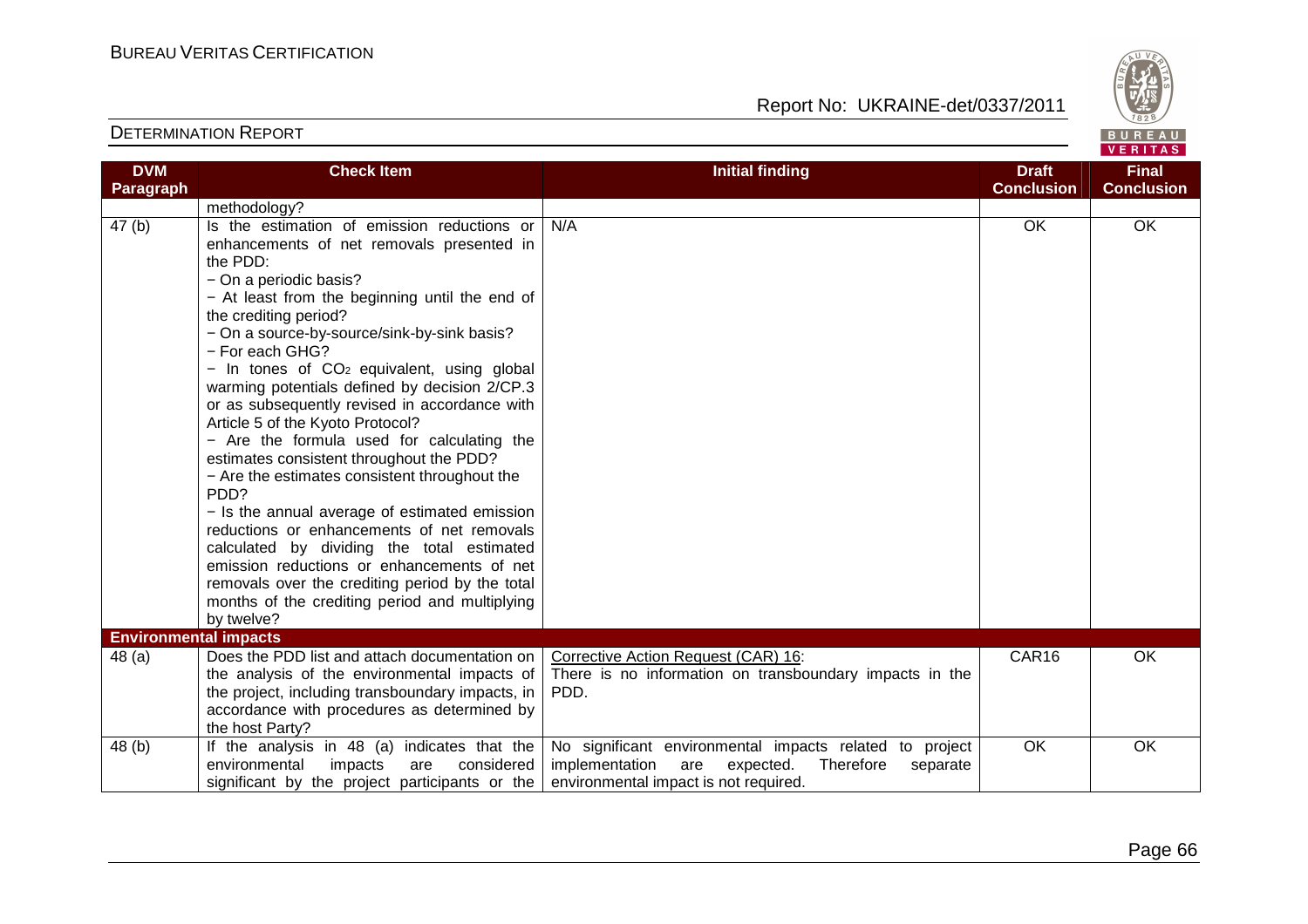| DVM Paragraph | Check Item | Initial finding | Draft Conclusion | Final Conclusion |
|---|---|---|---|---|
| | methodology? | | | |
| 47 (b) | Is the estimation of emission reductions or enhancements of net removals presented in the PDD:<br>− On a periodic basis?<br>− At least from the beginning until the end of the crediting period?<br>− On a source-by-source/sink-by-sink basis?<br>− For each GHG?<br>− In tones of $CO_2$ equivalent, using global warming potentials defined by decision 2/CP.3 or as subsequently revised in accordance with Article 5 of the Kyoto Protocol?<br>− Are the formula used for calculating the estimates consistent throughout the PDD?<br>− Are the estimates consistent throughout the PDD?<br>− Is the annual average of estimated emission reductions or enhancements of net removals calculated by dividing the total estimated emission reductions or enhancements of net removals over the crediting period by the total months of the crediting period and multiplying by twelve? | N/A | OK | OK |
| **Environmental impacts** | | | | |
| 48 (a) | Does the PDD list and attach documentation on the analysis of the environmental impacts of the project, including transboundary impacts, in accordance with procedures as determined by the host Party? | Corrective Action Request (CAR) 16:<br>There is no information on transboundary impacts in the PDD. | CAR16 | OK |
| 48 (b) | If the analysis in 48 (a) indicates that the environmental impacts are considered significant by the project participants or the | No significant environmental impacts related to project implementation are expected. Therefore separate environmental impact is not required. | OK | OK |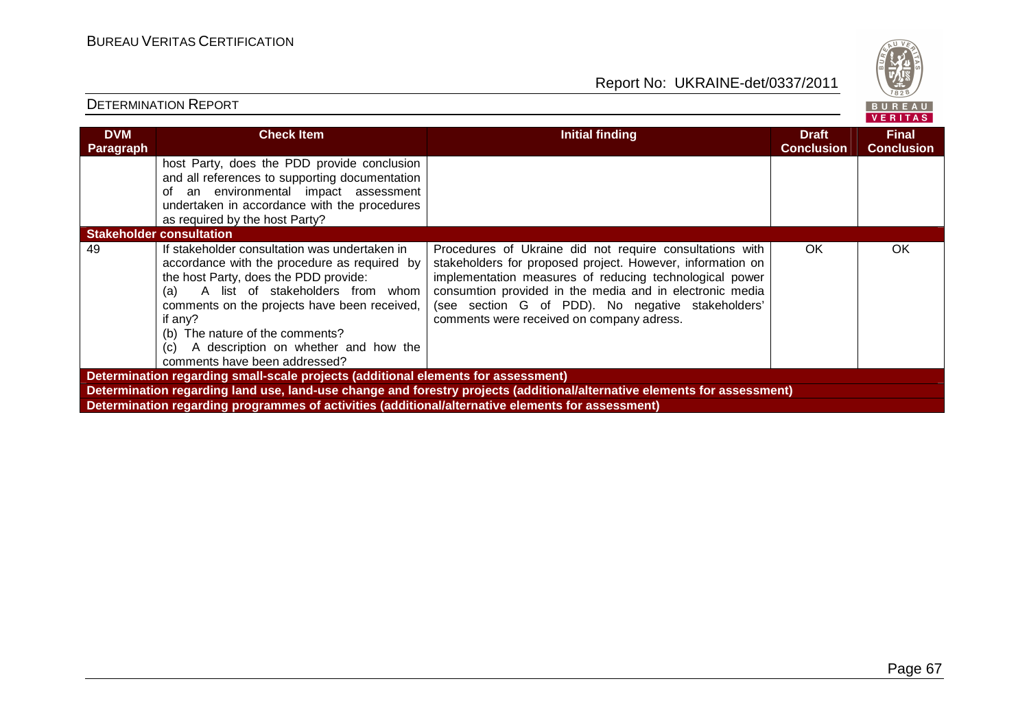| DVM Paragraph | Check Item | Initial finding | Draft Conclusion | Final Conclusion |
|---|---|---|---|---|
| | host Party, does the PDD provide conclusion and all references to supporting documentation of an environmental impact assessment undertaken in accordance with the procedures as required by the host Party? | | | |
| **Stakeholder consultation** | | | | |
| 49 | If stakeholder consultation was undertaken in accordance with the procedure as required by the host Party, does the PDD provide:<br>(a) A list of stakeholders from whom comments on the projects have been received, if any?<br>(b) The nature of the comments?<br>(c) A description on whether and how the comments have been addressed? | Procedures of Ukraine did not require consultations with stakeholders for proposed project. However, information on implementation measures of reducing technological power consumtion provided in the media and in electronic media (see section G of PDD). No negative stakeholders' comments were received on company adress. | OK | OK |
| **Determination regarding small-scale projects (additional elements for assessment)** | | | | |
| **Determination regarding land use, land-use change and forestry projects (additional/alternative elements for assessment)** | | | | |
| **Determination regarding programmes of activities (additional/alternative elements for assessment)** | | | | |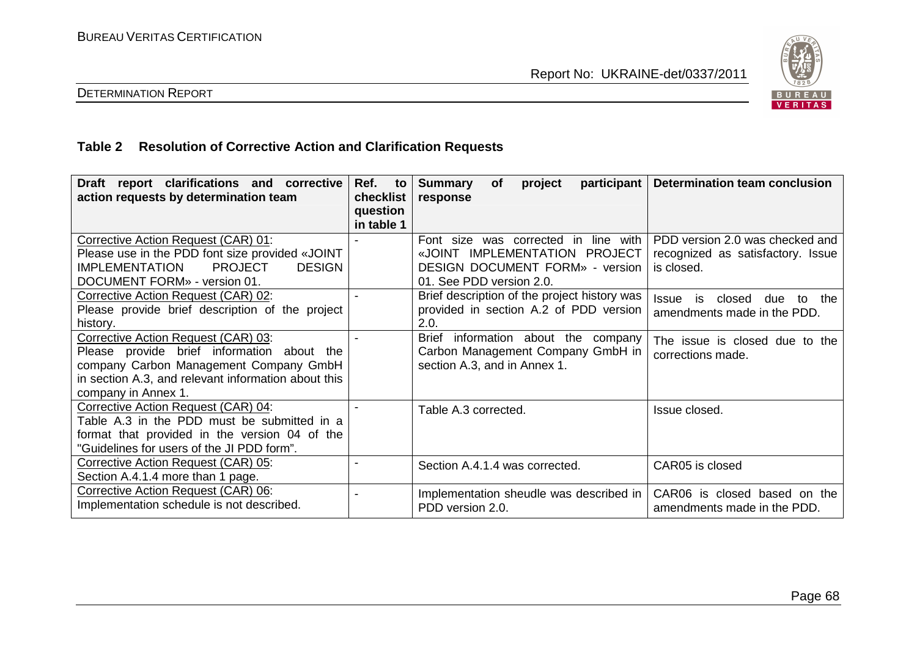### Table 2 Resolution of Corrective Action and Clarification Requests

| Draft report clarifications and corrective action requests by determination team | Ref. to checklist question in table 1 | Summary of project participant response | Determination team conclusion |
|---|---|---|---|
| Corrective Action Request (CAR) 01:<br>Please use in the PDD font size provided «JOINT IMPLEMENTATION PROJECT DESIGN DOCUMENT FORM» - version 01. | - | Font size was corrected in line with «JOINT IMPLEMENTATION PROJECT DESIGN DOCUMENT FORM» - version 01. See PDD version 2.0. | PDD version 2.0 was checked and recognized as satisfactory. Issue is closed. |
| Corrective Action Request (CAR) 02:<br>Please provide brief description of the project history. | - | Brief description of the project history was provided in section A.2 of PDD version 2.0. | Issue is closed due to the amendments made in the PDD. |
| Corrective Action Request (CAR) 03:<br>Please provide brief information about the company Carbon Management Company GmbH in section A.3, and relevant information about this company in Annex 1. | - | Brief information about the company Carbon Management Company GmbH in section A.3, and in Annex 1. | The issue is closed due to the corrections made. |
| Corrective Action Request (CAR) 04:<br>Table A.3 in the PDD must be submitted in a format that provided in the version 04 of the "Guidelines for users of the JI PDD form". | - | Table A.3 corrected. | Issue closed. |
| Corrective Action Request (CAR) 05:<br>Section A.4.1.4 more than 1 page. | - | Section A.4.1.4 was corrected. | CAR05 is closed |
| Corrective Action Request (CAR) 06:<br>Implementation schedule is not described. | - | Implementation sheudle was described in PDD version 2.0. | CAR06 is closed based on the amendments made in the PDD. |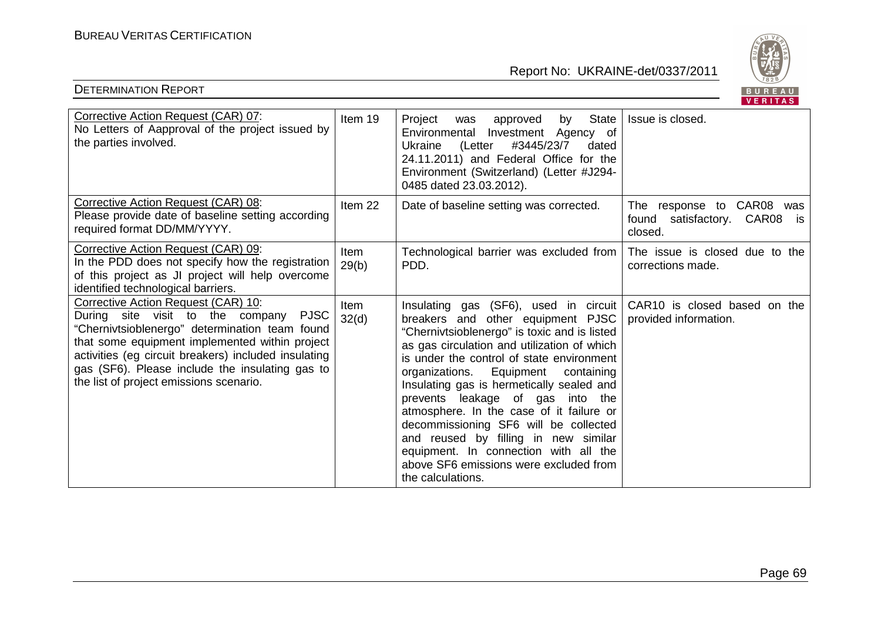| Corrective Action Request (CAR) 07: No Letters of Aapproval of the project issued by the parties involved. | Item 19 | Project was approved by State Environmental Investment Agency of Ukraine (Letter #3445/23/7 dated 24.11.2011) and Federal Office for the Environment (Switzerland) (Letter #J294-0485 dated 23.03.2012). | Issue is closed. |
|---|---|---|---|
| Corrective Action Request (CAR) 08: Please provide date of baseline setting according required format DD/MM/YYYY. | Item 22 | Date of baseline setting was corrected. | The response to CAR08 was found satisfactory. CAR08 is closed. |
| Corrective Action Request (CAR) 09: In the PDD does not specify how the registration of this project as JI project will help overcome identified technological barriers. | Item 29(b) | Technological barrier was excluded from PDD. | The issue is closed due to the corrections made. |
| Corrective Action Request (CAR) 10: During site visit to the company PJSC "Chernivtsioblenergo" determination team found that some equipment implemented within project activities (eg circuit breakers) included insulating gas (SF6). Please include the insulating gas to the list of project emissions scenario. | Item 32(d) | Insulating gas (SF6), used in circuit breakers and other equipment PJSC "Chernivtsioblenergo" is toxic and is listed as gas circulation and utilization of which is under the control of state environment organizations. Equipment containing Insulating gas is hermetically sealed and prevents leakage of gas into the atmosphere. In the case of it failure or decommissioning SF6 will be collected and reused by filling in new similar equipment. In connection with all the above SF6 emissions were excluded from the calculations. | CAR10 is closed based on the provided information. |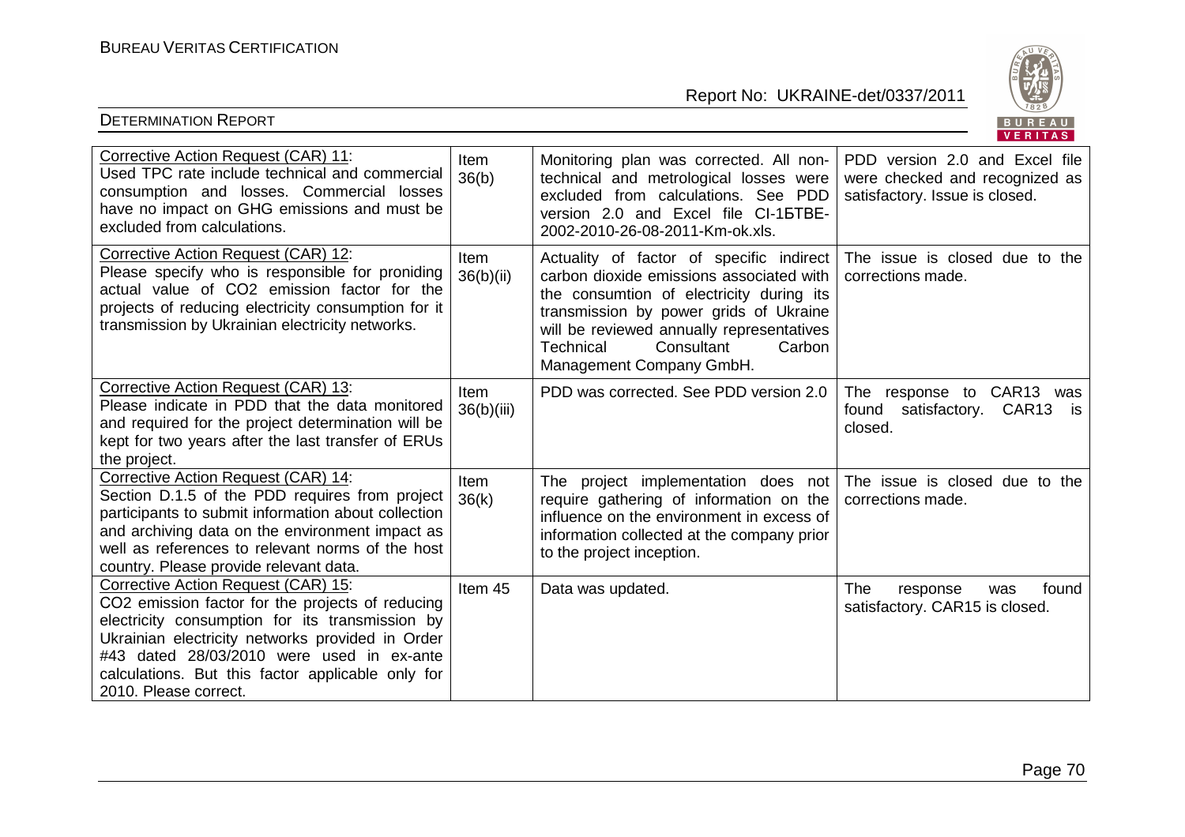| Corrective Action Request (CAR) 11: Used TPC rate include technical and commercial consumption and losses. Commercial losses have no impact on GHG emissions and must be excluded from calculations. | Item 36(b) | Monitoring plan was corrected. All non-technical and metrological losses were excluded from calculations. See PDD version 2.0 and Excel file CI-1БТВЕ-2002-2010-26-08-2011-Km-ok.xls. | PDD version 2.0 and Excel file were checked and recognized as satisfactory. Issue is closed. |
|---|---|---|---|
| Corrective Action Request (CAR) 12: Please specify who is responsible for proniding actual value of CO2 emission factor for the projects of reducing electricity consumption for it transmission by Ukrainian electricity networks. | Item 36(b)(ii) | Actuality of factor of specific indirect carbon dioxide emissions associated with the consumtion of electricity during its transmission by power grids of Ukraine will be reviewed annually representatives Technical Consultant Carbon Management Company GmbH. | The issue is closed due to the corrections made. |
| Corrective Action Request (CAR) 13: Please indicate in PDD that the data monitored and required for the project determination will be kept for two years after the last transfer of ERUs the project. | Item 36(b)(iii) | PDD was corrected. See PDD version 2.0 | The response to CAR13 was found satisfactory. CAR13 is closed. |
| Corrective Action Request (CAR) 14: Section D.1.5 of the PDD requires from project participants to submit information about collection and archiving data on the environment impact as well as references to relevant norms of the host country. Please provide relevant data. | Item 36(k) | The project implementation does not require gathering of information on the influence on the environment in excess of information collected at the company prior to the project inception. | The issue is closed due to the corrections made. |
| Corrective Action Request (CAR) 15: CO2 emission factor for the projects of reducing electricity consumption for its transmission by Ukrainian electricity networks provided in Order #43 dated 28/03/2010 were used in ex-ante calculations. But this factor applicable only for 2010. Please correct. | Item 45 | Data was updated. | The response was found satisfactory. CAR15 is closed. |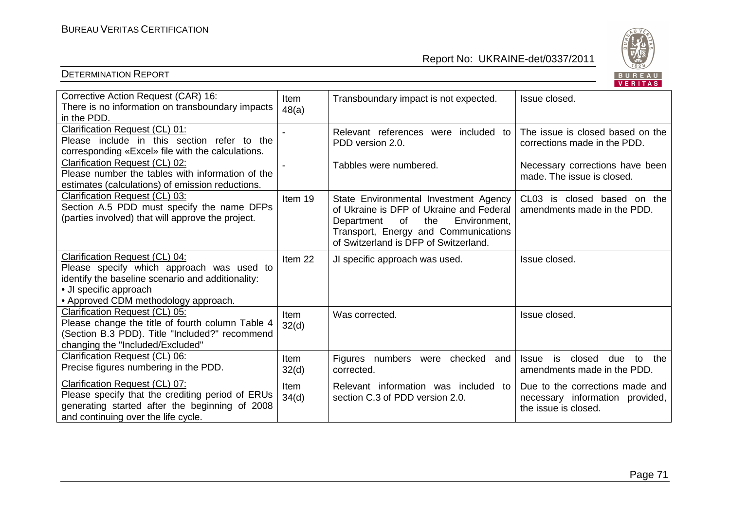| Corrective Action Request (CAR) 16: There is no information on transboundary impacts in the PDD. | Item 48(a) | Transboundary impact is not expected. | Issue closed. |
|---|---|---|---|
| Clarification Request (CL) 01: Please include in this section refer to the corresponding «Excel» file with the calculations. | - | Relevant references were included to PDD version 2.0. | The issue is closed based on the corrections made in the PDD. |
| Clarification Request (CL) 02: Please number the tables with information of the estimates (calculations) of emission reductions. | - | Tabbles were numbered. | Necessary corrections have been made. The issue is closed. |
| Clarification Request (CL) 03: Section A.5 PDD must specify the name DFPs (parties involved) that will approve the project. | Item 19 | State Environmental Investment Agency of Ukraine is DFP of Ukraine and Federal Department of the Environment, Transport, Energy and Communications of Switzerland is DFP of Switzerland. | CL03 is closed based on the amendments made in the PDD. |
| Clarification Request (CL) 04: Please specify which approach was used to identify the baseline scenario and additionality: • JI specific approach • Approved CDM methodology approach. | Item 22 | JI specific approach was used. | Issue closed. |
| Clarification Request (CL) 05: Please change the title of fourth column Table 4 (Section B.3 PDD). Title "Included?" recommend changing the "Included/Excluded" | Item 32(d) | Was corrected. | Issue closed. |
| Clarification Request (CL) 06: Precise figures numbering in the PDD. | Item 32(d) | Figures numbers were checked and corrected. | Issue is closed due to the amendments made in the PDD. |
| Clarification Request (CL) 07: Please specify that the crediting period of ERUs generating started after the beginning of 2008 and continuing over the life cycle. | Item 34(d) | Relevant information was included to section C.3 of PDD version 2.0. | Due to the corrections made and necessary information provided, the issue is closed. |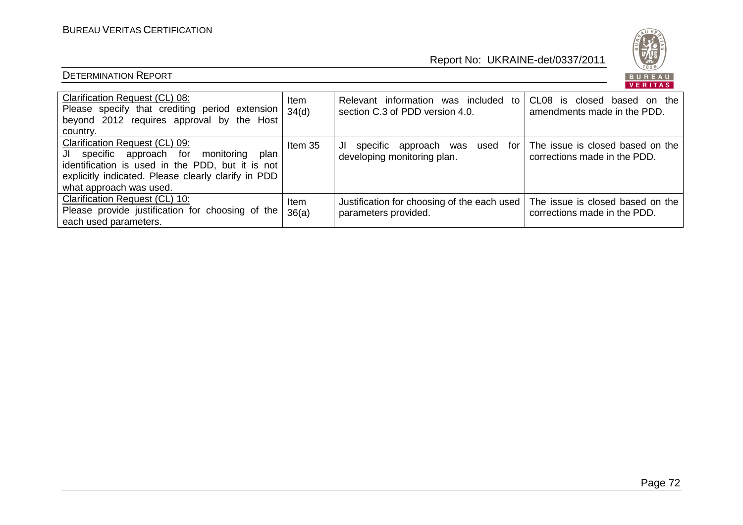| | | | |
|---|---|---|---|
| Clarification Request (CL) 08:<br>Please specify that crediting period extension beyond 2012 requires approval by the Host country. | Item 34(d) | Relevant information was included to section C.3 of PDD version 4.0. | CL08 is closed based on the amendments made in the PDD. |
| Clarification Request (CL) 09:<br>JI specific approach for monitoring plan identification is used in the PDD, but it is not explicitly indicated. Please clearly clarify in PDD what approach was used. | Item 35 | JI specific approach was used for developing monitoring plan. | The issue is closed based on the corrections made in the PDD. |
| Clarification Request (CL) 10:<br>Please provide justification for choosing of the each used parameters. | Item 36(a) | Justification for choosing of the each used parameters provided. | The issue is closed based on the corrections made in the PDD. |